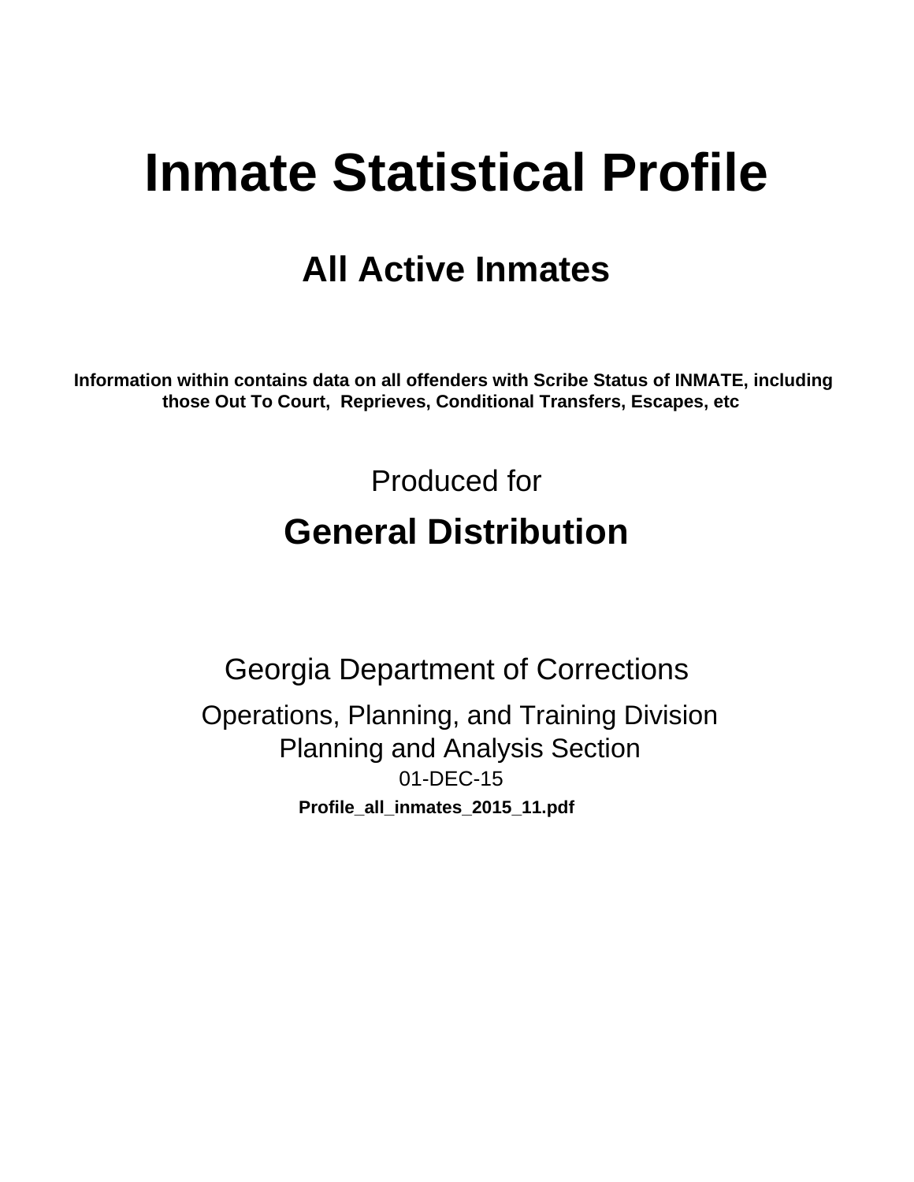# Inmate Statistical Profile

## All Active Inmates

**Information within contains data on all offenders with Scribe Status of INMATE, including those Out To Court, Reprieves, Conditional Transfers, Escapes, etc**

Produced for

## General Distribution

Georgia Department of Corrections

Operations, Planning, and Training Division
Planning and Analysis Section
01-DEC-15

**Profile_all_inmates_2015_11.pdf**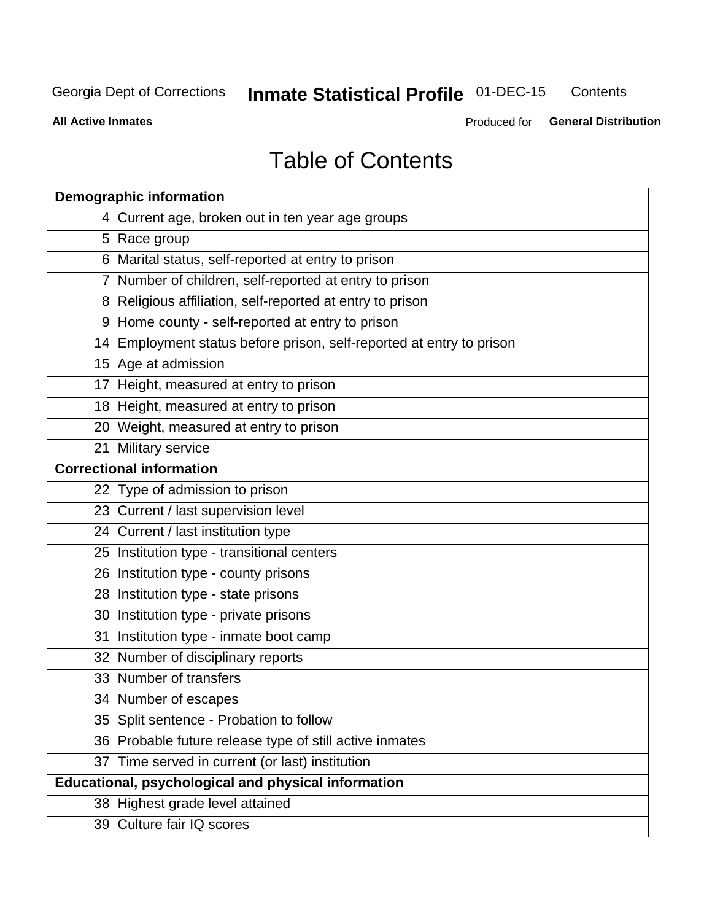# Table of Contents

| | |
|---|---|
| **Demographic information** | |
| 4 | Current age, broken out in ten year age groups |
| 5 | Race group |
| 6 | Marital status, self-reported at entry to prison |
| 7 | Number of children, self-reported at entry to prison |
| 8 | Religious affiliation, self-reported at entry to prison |
| 9 | Home county - self-reported at entry to prison |
| 14 | Employment status before prison, self-reported at entry to prison |
| 15 | Age at admission |
| 17 | Height, measured at entry to prison |
| 18 | Height, measured at entry to prison |
| 20 | Weight, measured at entry to prison |
| 21 | Military service |
| **Correctional information** | |
| 22 | Type of admission to prison |
| 23 | Current / last supervision level |
| 24 | Current / last institution type |
| 25 | Institution type - transitional centers |
| 26 | Institution type - county prisons |
| 28 | Institution type - state prisons |
| 30 | Institution type - private prisons |
| 31 | Institution type - inmate boot camp |
| 32 | Number of disciplinary reports |
| 33 | Number of transfers |
| 34 | Number of escapes |
| 35 | Split sentence - Probation to follow |
| 36 | Probable future release type of still active inmates |
| 37 | Time served in current (or last) institution |
| **Educational, psychological and physical information** | |
| 38 | Highest grade level attained |
| 39 | Culture fair IQ scores |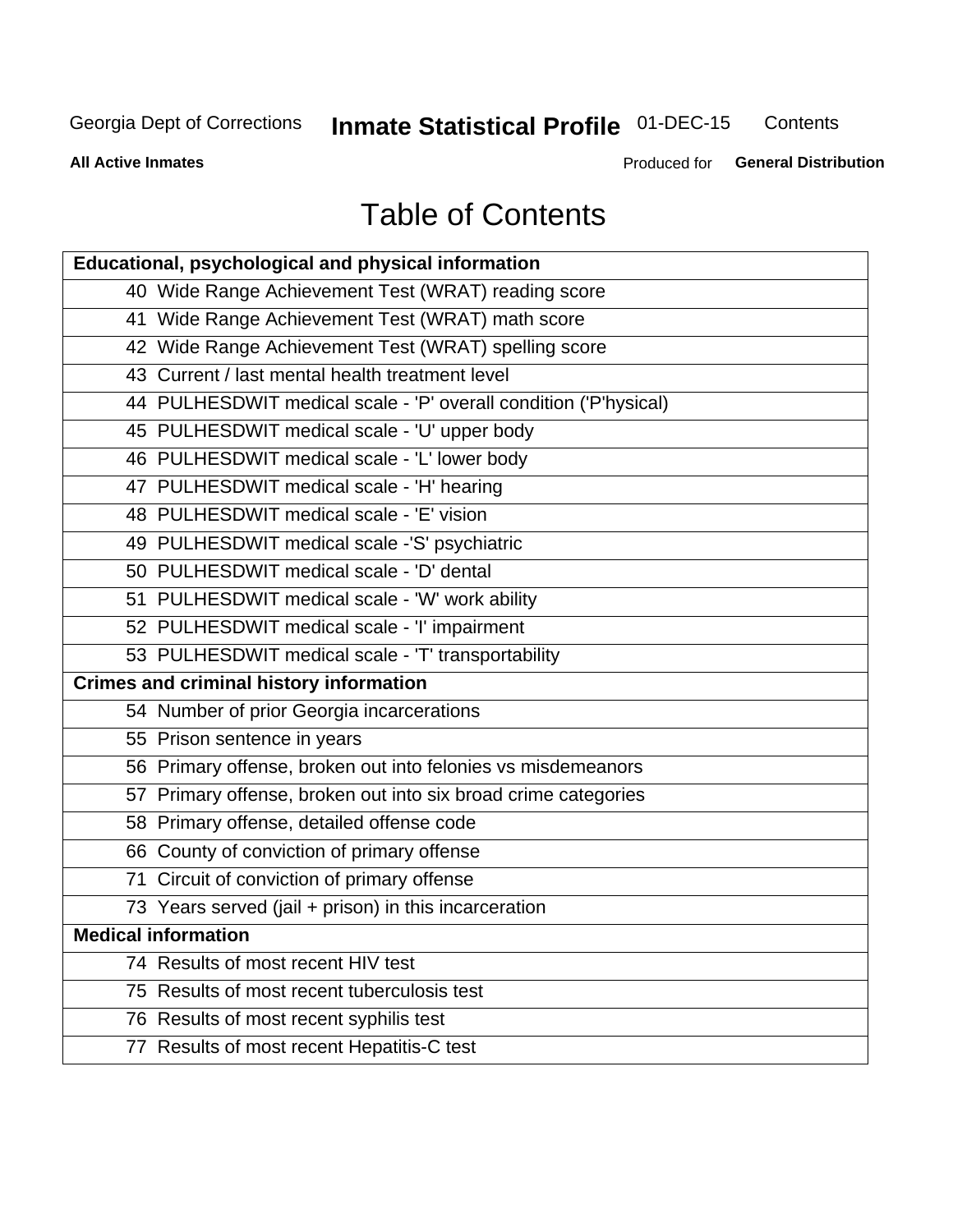# Table of Contents

| Educational, psychological and physical information | |
|---|---|
| 40 | Wide Range Achievement Test (WRAT) reading score |
| 41 | Wide Range Achievement Test (WRAT) math score |
| 42 | Wide Range Achievement Test (WRAT) spelling score |
| 43 | Current / last mental health treatment level |
| 44 | PULHESDWIT medical scale - 'P' overall condition ('P'hysical) |
| 45 | PULHESDWIT medical scale - 'U' upper body |
| 46 | PULHESDWIT medical scale - 'L' lower body |
| 47 | PULHESDWIT medical scale - 'H' hearing |
| 48 | PULHESDWIT medical scale - 'E' vision |
| 49 | PULHESDWIT medical scale -'S' psychiatric |
| 50 | PULHESDWIT medical scale - 'D' dental |
| 51 | PULHESDWIT medical scale - 'W' work ability |
| 52 | PULHESDWIT medical scale - 'I' impairment |
| 53 | PULHESDWIT medical scale - 'T' transportability |
| **Crimes and criminal history information** | |
| 54 | Number of prior Georgia incarcerations |
| 55 | Prison sentence in years |
| 56 | Primary offense, broken out into felonies vs misdemeanors |
| 57 | Primary offense, broken out into six broad crime categories |
| 58 | Primary offense, detailed offense code |
| 66 | County of conviction of primary offense |
| 71 | Circuit of conviction of primary offense |
| 73 | Years served (jail + prison) in this incarceration |
| **Medical information** | |
| 74 | Results of most recent HIV test |
| 75 | Results of most recent tuberculosis test |
| 76 | Results of most recent syphilis test |
| 77 | Results of most recent Hepatitis-C test |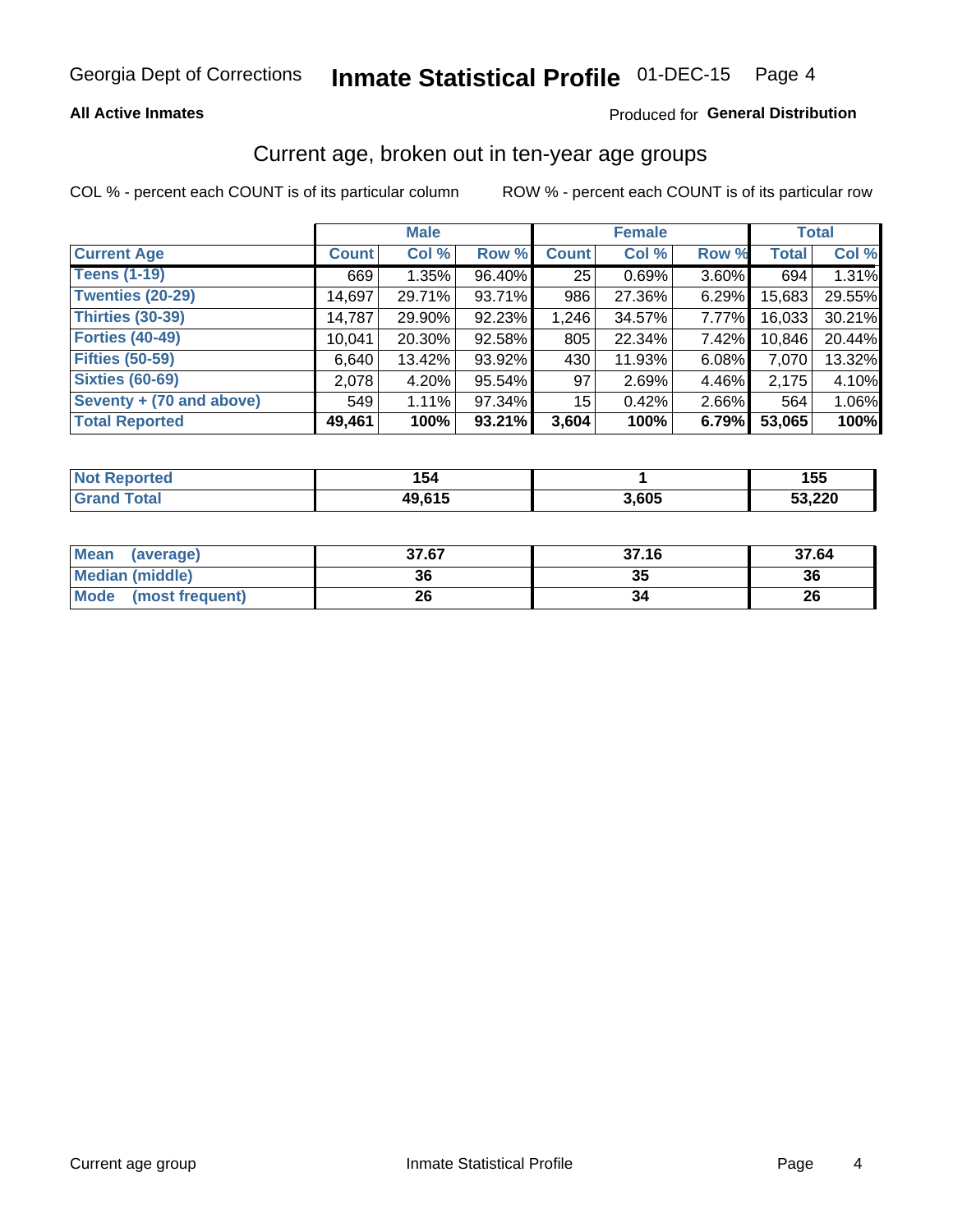Georgia Dept of Corrections **Inmate Statistical Profile** 01-DEC-15

**All Active Inmates**

Produced for **General Distribution**

## Current age, broken out in ten-year age groups

COL % - percent each COUNT is of its particular column ROW % - percent each COUNT is of its particular row

| | Male | | | Female | | | Total | |
|---|---|---|---|---|---|---|---|---|
| **Current Age** | **Count** | **Col %** | **Row %** | **Count** | **Col %** | **Row %** | **Total** | **Col %** |
| Teens (1-19) | 669 | 1.35% | 96.40% | 25 | 0.69% | 3.60% | 694 | 1.31% |
| Twenties (20-29) | 14,697 | 29.71% | 93.71% | 986 | 27.36% | 6.29% | 15,683 | 29.55% |
| Thirties (30-39) | 14,787 | 29.90% | 92.23% | 1,246 | 34.57% | 7.77% | 16,033 | 30.21% |
| Forties (40-49) | 10,041 | 20.30% | 92.58% | 805 | 22.34% | 7.42% | 10,846 | 20.44% |
| Fifties (50-59) | 6,640 | 13.42% | 93.92% | 430 | 11.93% | 6.08% | 7,070 | 13.32% |
| Sixties (60-69) | 2,078 | 4.20% | 95.54% | 97 | 2.69% | 4.46% | 2,175 | 4.10% |
| Seventy + (70 and above) | 549 | 1.11% | 97.34% | 15 | 0.42% | 2.66% | 564 | 1.06% |
| **Total Reported** | **49,461** | **100%** | **93.21%** | **3,604** | **100%** | **6.79%** | **53,065** | **100%** |

| | Male | Female | Total |
|---|---|---|---|
| Not Reported | **154** | **1** | **155** |
| Grand Total | **49,615** | **3,605** | **53,220** |

| | Male | Female | Total |
|---|---|---|---|
| Mean (average) | **37.67** | **37.16** | **37.64** |
| Median (middle) | **36** | **35** | **36** |
| Mode (most frequent) | **26** | **34** | **26** |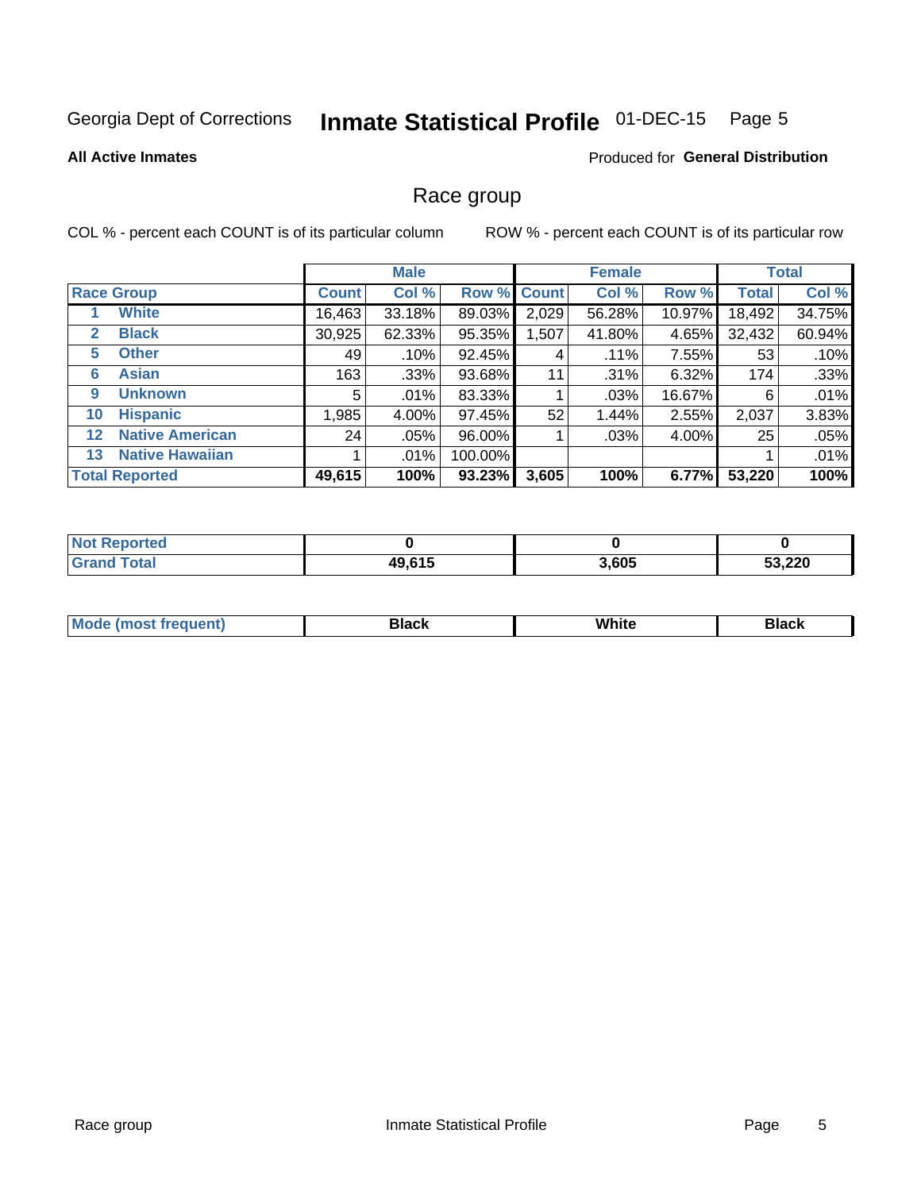Georgia Dept of Corrections **Inmate Statistical Profile** 01-DEC-15

**All Active Inmates**

Produced for **General Distribution**

## Race group

COL % - percent each COUNT is of its particular column

ROW % - percent each COUNT is of its particular row

| | | Male | | | Female | | | Total | |
|---|---|---|---|---|---|---|---|---|---|
| **Race Group** | | **Count** | **Col %** | **Row %** | **Count** | **Col %** | **Row %** | **Total** | **Col %** |
| 1 | White | 16,463 | 33.18% | 89.03% | 2,029 | 56.28% | 10.97% | 18,492 | 34.75% |
| 2 | Black | 30,925 | 62.33% | 95.35% | 1,507 | 41.80% | 4.65% | 32,432 | 60.94% |
| 5 | Other | 49 | .10% | 92.45% | 4 | .11% | 7.55% | 53 | .10% |
| 6 | Asian | 163 | .33% | 93.68% | 11 | .31% | 6.32% | 174 | .33% |
| 9 | Unknown | 5 | .01% | 83.33% | 1 | .03% | 16.67% | 6 | .01% |
| 10 | Hispanic | 1,985 | 4.00% | 97.45% | 52 | 1.44% | 2.55% | 2,037 | 3.83% |
| 12 | Native American | 24 | .05% | 96.00% | 1 | .03% | 4.00% | 25 | .05% |
| 13 | Native Hawaiian | 1 | .01% | 100.00% | | | | 1 | .01% |
| **Total Reported** | | **49,615** | **100%** | **93.23%** | **3,605** | **100%** | **6.77%** | **53,220** | **100%** |

| | Male | Female | Total |
|---|---|---|---|
| **Not Reported** | **0** | **0** | **0** |
| **Grand Total** | **49,615** | **3,605** | **53,220** |

| | Male | Female | Total |
|---|---|---|---|
| **Mode (most frequent)** | **Black** | **White** | **Black** |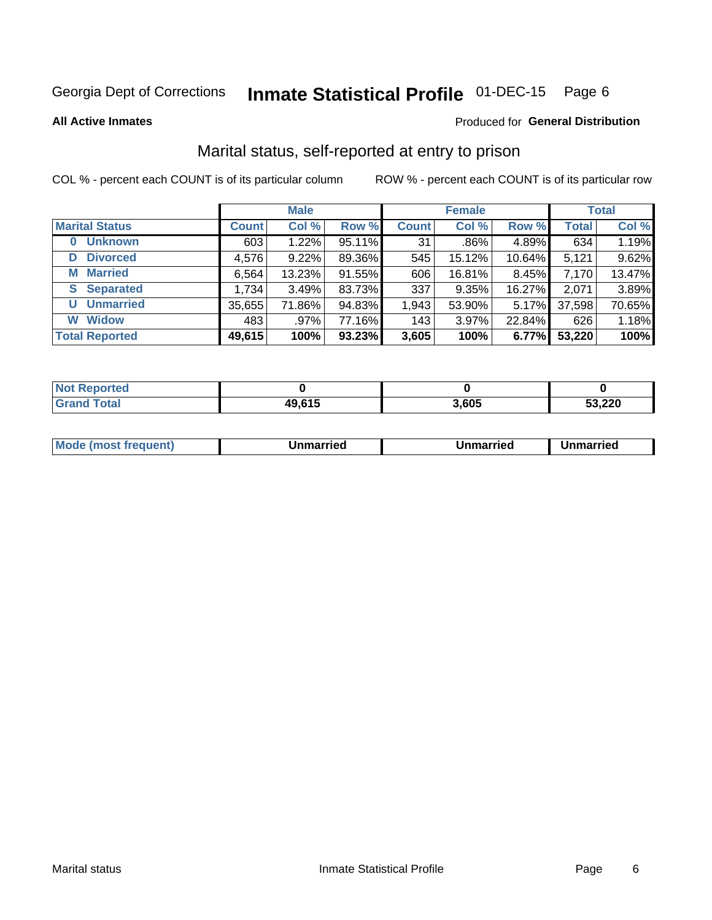Georgia Dept of Corrections **Inmate Statistical Profile** 01-DEC-15

**All Active Inmates**

Produced for **General Distribution**

## Marital status, self-reported at entry to prison

COL % - percent each COUNT is of its particular column

ROW % - percent each COUNT is of its particular row

| | Male | | | Female | | | Total | |
|---|---|---|---|---|---|---|---|---|
| **Marital Status** | **Count** | **Col %** | **Row %** | **Count** | **Col %** | **Row %** | **Total** | **Col %** |
| **0 Unknown** | 603 | 1.22% | 95.11% | 31 | .86% | 4.89% | 634 | 1.19% |
| **D Divorced** | 4,576 | 9.22% | 89.36% | 545 | 15.12% | 10.64% | 5,121 | 9.62% |
| **M Married** | 6,564 | 13.23% | 91.55% | 606 | 16.81% | 8.45% | 7,170 | 13.47% |
| **S Separated** | 1,734 | 3.49% | 83.73% | 337 | 9.35% | 16.27% | 2,071 | 3.89% |
| **U Unmarried** | 35,655 | 71.86% | 94.83% | 1,943 | 53.90% | 5.17% | 37,598 | 70.65% |
| **W Widow** | 483 | .97% | 77.16% | 143 | 3.97% | 22.84% | 626 | 1.18% |
| **Total Reported** | **49,615** | **100%** | **93.23%** | **3,605** | **100%** | **6.77%** | **53,220** | **100%** |

| | Male | Female | Total |
|---|---|---|---|
| **Not Reported** | **0** | **0** | **0** |
| **Grand Total** | **49,615** | **3,605** | **53,220** |

| | Male | Female | Total |
|---|---|---|---|
| **Mode (most frequent)** | **Unmarried** | **Unmarried** | **Unmarried** |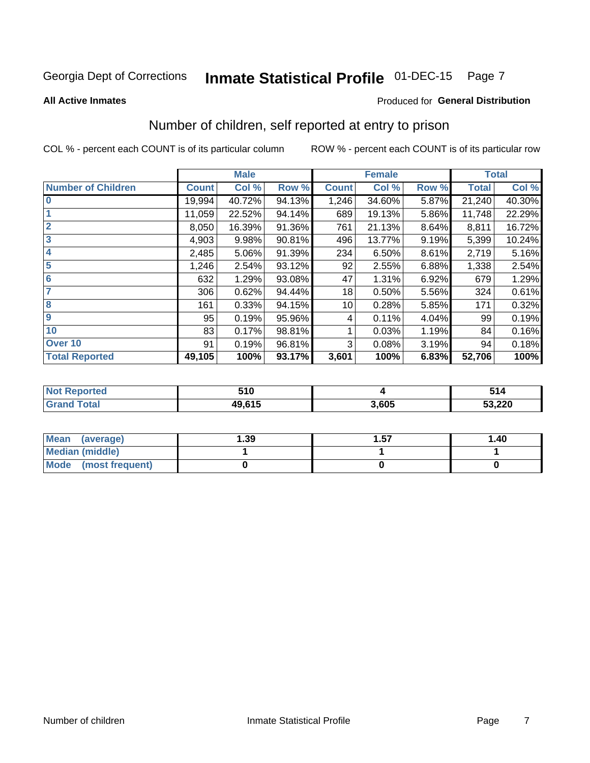Georgia Dept of Corrections **Inmate Statistical Profile** 01-DEC-15

**All Active Inmates**

Produced for **General Distribution**

## Number of children, self reported at entry to prison

COL % - percent each COUNT is of its particular column    ROW % - percent each COUNT is of its particular row

| | Male | | | Female | | | Total | |
|---|---|---|---|---|---|---|---|---|
| **Number of Children** | **Count** | **Col %** | **Row %** | **Count** | **Col %** | **Row %** | **Total** | **Col %** |
| 0 | 19,994 | 40.72% | 94.13% | 1,246 | 34.60% | 5.87% | 21,240 | 40.30% |
| 1 | 11,059 | 22.52% | 94.14% | 689 | 19.13% | 5.86% | 11,748 | 22.29% |
| 2 | 8,050 | 16.39% | 91.36% | 761 | 21.13% | 8.64% | 8,811 | 16.72% |
| 3 | 4,903 | 9.98% | 90.81% | 496 | 13.77% | 9.19% | 5,399 | 10.24% |
| 4 | 2,485 | 5.06% | 91.39% | 234 | 6.50% | 8.61% | 2,719 | 5.16% |
| 5 | 1,246 | 2.54% | 93.12% | 92 | 2.55% | 6.88% | 1,338 | 2.54% |
| 6 | 632 | 1.29% | 93.08% | 47 | 1.31% | 6.92% | 679 | 1.29% |
| 7 | 306 | 0.62% | 94.44% | 18 | 0.50% | 5.56% | 324 | 0.61% |
| 8 | 161 | 0.33% | 94.15% | 10 | 0.28% | 5.85% | 171 | 0.32% |
| 9 | 95 | 0.19% | 95.96% | 4 | 0.11% | 4.04% | 99 | 0.19% |
| 10 | 83 | 0.17% | 98.81% | 1 | 0.03% | 1.19% | 84 | 0.16% |
| Over 10 | 91 | 0.19% | 96.81% | 3 | 0.08% | 3.19% | 94 | 0.18% |
| **Total Reported** | **49,105** | **100%** | **93.17%** | **3,601** | **100%** | **6.83%** | **52,706** | **100%** |

| | Male | Female | Total |
|---|---|---|---|
| **Not Reported** | **510** | **4** | **514** |
| **Grand Total** | **49,615** | **3,605** | **53,220** |

| | Male | Female | Total |
|---|---|---|---|
| **Mean (average)** | **1.39** | **1.57** | **1.40** |
| **Median (middle)** | **1** | **1** | **1** |
| **Mode (most frequent)** | **0** | **0** | **0** |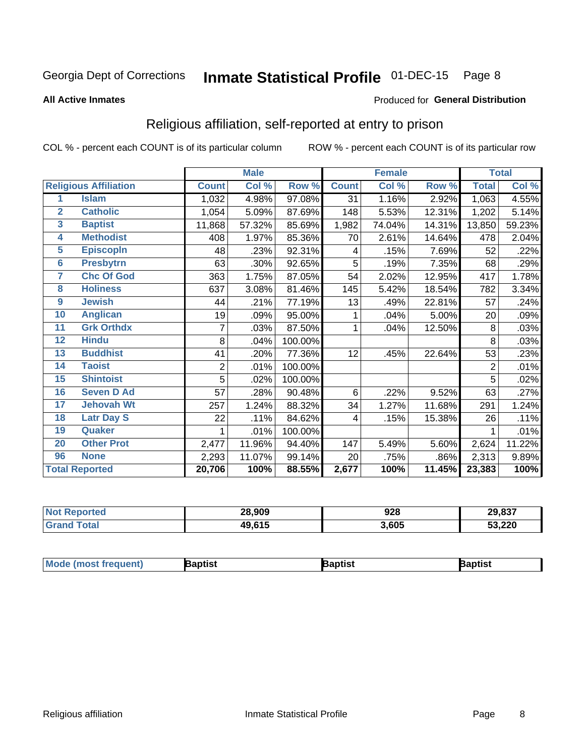Georgia Dept of Corrections **Inmate Statistical Profile** 01-DEC-15

**All Active Inmates**

Produced for **General Distribution**

## Religious affiliation, self-reported at entry to prison

COL % - percent each COUNT is of its particular column ROW % - percent each COUNT is of its particular row

| | | Male | | | Female | | | Total | |
|---|---|---|---|---|---|---|---|---|---|
| **Religious Affiliation** | | **Count** | **Col %** | **Row %** | **Count** | **Col %** | **Row %** | **Total** | **Col %** |
| 1 | Islam | 1,032 | 4.98% | 97.08% | 31 | 1.16% | 2.92% | 1,063 | 4.55% |
| 2 | Catholic | 1,054 | 5.09% | 87.69% | 148 | 5.53% | 12.31% | 1,202 | 5.14% |
| 3 | Baptist | 11,868 | 57.32% | 85.69% | 1,982 | 74.04% | 14.31% | 13,850 | 59.23% |
| 4 | Methodist | 408 | 1.97% | 85.36% | 70 | 2.61% | 14.64% | 478 | 2.04% |
| 5 | Episcopln | 48 | .23% | 92.31% | 4 | .15% | 7.69% | 52 | .22% |
| 6 | Presbytrn | 63 | .30% | 92.65% | 5 | .19% | 7.35% | 68 | .29% |
| 7 | Chc Of God | 363 | 1.75% | 87.05% | 54 | 2.02% | 12.95% | 417 | 1.78% |
| 8 | Holiness | 637 | 3.08% | 81.46% | 145 | 5.42% | 18.54% | 782 | 3.34% |
| 9 | Jewish | 44 | .21% | 77.19% | 13 | .49% | 22.81% | 57 | .24% |
| 10 | Anglican | 19 | .09% | 95.00% | 1 | .04% | 5.00% | 20 | .09% |
| 11 | Grk Orthdx | 7 | .03% | 87.50% | 1 | .04% | 12.50% | 8 | .03% |
| 12 | Hindu | 8 | .04% | 100.00% | | | | 8 | .03% |
| 13 | Buddhist | 41 | .20% | 77.36% | 12 | .45% | 22.64% | 53 | .23% |
| 14 | Taoist | 2 | .01% | 100.00% | | | | 2 | .01% |
| 15 | Shintoist | 5 | .02% | 100.00% | | | | 5 | .02% |
| 16 | Seven D Ad | 57 | .28% | 90.48% | 6 | .22% | 9.52% | 63 | .27% |
| 17 | Jehovah Wt | 257 | 1.24% | 88.32% | 34 | 1.27% | 11.68% | 291 | 1.24% |
| 18 | Latr Day S | 22 | .11% | 84.62% | 4 | .15% | 15.38% | 26 | .11% |
| 19 | Quaker | 1 | .01% | 100.00% | | | | 1 | .01% |
| 20 | Other Prot | 2,477 | 11.96% | 94.40% | 147 | 5.49% | 5.60% | 2,624 | 11.22% |
| 96 | None | 2,293 | 11.07% | 99.14% | 20 | .75% | .86% | 2,313 | 9.89% |
| **Total Reported** | | **20,706** | **100%** | **88.55%** | **2,677** | **100%** | **11.45%** | **23,383** | **100%** |

| | Male | Female | Total |
|---|---|---|---|
| Not Reported | **28,909** | **928** | **29,837** |
| Grand Total | **49,615** | **3,605** | **53,220** |

| | | | |
|---|---|---|---|
| Mode (most frequent) | **Baptist** | **Baptist** | **Baptist** |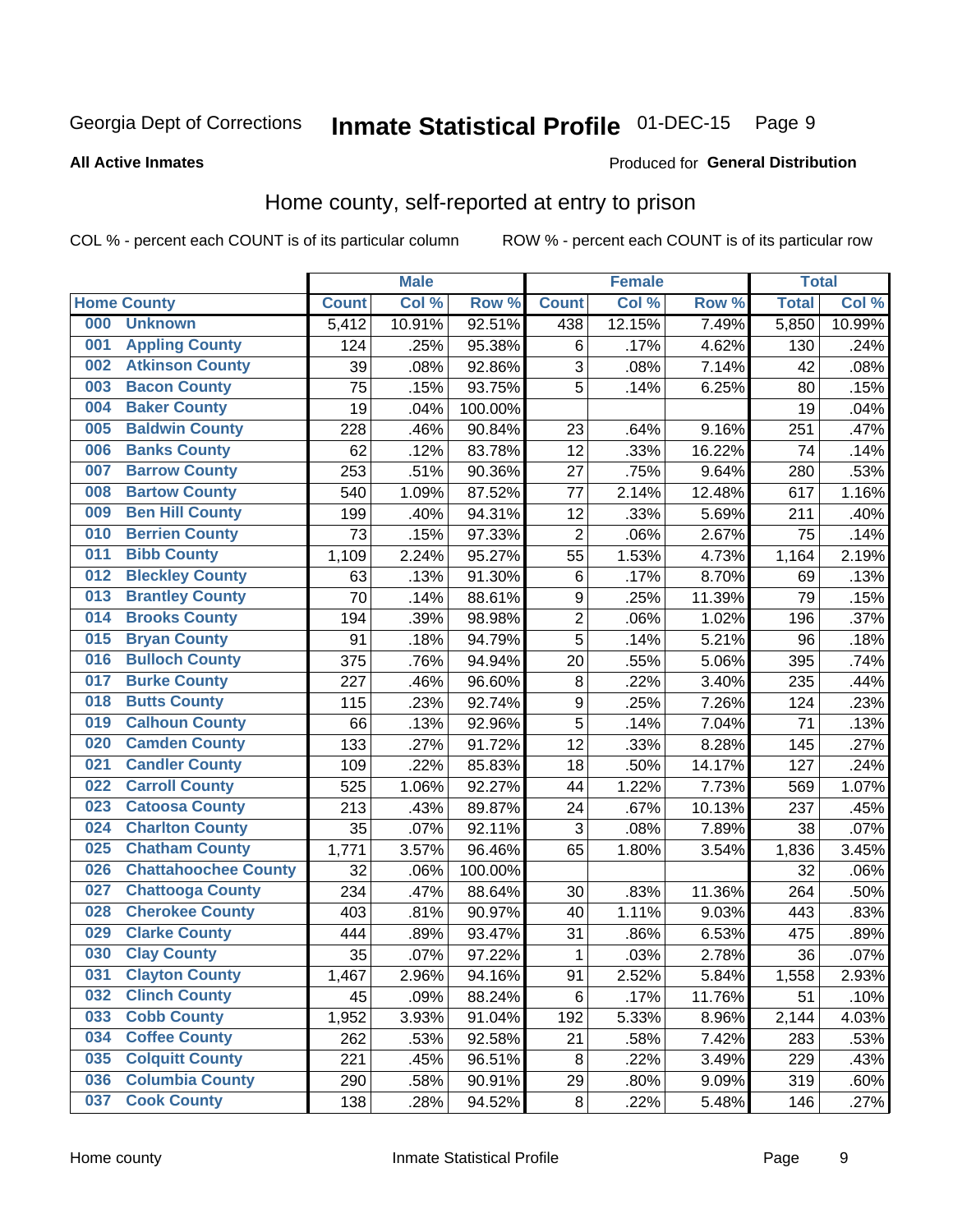Georgia Dept of Corrections **Inmate Statistical Profile** 01-DEC-15

**All Active Inmates**

Produced for **General Distribution**

## Home county, self-reported at entry to prison

COL % - percent each COUNT is of its particular column ROW % - percent each COUNT is of its particular row

| Home County | | Male | | | Female | | | Total | |
|---|---|---|---|---|---|---|---|---|---|
| | | Count | Col % | Row % | Count | Col % | Row % | Total | Col % |
| 000 | Unknown | 5,412 | 10.91% | 92.51% | 438 | 12.15% | 7.49% | 5,850 | 10.99% |
| 001 | Appling County | 124 | .25% | 95.38% | 6 | .17% | 4.62% | 130 | .24% |
| 002 | Atkinson County | 39 | .08% | 92.86% | 3 | .08% | 7.14% | 42 | .08% |
| 003 | Bacon County | 75 | .15% | 93.75% | 5 | .14% | 6.25% | 80 | .15% |
| 004 | Baker County | 19 | .04% | 100.00% | | | | 19 | .04% |
| 005 | Baldwin County | 228 | .46% | 90.84% | 23 | .64% | 9.16% | 251 | .47% |
| 006 | Banks County | 62 | .12% | 83.78% | 12 | .33% | 16.22% | 74 | .14% |
| 007 | Barrow County | 253 | .51% | 90.36% | 27 | .75% | 9.64% | 280 | .53% |
| 008 | Bartow County | 540 | 1.09% | 87.52% | 77 | 2.14% | 12.48% | 617 | 1.16% |
| 009 | Ben Hill County | 199 | .40% | 94.31% | 12 | .33% | 5.69% | 211 | .40% |
| 010 | Berrien County | 73 | .15% | 97.33% | 2 | .06% | 2.67% | 75 | .14% |
| 011 | Bibb County | 1,109 | 2.24% | 95.27% | 55 | 1.53% | 4.73% | 1,164 | 2.19% |
| 012 | Bleckley County | 63 | .13% | 91.30% | 6 | .17% | 8.70% | 69 | .13% |
| 013 | Brantley County | 70 | .14% | 88.61% | 9 | .25% | 11.39% | 79 | .15% |
| 014 | Brooks County | 194 | .39% | 98.98% | 2 | .06% | 1.02% | 196 | .37% |
| 015 | Bryan County | 91 | .18% | 94.79% | 5 | .14% | 5.21% | 96 | .18% |
| 016 | Bulloch County | 375 | .76% | 94.94% | 20 | .55% | 5.06% | 395 | .74% |
| 017 | Burke County | 227 | .46% | 96.60% | 8 | .22% | 3.40% | 235 | .44% |
| 018 | Butts County | 115 | .23% | 92.74% | 9 | .25% | 7.26% | 124 | .23% |
| 019 | Calhoun County | 66 | .13% | 92.96% | 5 | .14% | 7.04% | 71 | .13% |
| 020 | Camden County | 133 | .27% | 91.72% | 12 | .33% | 8.28% | 145 | .27% |
| 021 | Candler County | 109 | .22% | 85.83% | 18 | .50% | 14.17% | 127 | .24% |
| 022 | Carroll County | 525 | 1.06% | 92.27% | 44 | 1.22% | 7.73% | 569 | 1.07% |
| 023 | Catoosa County | 213 | .43% | 89.87% | 24 | .67% | 10.13% | 237 | .45% |
| 024 | Charlton County | 35 | .07% | 92.11% | 3 | .08% | 7.89% | 38 | .07% |
| 025 | Chatham County | 1,771 | 3.57% | 96.46% | 65 | 1.80% | 3.54% | 1,836 | 3.45% |
| 026 | Chattahoochee County | 32 | .06% | 100.00% | | | | 32 | .06% |
| 027 | Chattooga County | 234 | .47% | 88.64% | 30 | .83% | 11.36% | 264 | .50% |
| 028 | Cherokee County | 403 | .81% | 90.97% | 40 | 1.11% | 9.03% | 443 | .83% |
| 029 | Clarke County | 444 | .89% | 93.47% | 31 | .86% | 6.53% | 475 | .89% |
| 030 | Clay County | 35 | .07% | 97.22% | 1 | .03% | 2.78% | 36 | .07% |
| 031 | Clayton County | 1,467 | 2.96% | 94.16% | 91 | 2.52% | 5.84% | 1,558 | 2.93% |
| 032 | Clinch County | 45 | .09% | 88.24% | 6 | .17% | 11.76% | 51 | .10% |
| 033 | Cobb County | 1,952 | 3.93% | 91.04% | 192 | 5.33% | 8.96% | 2,144 | 4.03% |
| 034 | Coffee County | 262 | .53% | 92.58% | 21 | .58% | 7.42% | 283 | .53% |
| 035 | Colquitt County | 221 | .45% | 96.51% | 8 | .22% | 3.49% | 229 | .43% |
| 036 | Columbia County | 290 | .58% | 90.91% | 29 | .80% | 9.09% | 319 | .60% |
| 037 | Cook County | 138 | .28% | 94.52% | 8 | .22% | 5.48% | 146 | .27% |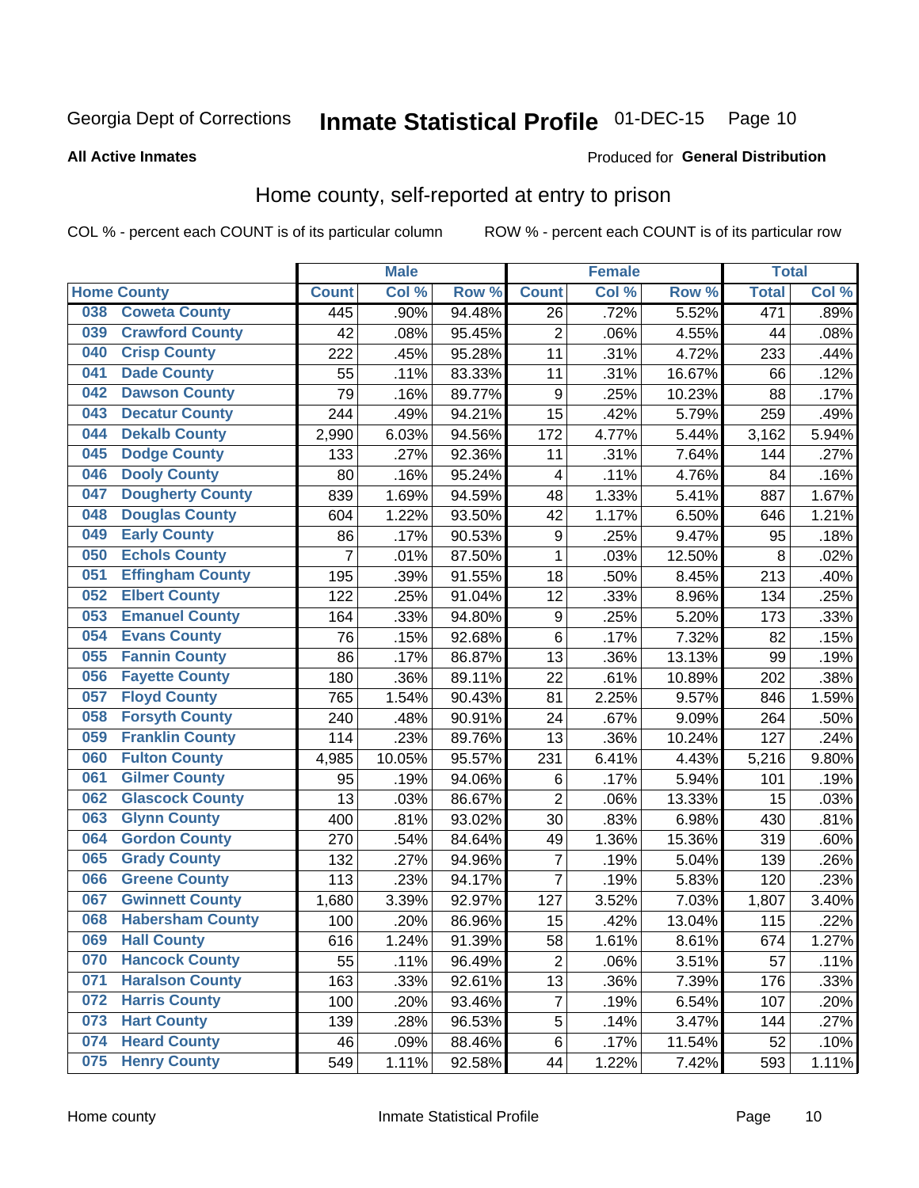Georgia Dept of Corrections **Inmate Statistical Profile** 01-DEC-15 Page 10

**All Active Inmates**

Produced for **General Distribution**

## Home county, self-reported at entry to prison

COL % - percent each COUNT is of its particular column ROW % - percent each COUNT is of its particular row

| Home County | | Male | | | Female | | | Total | |
|---|---|---|---|---|---|---|---|---|---|
| | | Count | Col % | Row % | Count | Col % | Row % | Total | Col % |
| 038 | Coweta County | 445 | .90% | 94.48% | 26 | .72% | 5.52% | 471 | .89% |
| 039 | Crawford County | 42 | .08% | 95.45% | 2 | .06% | 4.55% | 44 | .08% |
| 040 | Crisp County | 222 | .45% | 95.28% | 11 | .31% | 4.72% | 233 | .44% |
| 041 | Dade County | 55 | .11% | 83.33% | 11 | .31% | 16.67% | 66 | .12% |
| 042 | Dawson County | 79 | .16% | 89.77% | 9 | .25% | 10.23% | 88 | .17% |
| 043 | Decatur County | 244 | .49% | 94.21% | 15 | .42% | 5.79% | 259 | .49% |
| 044 | Dekalb County | 2,990 | 6.03% | 94.56% | 172 | 4.77% | 5.44% | 3,162 | 5.94% |
| 045 | Dodge County | 133 | .27% | 92.36% | 11 | .31% | 7.64% | 144 | .27% |
| 046 | Dooly County | 80 | .16% | 95.24% | 4 | .11% | 4.76% | 84 | .16% |
| 047 | Dougherty County | 839 | 1.69% | 94.59% | 48 | 1.33% | 5.41% | 887 | 1.67% |
| 048 | Douglas County | 604 | 1.22% | 93.50% | 42 | 1.17% | 6.50% | 646 | 1.21% |
| 049 | Early County | 86 | .17% | 90.53% | 9 | .25% | 9.47% | 95 | .18% |
| 050 | Echols County | 7 | .01% | 87.50% | 1 | .03% | 12.50% | 8 | .02% |
| 051 | Effingham County | 195 | .39% | 91.55% | 18 | .50% | 8.45% | 213 | .40% |
| 052 | Elbert County | 122 | .25% | 91.04% | 12 | .33% | 8.96% | 134 | .25% |
| 053 | Emanuel County | 164 | .33% | 94.80% | 9 | .25% | 5.20% | 173 | .33% |
| 054 | Evans County | 76 | .15% | 92.68% | 6 | .17% | 7.32% | 82 | .15% |
| 055 | Fannin County | 86 | .17% | 86.87% | 13 | .36% | 13.13% | 99 | .19% |
| 056 | Fayette County | 180 | .36% | 89.11% | 22 | .61% | 10.89% | 202 | .38% |
| 057 | Floyd County | 765 | 1.54% | 90.43% | 81 | 2.25% | 9.57% | 846 | 1.59% |
| 058 | Forsyth County | 240 | .48% | 90.91% | 24 | .67% | 9.09% | 264 | .50% |
| 059 | Franklin County | 114 | .23% | 89.76% | 13 | .36% | 10.24% | 127 | .24% |
| 060 | Fulton County | 4,985 | 10.05% | 95.57% | 231 | 6.41% | 4.43% | 5,216 | 9.80% |
| 061 | Gilmer County | 95 | .19% | 94.06% | 6 | .17% | 5.94% | 101 | .19% |
| 062 | Glascock County | 13 | .03% | 86.67% | 2 | .06% | 13.33% | 15 | .03% |
| 063 | Glynn County | 400 | .81% | 93.02% | 30 | .83% | 6.98% | 430 | .81% |
| 064 | Gordon County | 270 | .54% | 84.64% | 49 | 1.36% | 15.36% | 319 | .60% |
| 065 | Grady County | 132 | .27% | 94.96% | 7 | .19% | 5.04% | 139 | .26% |
| 066 | Greene County | 113 | .23% | 94.17% | 7 | .19% | 5.83% | 120 | .23% |
| 067 | Gwinnett County | 1,680 | 3.39% | 92.97% | 127 | 3.52% | 7.03% | 1,807 | 3.40% |
| 068 | Habersham County | 100 | .20% | 86.96% | 15 | .42% | 13.04% | 115 | .22% |
| 069 | Hall County | 616 | 1.24% | 91.39% | 58 | 1.61% | 8.61% | 674 | 1.27% |
| 070 | Hancock County | 55 | .11% | 96.49% | 2 | .06% | 3.51% | 57 | .11% |
| 071 | Haralson County | 163 | .33% | 92.61% | 13 | .36% | 7.39% | 176 | .33% |
| 072 | Harris County | 100 | .20% | 93.46% | 7 | .19% | 6.54% | 107 | .20% |
| 073 | Hart County | 139 | .28% | 96.53% | 5 | .14% | 3.47% | 144 | .27% |
| 074 | Heard County | 46 | .09% | 88.46% | 6 | .17% | 11.54% | 52 | .10% |
| 075 | Henry County | 549 | 1.11% | 92.58% | 44 | 1.22% | 7.42% | 593 | 1.11% |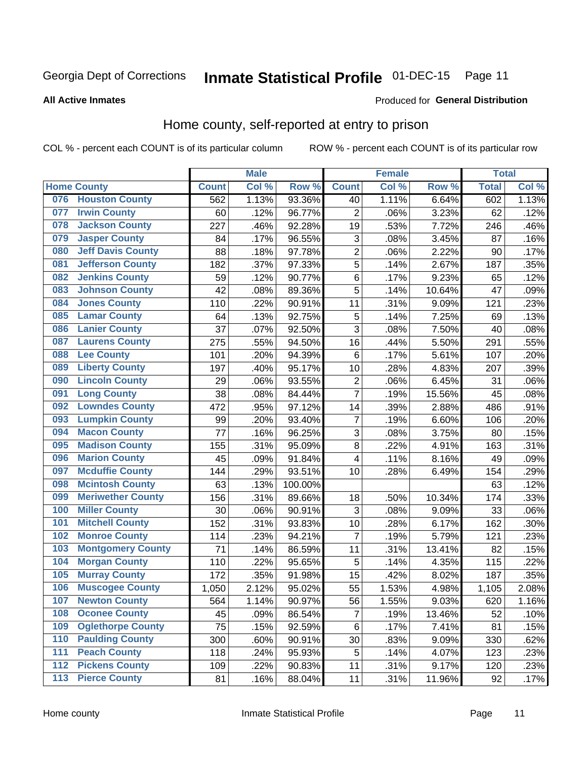Georgia Dept of Corrections **Inmate Statistical Profile** 01-DEC-15

**All Active Inmates**

Produced for **General Distribution**

## Home county, self-reported at entry to prison

COL % - percent each COUNT is of its particular column    ROW % - percent each COUNT is of its particular row

| | | Male | | | Female | | | Total | |
|---|---|---|---|---|---|---|---|---|---|
| Home County | | Count | Col % | Row % | Count | Col % | Row % | Total | Col % |
| 076 | Houston County | 562 | 1.13% | 93.36% | 40 | 1.11% | 6.64% | 602 | 1.13% |
| 077 | Irwin County | 60 | .12% | 96.77% | 2 | .06% | 3.23% | 62 | .12% |
| 078 | Jackson County | 227 | .46% | 92.28% | 19 | .53% | 7.72% | 246 | .46% |
| 079 | Jasper County | 84 | .17% | 96.55% | 3 | .08% | 3.45% | 87 | .16% |
| 080 | Jeff Davis County | 88 | .18% | 97.78% | 2 | .06% | 2.22% | 90 | .17% |
| 081 | Jefferson County | 182 | .37% | 97.33% | 5 | .14% | 2.67% | 187 | .35% |
| 082 | Jenkins County | 59 | .12% | 90.77% | 6 | .17% | 9.23% | 65 | .12% |
| 083 | Johnson County | 42 | .08% | 89.36% | 5 | .14% | 10.64% | 47 | .09% |
| 084 | Jones County | 110 | .22% | 90.91% | 11 | .31% | 9.09% | 121 | .23% |
| 085 | Lamar County | 64 | .13% | 92.75% | 5 | .14% | 7.25% | 69 | .13% |
| 086 | Lanier County | 37 | .07% | 92.50% | 3 | .08% | 7.50% | 40 | .08% |
| 087 | Laurens County | 275 | .55% | 94.50% | 16 | .44% | 5.50% | 291 | .55% |
| 088 | Lee County | 101 | .20% | 94.39% | 6 | .17% | 5.61% | 107 | .20% |
| 089 | Liberty County | 197 | .40% | 95.17% | 10 | .28% | 4.83% | 207 | .39% |
| 090 | Lincoln County | 29 | .06% | 93.55% | 2 | .06% | 6.45% | 31 | .06% |
| 091 | Long County | 38 | .08% | 84.44% | 7 | .19% | 15.56% | 45 | .08% |
| 092 | Lowndes County | 472 | .95% | 97.12% | 14 | .39% | 2.88% | 486 | .91% |
| 093 | Lumpkin County | 99 | .20% | 93.40% | 7 | .19% | 6.60% | 106 | .20% |
| 094 | Macon County | 77 | .16% | 96.25% | 3 | .08% | 3.75% | 80 | .15% |
| 095 | Madison County | 155 | .31% | 95.09% | 8 | .22% | 4.91% | 163 | .31% |
| 096 | Marion County | 45 | .09% | 91.84% | 4 | .11% | 8.16% | 49 | .09% |
| 097 | Mcduffie County | 144 | .29% | 93.51% | 10 | .28% | 6.49% | 154 | .29% |
| 098 | Mcintosh County | 63 | .13% | 100.00% | | | | 63 | .12% |
| 099 | Meriwether County | 156 | .31% | 89.66% | 18 | .50% | 10.34% | 174 | .33% |
| 100 | Miller County | 30 | .06% | 90.91% | 3 | .08% | 9.09% | 33 | .06% |
| 101 | Mitchell County | 152 | .31% | 93.83% | 10 | .28% | 6.17% | 162 | .30% |
| 102 | Monroe County | 114 | .23% | 94.21% | 7 | .19% | 5.79% | 121 | .23% |
| 103 | Montgomery County | 71 | .14% | 86.59% | 11 | .31% | 13.41% | 82 | .15% |
| 104 | Morgan County | 110 | .22% | 95.65% | 5 | .14% | 4.35% | 115 | .22% |
| 105 | Murray County | 172 | .35% | 91.98% | 15 | .42% | 8.02% | 187 | .35% |
| 106 | Muscogee County | 1,050 | 2.12% | 95.02% | 55 | 1.53% | 4.98% | 1,105 | 2.08% |
| 107 | Newton County | 564 | 1.14% | 90.97% | 56 | 1.55% | 9.03% | 620 | 1.16% |
| 108 | Oconee County | 45 | .09% | 86.54% | 7 | .19% | 13.46% | 52 | .10% |
| 109 | Oglethorpe County | 75 | .15% | 92.59% | 6 | .17% | 7.41% | 81 | .15% |
| 110 | Paulding County | 300 | .60% | 90.91% | 30 | .83% | 9.09% | 330 | .62% |
| 111 | Peach County | 118 | .24% | 95.93% | 5 | .14% | 4.07% | 123 | .23% |
| 112 | Pickens County | 109 | .22% | 90.83% | 11 | .31% | 9.17% | 120 | .23% |
| 113 | Pierce County | 81 | .16% | 88.04% | 11 | .31% | 11.96% | 92 | .17% |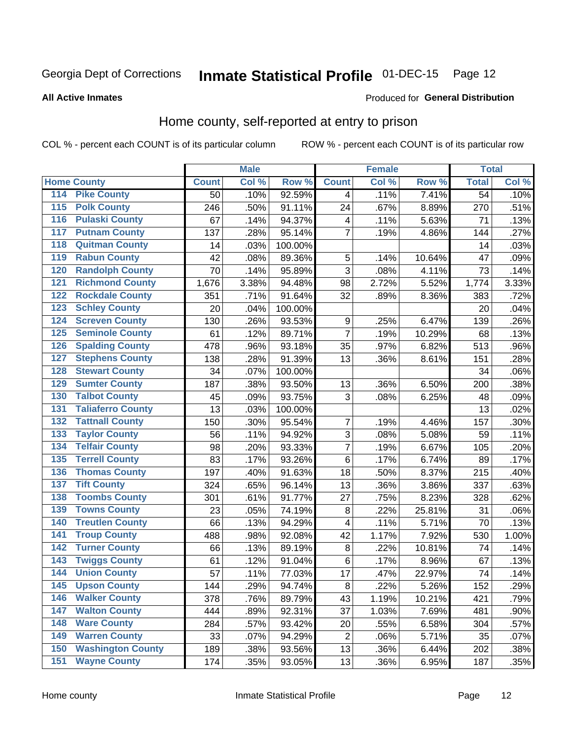Georgia Dept of Corrections **Inmate Statistical Profile** 01-DEC-15

**All Active Inmates**

Produced for **General Distribution**

## Home county, self-reported at entry to prison

COL % - percent each COUNT is of its particular column ROW % - percent each COUNT is of its particular row

| | | Male | | | Female | | | Total | |
|---|---|---|---|---|---|---|---|---|---|
| **Home County** | | **Count** | **Col %** | **Row %** | **Count** | **Col %** | **Row %** | **Total** | **Col %** |
| 114 | Pike County | 50 | .10% | 92.59% | 4 | .11% | 7.41% | 54 | .10% |
| 115 | Polk County | 246 | .50% | 91.11% | 24 | .67% | 8.89% | 270 | .51% |
| 116 | Pulaski County | 67 | .14% | 94.37% | 4 | .11% | 5.63% | 71 | .13% |
| 117 | Putnam County | 137 | .28% | 95.14% | 7 | .19% | 4.86% | 144 | .27% |
| 118 | Quitman County | 14 | .03% | 100.00% | | | | 14 | .03% |
| 119 | Rabun County | 42 | .08% | 89.36% | 5 | .14% | 10.64% | 47 | .09% |
| 120 | Randolph County | 70 | .14% | 95.89% | 3 | .08% | 4.11% | 73 | .14% |
| 121 | Richmond County | 1,676 | 3.38% | 94.48% | 98 | 2.72% | 5.52% | 1,774 | 3.33% |
| 122 | Rockdale County | 351 | .71% | 91.64% | 32 | .89% | 8.36% | 383 | .72% |
| 123 | Schley County | 20 | .04% | 100.00% | | | | 20 | .04% |
| 124 | Screven County | 130 | .26% | 93.53% | 9 | .25% | 6.47% | 139 | .26% |
| 125 | Seminole County | 61 | .12% | 89.71% | 7 | .19% | 10.29% | 68 | .13% |
| 126 | Spalding County | 478 | .96% | 93.18% | 35 | .97% | 6.82% | 513 | .96% |
| 127 | Stephens County | 138 | .28% | 91.39% | 13 | .36% | 8.61% | 151 | .28% |
| 128 | Stewart County | 34 | .07% | 100.00% | | | | 34 | .06% |
| 129 | Sumter County | 187 | .38% | 93.50% | 13 | .36% | 6.50% | 200 | .38% |
| 130 | Talbot County | 45 | .09% | 93.75% | 3 | .08% | 6.25% | 48 | .09% |
| 131 | Taliaferro County | 13 | .03% | 100.00% | | | | 13 | .02% |
| 132 | Tattnall County | 150 | .30% | 95.54% | 7 | .19% | 4.46% | 157 | .30% |
| 133 | Taylor County | 56 | .11% | 94.92% | 3 | .08% | 5.08% | 59 | .11% |
| 134 | Telfair County | 98 | .20% | 93.33% | 7 | .19% | 6.67% | 105 | .20% |
| 135 | Terrell County | 83 | .17% | 93.26% | 6 | .17% | 6.74% | 89 | .17% |
| 136 | Thomas County | 197 | .40% | 91.63% | 18 | .50% | 8.37% | 215 | .40% |
| 137 | Tift County | 324 | .65% | 96.14% | 13 | .36% | 3.86% | 337 | .63% |
| 138 | Toombs County | 301 | .61% | 91.77% | 27 | .75% | 8.23% | 328 | .62% |
| 139 | Towns County | 23 | .05% | 74.19% | 8 | .22% | 25.81% | 31 | .06% |
| 140 | Treutlen County | 66 | .13% | 94.29% | 4 | .11% | 5.71% | 70 | .13% |
| 141 | Troup County | 488 | .98% | 92.08% | 42 | 1.17% | 7.92% | 530 | 1.00% |
| 142 | Turner County | 66 | .13% | 89.19% | 8 | .22% | 10.81% | 74 | .14% |
| 143 | Twiggs County | 61 | .12% | 91.04% | 6 | .17% | 8.96% | 67 | .13% |
| 144 | Union County | 57 | .11% | 77.03% | 17 | .47% | 22.97% | 74 | .14% |
| 145 | Upson County | 144 | .29% | 94.74% | 8 | .22% | 5.26% | 152 | .29% |
| 146 | Walker County | 378 | .76% | 89.79% | 43 | 1.19% | 10.21% | 421 | .79% |
| 147 | Walton County | 444 | .89% | 92.31% | 37 | 1.03% | 7.69% | 481 | .90% |
| 148 | Ware County | 284 | .57% | 93.42% | 20 | .55% | 6.58% | 304 | .57% |
| 149 | Warren County | 33 | .07% | 94.29% | 2 | .06% | 5.71% | 35 | .07% |
| 150 | Washington County | 189 | .38% | 93.56% | 13 | .36% | 6.44% | 202 | .38% |
| 151 | Wayne County | 174 | .35% | 93.05% | 13 | .36% | 6.95% | 187 | .35% |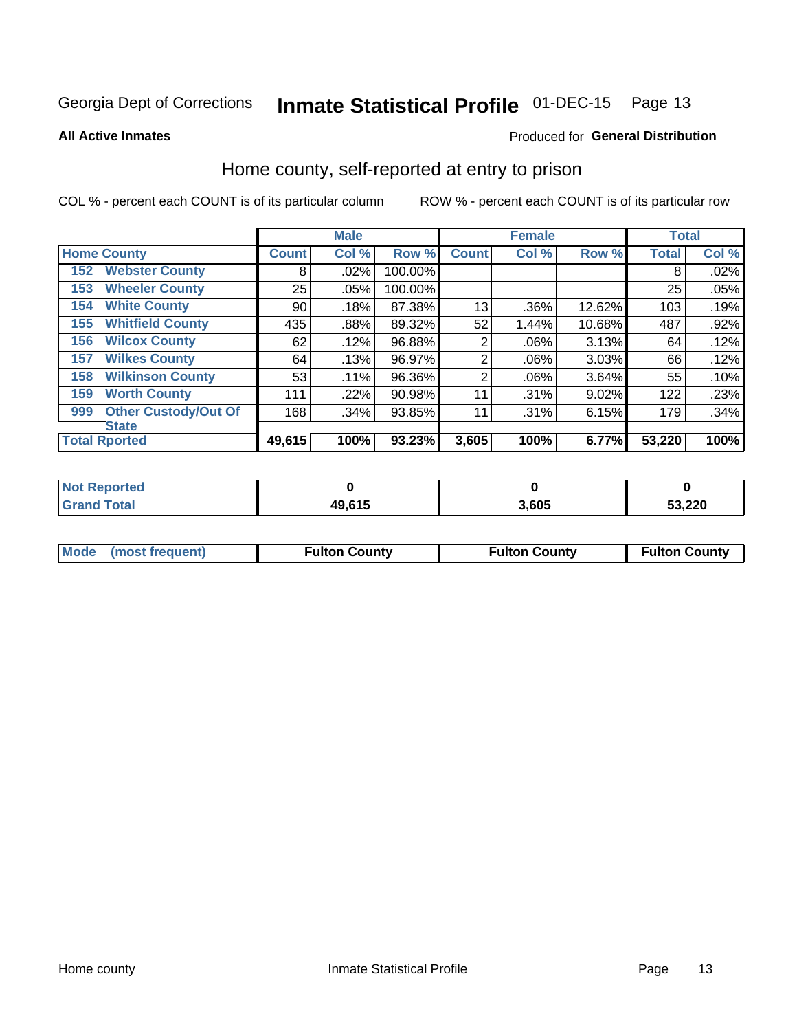Georgia Dept of Corrections **Inmate Statistical Profile** 01-DEC-15 Page 13

**All Active Inmates** Produced for **General Distribution**

## Home county, self-reported at entry to prison

COL % - percent each COUNT is of its particular column ROW % - percent each COUNT is of its particular row

| | | Male | | | Female | | | Total | |
|---|---|---|---|---|---|---|---|---|---|
| Home County | | Count | Col % | Row % | Count | Col % | Row % | Total | Col % |
| 152 | Webster County | 8 | .02% | 100.00% | | | | 8 | .02% |
| 153 | Wheeler County | 25 | .05% | 100.00% | | | | 25 | .05% |
| 154 | White County | 90 | .18% | 87.38% | 13 | .36% | 12.62% | 103 | .19% |
| 155 | Whitfield County | 435 | .88% | 89.32% | 52 | 1.44% | 10.68% | 487 | .92% |
| 156 | Wilcox County | 62 | .12% | 96.88% | 2 | .06% | 3.13% | 64 | .12% |
| 157 | Wilkes County | 64 | .13% | 96.97% | 2 | .06% | 3.03% | 66 | .12% |
| 158 | Wilkinson County | 53 | .11% | 96.36% | 2 | .06% | 3.64% | 55 | .10% |
| 159 | Worth County | 111 | .22% | 90.98% | 11 | .31% | 9.02% | 122 | .23% |
| 999 | Other Custody/Out Of State | 168 | .34% | 93.85% | 11 | .31% | 6.15% | 179 | .34% |
| Total Rported | | 49,615 | 100% | 93.23% | 3,605 | 100% | 6.77% | 53,220 | 100% |

| | Male | Female | Total |
|---|---|---|---|
| Not Reported | 0 | 0 | 0 |
| Grand Total | 49,615 | 3,605 | 53,220 |

| | Male | Female | Total |
|---|---|---|---|
| Mode (most frequent) | Fulton County | Fulton County | Fulton County |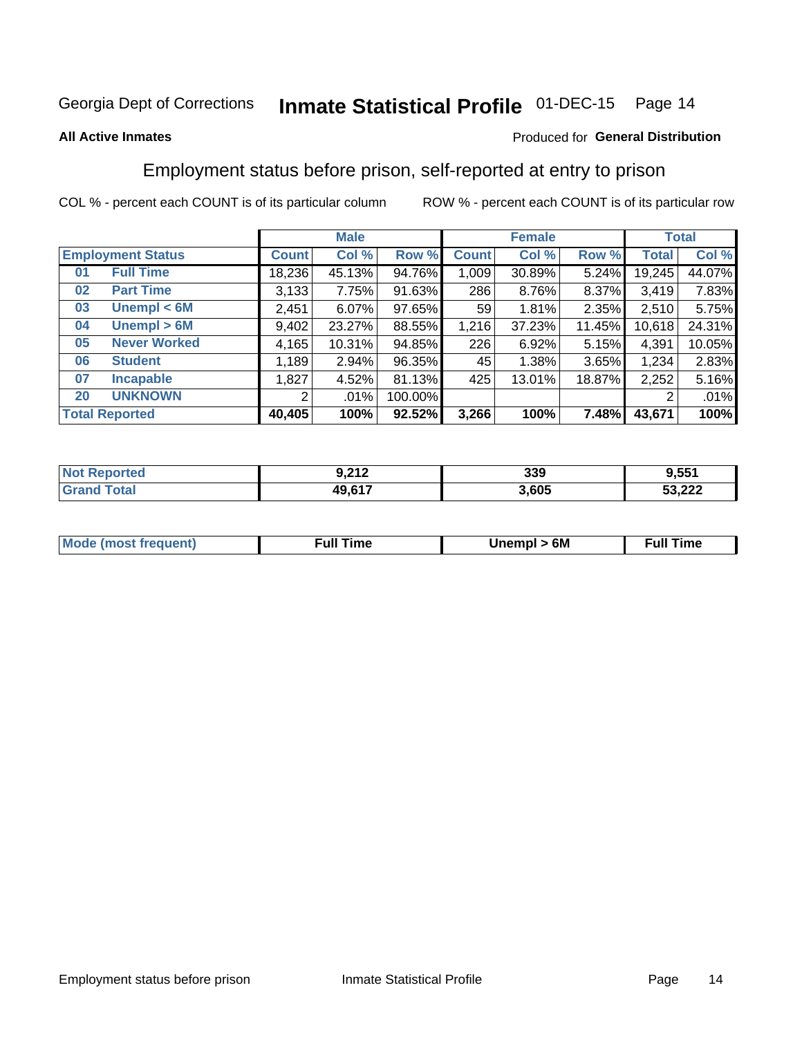Georgia Dept of Corrections **Inmate Statistical Profile** 01-DEC-15

**All Active Inmates**

Produced for **General Distribution**

## Employment status before prison, self-reported at entry to prison

COL % - percent each COUNT is of its particular column ROW % - percent each COUNT is of its particular row

| | | Male | | | Female | | | Total | |
|---|---|---|---|---|---|---|---|---|---|
| **Employment Status** | | **Count** | **Col %** | **Row %** | **Count** | **Col %** | **Row %** | **Total** | **Col %** |
| 01 | **Full Time** | 18,236 | 45.13% | 94.76% | 1,009 | 30.89% | 5.24% | 19,245 | 44.07% |
| 02 | **Part Time** | 3,133 | 7.75% | 91.63% | 286 | 8.76% | 8.37% | 3,419 | 7.83% |
| 03 | **Unempl < 6M** | 2,451 | 6.07% | 97.65% | 59 | 1.81% | 2.35% | 2,510 | 5.75% |
| 04 | **Unempl > 6M** | 9,402 | 23.27% | 88.55% | 1,216 | 37.23% | 11.45% | 10,618 | 24.31% |
| 05 | **Never Worked** | 4,165 | 10.31% | 94.85% | 226 | 6.92% | 5.15% | 4,391 | 10.05% |
| 06 | **Student** | 1,189 | 2.94% | 96.35% | 45 | 1.38% | 3.65% | 1,234 | 2.83% |
| 07 | **Incapable** | 1,827 | 4.52% | 81.13% | 425 | 13.01% | 18.87% | 2,252 | 5.16% |
| 20 | **UNKNOWN** | 2 | .01% | 100.00% | | | | 2 | .01% |
| **Total Reported** | | **40,405** | **100%** | **92.52%** | **3,266** | **100%** | **7.48%** | **43,671** | **100%** |

| | Male | Female | Total |
|---|---|---|---|
| **Not Reported** | **9,212** | **339** | **9,551** |
| **Grand Total** | **49,617** | **3,605** | **53,222** |

| | Male | Female | Total |
|---|---|---|---|
| **Mode (most frequent)** | **Full Time** | **Unempl > 6M** | **Full Time** |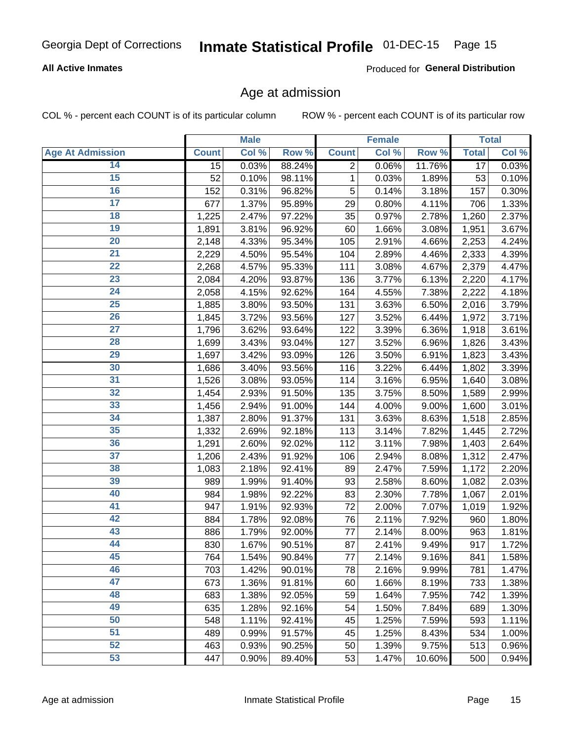Georgia Dept of Corrections **Inmate Statistical Profile** 01-DEC-15

**All Active Inmates**

Produced for **General Distribution**

## Age at admission

COL % - percent each COUNT is of its particular column    ROW % - percent each COUNT is of its particular row

| | Male | | | Female | | | Total | |
|---|---|---|---|---|---|---|---|---|
| Age At Admission | Count | Col % | Row % | Count | Col % | Row % | Total | Col % |
| 14 | 15 | 0.03% | 88.24% | 2 | 0.06% | 11.76% | 17 | 0.03% |
| 15 | 52 | 0.10% | 98.11% | 1 | 0.03% | 1.89% | 53 | 0.10% |
| 16 | 152 | 0.31% | 96.82% | 5 | 0.14% | 3.18% | 157 | 0.30% |
| 17 | 677 | 1.37% | 95.89% | 29 | 0.80% | 4.11% | 706 | 1.33% |
| 18 | 1,225 | 2.47% | 97.22% | 35 | 0.97% | 2.78% | 1,260 | 2.37% |
| 19 | 1,891 | 3.81% | 96.92% | 60 | 1.66% | 3.08% | 1,951 | 3.67% |
| 20 | 2,148 | 4.33% | 95.34% | 105 | 2.91% | 4.66% | 2,253 | 4.24% |
| 21 | 2,229 | 4.50% | 95.54% | 104 | 2.89% | 4.46% | 2,333 | 4.39% |
| 22 | 2,268 | 4.57% | 95.33% | 111 | 3.08% | 4.67% | 2,379 | 4.47% |
| 23 | 2,084 | 4.20% | 93.87% | 136 | 3.77% | 6.13% | 2,220 | 4.17% |
| 24 | 2,058 | 4.15% | 92.62% | 164 | 4.55% | 7.38% | 2,222 | 4.18% |
| 25 | 1,885 | 3.80% | 93.50% | 131 | 3.63% | 6.50% | 2,016 | 3.79% |
| 26 | 1,845 | 3.72% | 93.56% | 127 | 3.52% | 6.44% | 1,972 | 3.71% |
| 27 | 1,796 | 3.62% | 93.64% | 122 | 3.39% | 6.36% | 1,918 | 3.61% |
| 28 | 1,699 | 3.43% | 93.04% | 127 | 3.52% | 6.96% | 1,826 | 3.43% |
| 29 | 1,697 | 3.42% | 93.09% | 126 | 3.50% | 6.91% | 1,823 | 3.43% |
| 30 | 1,686 | 3.40% | 93.56% | 116 | 3.22% | 6.44% | 1,802 | 3.39% |
| 31 | 1,526 | 3.08% | 93.05% | 114 | 3.16% | 6.95% | 1,640 | 3.08% |
| 32 | 1,454 | 2.93% | 91.50% | 135 | 3.75% | 8.50% | 1,589 | 2.99% |
| 33 | 1,456 | 2.94% | 91.00% | 144 | 4.00% | 9.00% | 1,600 | 3.01% |
| 34 | 1,387 | 2.80% | 91.37% | 131 | 3.63% | 8.63% | 1,518 | 2.85% |
| 35 | 1,332 | 2.69% | 92.18% | 113 | 3.14% | 7.82% | 1,445 | 2.72% |
| 36 | 1,291 | 2.60% | 92.02% | 112 | 3.11% | 7.98% | 1,403 | 2.64% |
| 37 | 1,206 | 2.43% | 91.92% | 106 | 2.94% | 8.08% | 1,312 | 2.47% |
| 38 | 1,083 | 2.18% | 92.41% | 89 | 2.47% | 7.59% | 1,172 | 2.20% |
| 39 | 989 | 1.99% | 91.40% | 93 | 2.58% | 8.60% | 1,082 | 2.03% |
| 40 | 984 | 1.98% | 92.22% | 83 | 2.30% | 7.78% | 1,067 | 2.01% |
| 41 | 947 | 1.91% | 92.93% | 72 | 2.00% | 7.07% | 1,019 | 1.92% |
| 42 | 884 | 1.78% | 92.08% | 76 | 2.11% | 7.92% | 960 | 1.80% |
| 43 | 886 | 1.79% | 92.00% | 77 | 2.14% | 8.00% | 963 | 1.81% |
| 44 | 830 | 1.67% | 90.51% | 87 | 2.41% | 9.49% | 917 | 1.72% |
| 45 | 764 | 1.54% | 90.84% | 77 | 2.14% | 9.16% | 841 | 1.58% |
| 46 | 703 | 1.42% | 90.01% | 78 | 2.16% | 9.99% | 781 | 1.47% |
| 47 | 673 | 1.36% | 91.81% | 60 | 1.66% | 8.19% | 733 | 1.38% |
| 48 | 683 | 1.38% | 92.05% | 59 | 1.64% | 7.95% | 742 | 1.39% |
| 49 | 635 | 1.28% | 92.16% | 54 | 1.50% | 7.84% | 689 | 1.30% |
| 50 | 548 | 1.11% | 92.41% | 45 | 1.25% | 7.59% | 593 | 1.11% |
| 51 | 489 | 0.99% | 91.57% | 45 | 1.25% | 8.43% | 534 | 1.00% |
| 52 | 463 | 0.93% | 90.25% | 50 | 1.39% | 9.75% | 513 | 0.96% |
| 53 | 447 | 0.90% | 89.40% | 53 | 1.47% | 10.60% | 500 | 0.94% |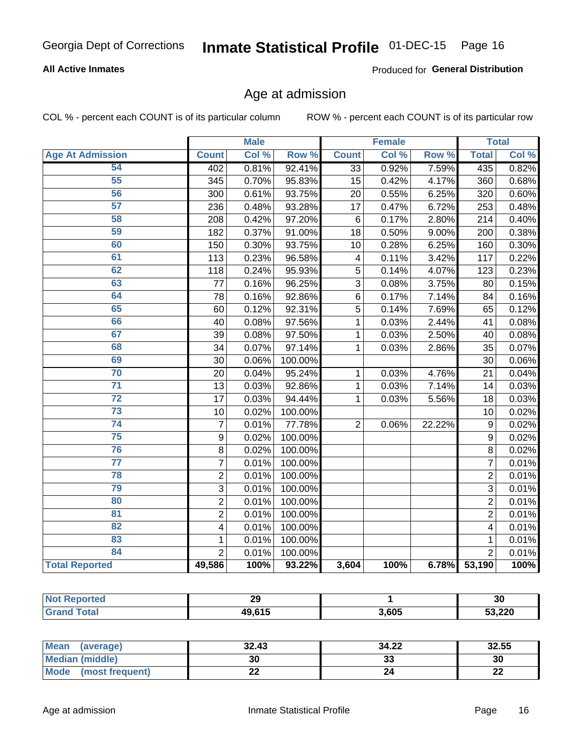Georgia Dept of Corrections **Inmate Statistical Profile** 01-DEC-15

**All Active Inmates**

Produced for **General Distribution**

## Age at admission

COL % - percent each COUNT is of its particular column

ROW % - percent each COUNT is of its particular row

| | Male | | | Female | | | Total | |
|---|---|---|---|---|---|---|---|---|
| **Age At Admission** | **Count** | **Col %** | **Row %** | **Count** | **Col %** | **Row %** | **Total** | **Col %** |
| 54 | 402 | 0.81% | 92.41% | 33 | 0.92% | 7.59% | 435 | 0.82% |
| 55 | 345 | 0.70% | 95.83% | 15 | 0.42% | 4.17% | 360 | 0.68% |
| 56 | 300 | 0.61% | 93.75% | 20 | 0.55% | 6.25% | 320 | 0.60% |
| 57 | 236 | 0.48% | 93.28% | 17 | 0.47% | 6.72% | 253 | 0.48% |
| 58 | 208 | 0.42% | 97.20% | 6 | 0.17% | 2.80% | 214 | 0.40% |
| 59 | 182 | 0.37% | 91.00% | 18 | 0.50% | 9.00% | 200 | 0.38% |
| 60 | 150 | 0.30% | 93.75% | 10 | 0.28% | 6.25% | 160 | 0.30% |
| 61 | 113 | 0.23% | 96.58% | 4 | 0.11% | 3.42% | 117 | 0.22% |
| 62 | 118 | 0.24% | 95.93% | 5 | 0.14% | 4.07% | 123 | 0.23% |
| 63 | 77 | 0.16% | 96.25% | 3 | 0.08% | 3.75% | 80 | 0.15% |
| 64 | 78 | 0.16% | 92.86% | 6 | 0.17% | 7.14% | 84 | 0.16% |
| 65 | 60 | 0.12% | 92.31% | 5 | 0.14% | 7.69% | 65 | 0.12% |
| 66 | 40 | 0.08% | 97.56% | 1 | 0.03% | 2.44% | 41 | 0.08% |
| 67 | 39 | 0.08% | 97.50% | 1 | 0.03% | 2.50% | 40 | 0.08% |
| 68 | 34 | 0.07% | 97.14% | 1 | 0.03% | 2.86% | 35 | 0.07% |
| 69 | 30 | 0.06% | 100.00% | | | | 30 | 0.06% |
| 70 | 20 | 0.04% | 95.24% | 1 | 0.03% | 4.76% | 21 | 0.04% |
| 71 | 13 | 0.03% | 92.86% | 1 | 0.03% | 7.14% | 14 | 0.03% |
| 72 | 17 | 0.03% | 94.44% | 1 | 0.03% | 5.56% | 18 | 0.03% |
| 73 | 10 | 0.02% | 100.00% | | | | 10 | 0.02% |
| 74 | 7 | 0.01% | 77.78% | 2 | 0.06% | 22.22% | 9 | 0.02% |
| 75 | 9 | 0.02% | 100.00% | | | | 9 | 0.02% |
| 76 | 8 | 0.02% | 100.00% | | | | 8 | 0.02% |
| 77 | 7 | 0.01% | 100.00% | | | | 7 | 0.01% |
| 78 | 2 | 0.01% | 100.00% | | | | 2 | 0.01% |
| 79 | 3 | 0.01% | 100.00% | | | | 3 | 0.01% |
| 80 | 2 | 0.01% | 100.00% | | | | 2 | 0.01% |
| 81 | 2 | 0.01% | 100.00% | | | | 2 | 0.01% |
| 82 | 4 | 0.01% | 100.00% | | | | 4 | 0.01% |
| 83 | 1 | 0.01% | 100.00% | | | | 1 | 0.01% |
| 84 | 2 | 0.01% | 100.00% | | | | 2 | 0.01% |
| **Total Reported** | **49,586** | **100%** | **93.22%** | **3,604** | **100%** | **6.78%** | **53,190** | **100%** |

| | Male | Female | Total |
|---|---|---|---|
| **Not Reported** | **29** | **1** | **30** |
| **Grand Total** | **49,615** | **3,605** | **53,220** |

| | Male | Female | Total |
|---|---|---|---|
| **Mean (average)** | **32.43** | **34.22** | **32.55** |
| **Median (middle)** | **30** | **33** | **30** |
| **Mode (most frequent)** | **22** | **24** | **22** |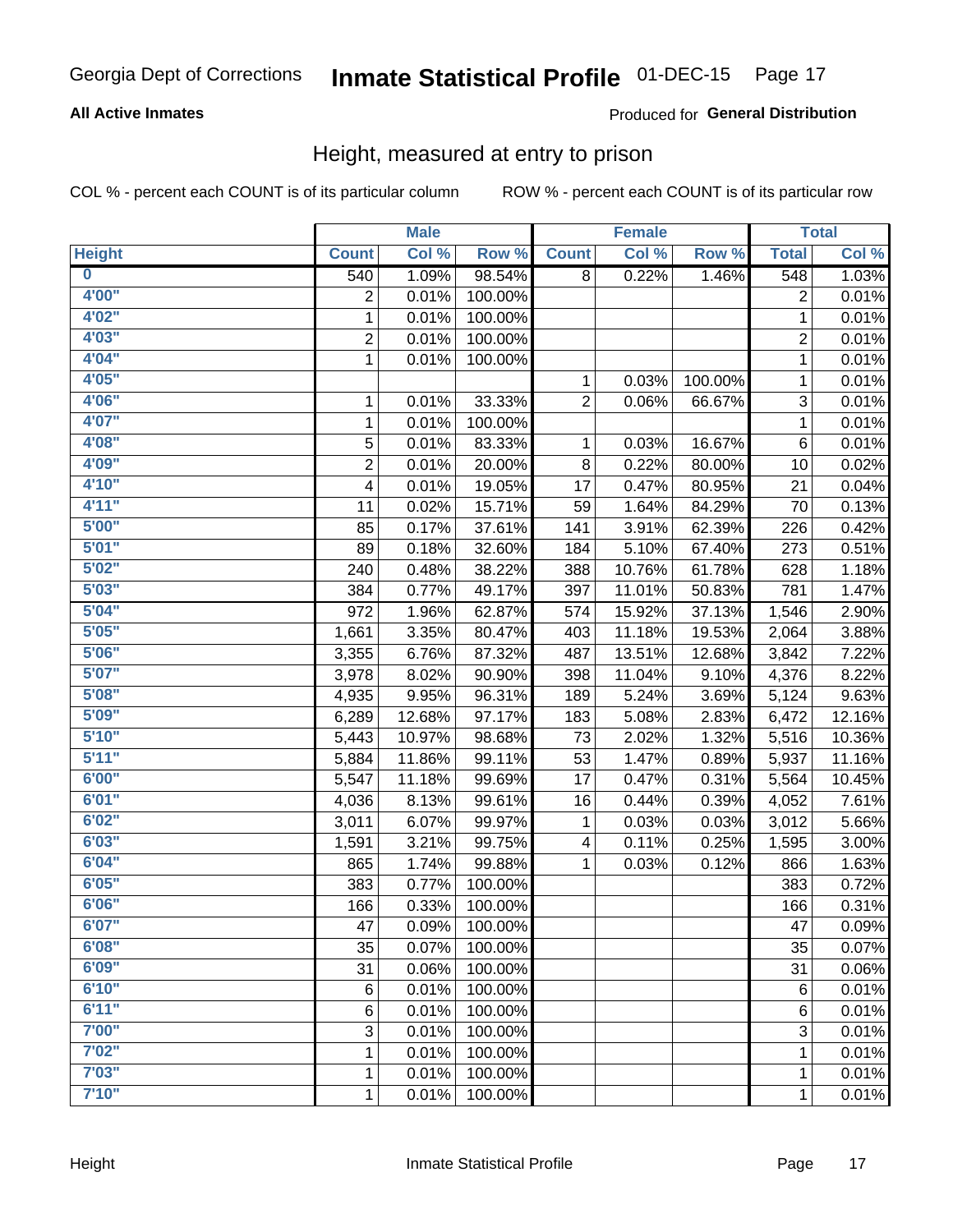Georgia Dept of Corrections **Inmate Statistical Profile** 01-DEC-15

**All Active Inmates**

Produced for **General Distribution**

## Height, measured at entry to prison

COL % - percent each COUNT is of its particular column    ROW % - percent each COUNT is of its particular row

| | Male | | | Female | | | Total | |
|---|---|---|---|---|---|---|---|---|
| **Height** | **Count** | **Col %** | **Row %** | **Count** | **Col %** | **Row %** | **Total** | **Col %** |
| 0 | 540 | 1.09% | 98.54% | 8 | 0.22% | 1.46% | 548 | 1.03% |
| 4'00" | 2 | 0.01% | 100.00% | | | | 2 | 0.01% |
| 4'02" | 1 | 0.01% | 100.00% | | | | 1 | 0.01% |
| 4'03" | 2 | 0.01% | 100.00% | | | | 2 | 0.01% |
| 4'04" | 1 | 0.01% | 100.00% | | | | 1 | 0.01% |
| 4'05" | | | | 1 | 0.03% | 100.00% | 1 | 0.01% |
| 4'06" | 1 | 0.01% | 33.33% | 2 | 0.06% | 66.67% | 3 | 0.01% |
| 4'07" | 1 | 0.01% | 100.00% | | | | 1 | 0.01% |
| 4'08" | 5 | 0.01% | 83.33% | 1 | 0.03% | 16.67% | 6 | 0.01% |
| 4'09" | 2 | 0.01% | 20.00% | 8 | 0.22% | 80.00% | 10 | 0.02% |
| 4'10" | 4 | 0.01% | 19.05% | 17 | 0.47% | 80.95% | 21 | 0.04% |
| 4'11" | 11 | 0.02% | 15.71% | 59 | 1.64% | 84.29% | 70 | 0.13% |
| 5'00" | 85 | 0.17% | 37.61% | 141 | 3.91% | 62.39% | 226 | 0.42% |
| 5'01" | 89 | 0.18% | 32.60% | 184 | 5.10% | 67.40% | 273 | 0.51% |
| 5'02" | 240 | 0.48% | 38.22% | 388 | 10.76% | 61.78% | 628 | 1.18% |
| 5'03" | 384 | 0.77% | 49.17% | 397 | 11.01% | 50.83% | 781 | 1.47% |
| 5'04" | 972 | 1.96% | 62.87% | 574 | 15.92% | 37.13% | 1,546 | 2.90% |
| 5'05" | 1,661 | 3.35% | 80.47% | 403 | 11.18% | 19.53% | 2,064 | 3.88% |
| 5'06" | 3,355 | 6.76% | 87.32% | 487 | 13.51% | 12.68% | 3,842 | 7.22% |
| 5'07" | 3,978 | 8.02% | 90.90% | 398 | 11.04% | 9.10% | 4,376 | 8.22% |
| 5'08" | 4,935 | 9.95% | 96.31% | 189 | 5.24% | 3.69% | 5,124 | 9.63% |
| 5'09" | 6,289 | 12.68% | 97.17% | 183 | 5.08% | 2.83% | 6,472 | 12.16% |
| 5'10" | 5,443 | 10.97% | 98.68% | 73 | 2.02% | 1.32% | 5,516 | 10.36% |
| 5'11" | 5,884 | 11.86% | 99.11% | 53 | 1.47% | 0.89% | 5,937 | 11.16% |
| 6'00" | 5,547 | 11.18% | 99.69% | 17 | 0.47% | 0.31% | 5,564 | 10.45% |
| 6'01" | 4,036 | 8.13% | 99.61% | 16 | 0.44% | 0.39% | 4,052 | 7.61% |
| 6'02" | 3,011 | 6.07% | 99.97% | 1 | 0.03% | 0.03% | 3,012 | 5.66% |
| 6'03" | 1,591 | 3.21% | 99.75% | 4 | 0.11% | 0.25% | 1,595 | 3.00% |
| 6'04" | 865 | 1.74% | 99.88% | 1 | 0.03% | 0.12% | 866 | 1.63% |
| 6'05" | 383 | 0.77% | 100.00% | | | | 383 | 0.72% |
| 6'06" | 166 | 0.33% | 100.00% | | | | 166 | 0.31% |
| 6'07" | 47 | 0.09% | 100.00% | | | | 47 | 0.09% |
| 6'08" | 35 | 0.07% | 100.00% | | | | 35 | 0.07% |
| 6'09" | 31 | 0.06% | 100.00% | | | | 31 | 0.06% |
| 6'10" | 6 | 0.01% | 100.00% | | | | 6 | 0.01% |
| 6'11" | 6 | 0.01% | 100.00% | | | | 6 | 0.01% |
| 7'00" | 3 | 0.01% | 100.00% | | | | 3 | 0.01% |
| 7'02" | 1 | 0.01% | 100.00% | | | | 1 | 0.01% |
| 7'03" | 1 | 0.01% | 100.00% | | | | 1 | 0.01% |
| 7'10" | 1 | 0.01% | 100.00% | | | | 1 | 0.01% |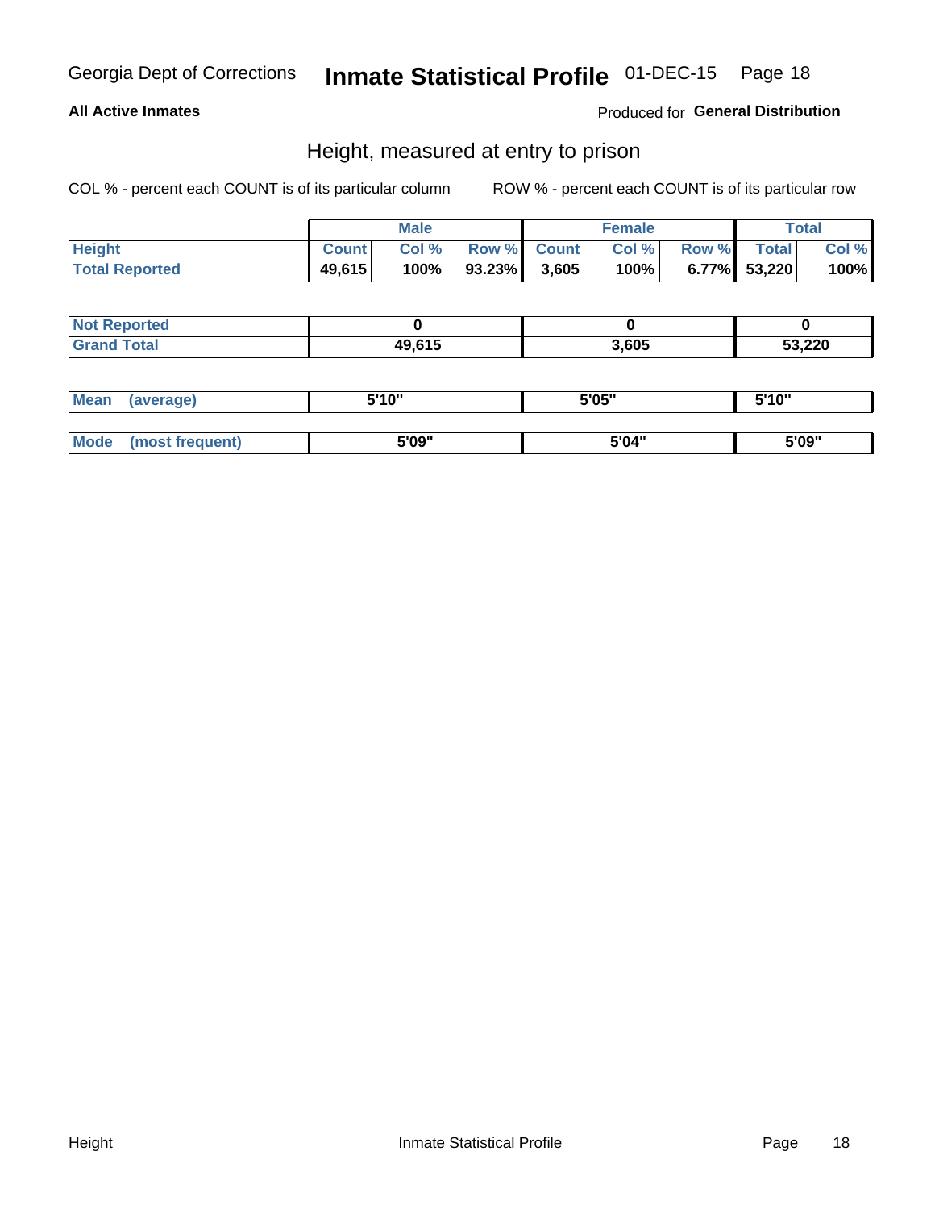Georgia Dept of Corrections **Inmate Statistical Profile** 01-DEC-15

**All Active Inmates**

Produced for **General Distribution**

## Height, measured at entry to prison

COL % - percent each COUNT is of its particular column ROW % - percent each COUNT is of its particular row

| | Male | | | Female | | | Total | |
|---|---|---|---|---|---|---|---|---|
| Height | Count | Col % | Row % | Count | Col % | Row % | Total | Col % |
| Total Reported | 49,615 | 100% | 93.23% | 3,605 | 100% | 6.77% | 53,220 | 100% |

| | Male | Female | Total |
|---|---|---|---|
| Not Reported | 0 | 0 | 0 |
| Grand Total | 49,615 | 3,605 | 53,220 |

| | Male | Female | Total |
|---|---|---|---|
| Mean (average) | 5'10" | 5'05" | 5'10" |
| Mode (most frequent) | 5'09" | 5'04" | 5'09" |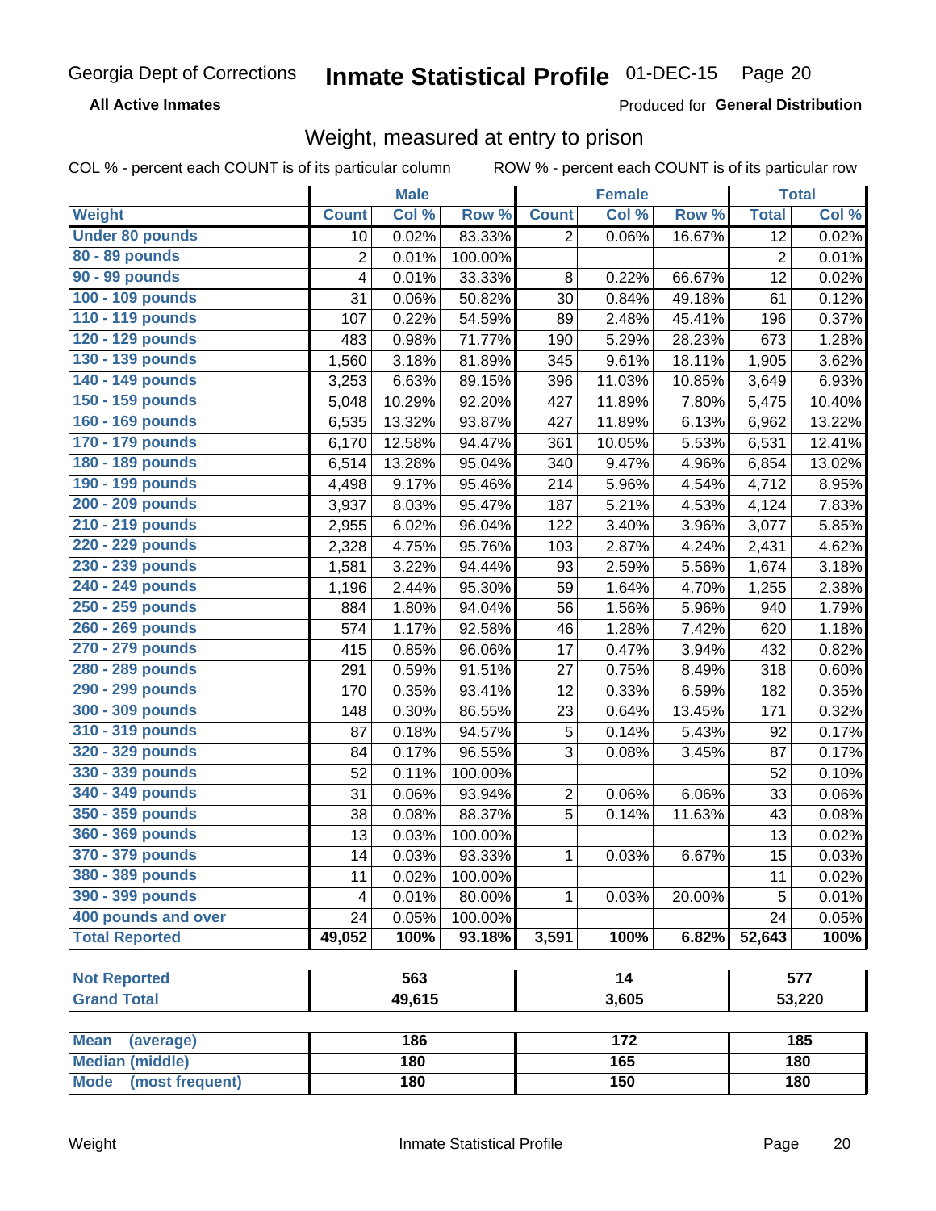Georgia Dept of Corrections **Inmate Statistical Profile** 01-DEC-15

**All Active Inmates**

Produced for **General Distribution**

## Weight, measured at entry to prison

COL % - percent each COUNT is of its particular column   ROW % - percent each COUNT is of its particular row

| | Male | | | Female | | | Total | |
|---|---|---|---|---|---|---|---|---|
| **Weight** | **Count** | **Col %** | **Row %** | **Count** | **Col %** | **Row %** | **Total** | **Col %** |
| **Under 80 pounds** | 10 | 0.02% | 83.33% | 2 | 0.06% | 16.67% | 12 | 0.02% |
| **80 - 89 pounds** | 2 | 0.01% | 100.00% | | | | 2 | 0.01% |
| **90 - 99 pounds** | 4 | 0.01% | 33.33% | 8 | 0.22% | 66.67% | 12 | 0.02% |
| **100 - 109 pounds** | 31 | 0.06% | 50.82% | 30 | 0.84% | 49.18% | 61 | 0.12% |
| **110 - 119 pounds** | 107 | 0.22% | 54.59% | 89 | 2.48% | 45.41% | 196 | 0.37% |
| **120 - 129 pounds** | 483 | 0.98% | 71.77% | 190 | 5.29% | 28.23% | 673 | 1.28% |
| **130 - 139 pounds** | 1,560 | 3.18% | 81.89% | 345 | 9.61% | 18.11% | 1,905 | 3.62% |
| **140 - 149 pounds** | 3,253 | 6.63% | 89.15% | 396 | 11.03% | 10.85% | 3,649 | 6.93% |
| **150 - 159 pounds** | 5,048 | 10.29% | 92.20% | 427 | 11.89% | 7.80% | 5,475 | 10.40% |
| **160 - 169 pounds** | 6,535 | 13.32% | 93.87% | 427 | 11.89% | 6.13% | 6,962 | 13.22% |
| **170 - 179 pounds** | 6,170 | 12.58% | 94.47% | 361 | 10.05% | 5.53% | 6,531 | 12.41% |
| **180 - 189 pounds** | 6,514 | 13.28% | 95.04% | 340 | 9.47% | 4.96% | 6,854 | 13.02% |
| **190 - 199 pounds** | 4,498 | 9.17% | 95.46% | 214 | 5.96% | 4.54% | 4,712 | 8.95% |
| **200 - 209 pounds** | 3,937 | 8.03% | 95.47% | 187 | 5.21% | 4.53% | 4,124 | 7.83% |
| **210 - 219 pounds** | 2,955 | 6.02% | 96.04% | 122 | 3.40% | 3.96% | 3,077 | 5.85% |
| **220 - 229 pounds** | 2,328 | 4.75% | 95.76% | 103 | 2.87% | 4.24% | 2,431 | 4.62% |
| **230 - 239 pounds** | 1,581 | 3.22% | 94.44% | 93 | 2.59% | 5.56% | 1,674 | 3.18% |
| **240 - 249 pounds** | 1,196 | 2.44% | 95.30% | 59 | 1.64% | 4.70% | 1,255 | 2.38% |
| **250 - 259 pounds** | 884 | 1.80% | 94.04% | 56 | 1.56% | 5.96% | 940 | 1.79% |
| **260 - 269 pounds** | 574 | 1.17% | 92.58% | 46 | 1.28% | 7.42% | 620 | 1.18% |
| **270 - 279 pounds** | 415 | 0.85% | 96.06% | 17 | 0.47% | 3.94% | 432 | 0.82% |
| **280 - 289 pounds** | 291 | 0.59% | 91.51% | 27 | 0.75% | 8.49% | 318 | 0.60% |
| **290 - 299 pounds** | 170 | 0.35% | 93.41% | 12 | 0.33% | 6.59% | 182 | 0.35% |
| **300 - 309 pounds** | 148 | 0.30% | 86.55% | 23 | 0.64% | 13.45% | 171 | 0.32% |
| **310 - 319 pounds** | 87 | 0.18% | 94.57% | 5 | 0.14% | 5.43% | 92 | 0.17% |
| **320 - 329 pounds** | 84 | 0.17% | 96.55% | 3 | 0.08% | 3.45% | 87 | 0.17% |
| **330 - 339 pounds** | 52 | 0.11% | 100.00% | | | | 52 | 0.10% |
| **340 - 349 pounds** | 31 | 0.06% | 93.94% | 2 | 0.06% | 6.06% | 33 | 0.06% |
| **350 - 359 pounds** | 38 | 0.08% | 88.37% | 5 | 0.14% | 11.63% | 43 | 0.08% |
| **360 - 369 pounds** | 13 | 0.03% | 100.00% | | | | 13 | 0.02% |
| **370 - 379 pounds** | 14 | 0.03% | 93.33% | 1 | 0.03% | 6.67% | 15 | 0.03% |
| **380 - 389 pounds** | 11 | 0.02% | 100.00% | | | | 11 | 0.02% |
| **390 - 399 pounds** | 4 | 0.01% | 80.00% | 1 | 0.03% | 20.00% | 5 | 0.01% |
| **400 pounds and over** | 24 | 0.05% | 100.00% | | | | 24 | 0.05% |
| **Total Reported** | **49,052** | **100%** | **93.18%** | **3,591** | **100%** | **6.82%** | **52,643** | **100%** |

| | Male | Female | Total |
|---|---|---|---|
| **Not Reported** | 563 | 14 | 577 |
| **Grand Total** | 49,615 | 3,605 | 53,220 |

| | Male | Female | Total |
|---|---|---|---|
| **Mean (average)** | 186 | 172 | 185 |
| **Median (middle)** | 180 | 165 | 180 |
| **Mode (most frequent)** | 180 | 150 | 180 |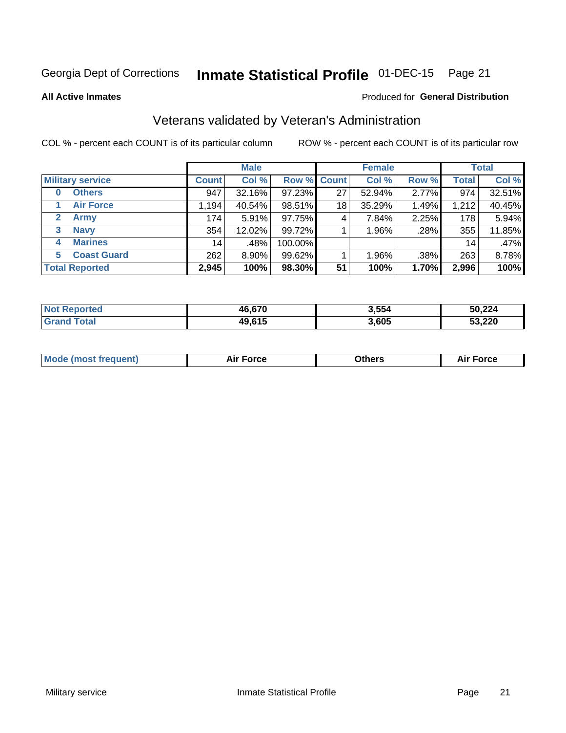Georgia Dept of Corrections **Inmate Statistical Profile** 01-DEC-15

**All Active Inmates**

Produced for **General Distribution**

## Veterans validated by Veteran's Administration

COL % - percent each COUNT is of its particular column ROW % - percent each COUNT is of its particular row

| | | Male | | | Female | | | Total | |
|---|---|---|---|---|---|---|---|---|---|
| **Military service** | | **Count** | **Col %** | **Row %** | **Count** | **Col %** | **Row %** | **Total** | **Col %** |
| 0 | Others | 947 | 32.16% | 97.23% | 27 | 52.94% | 2.77% | 974 | 32.51% |
| 1 | Air Force | 1,194 | 40.54% | 98.51% | 18 | 35.29% | 1.49% | 1,212 | 40.45% |
| 2 | Army | 174 | 5.91% | 97.75% | 4 | 7.84% | 2.25% | 178 | 5.94% |
| 3 | Navy | 354 | 12.02% | 99.72% | 1 | 1.96% | .28% | 355 | 11.85% |
| 4 | Marines | 14 | .48% | 100.00% | | | | 14 | .47% |
| 5 | Coast Guard | 262 | 8.90% | 99.62% | 1 | 1.96% | .38% | 263 | 8.78% |
| **Total Reported** | | **2,945** | **100%** | **98.30%** | **51** | **100%** | **1.70%** | **2,996** | **100%** |

| | Male | Female | Total |
|---|---|---|---|
| **Not Reported** | **46,670** | **3,554** | **50,224** |
| **Grand Total** | **49,615** | **3,605** | **53,220** |

| | Male | Female | Total |
|---|---|---|---|
| **Mode (most frequent)** | **Air Force** | **Others** | **Air Force** |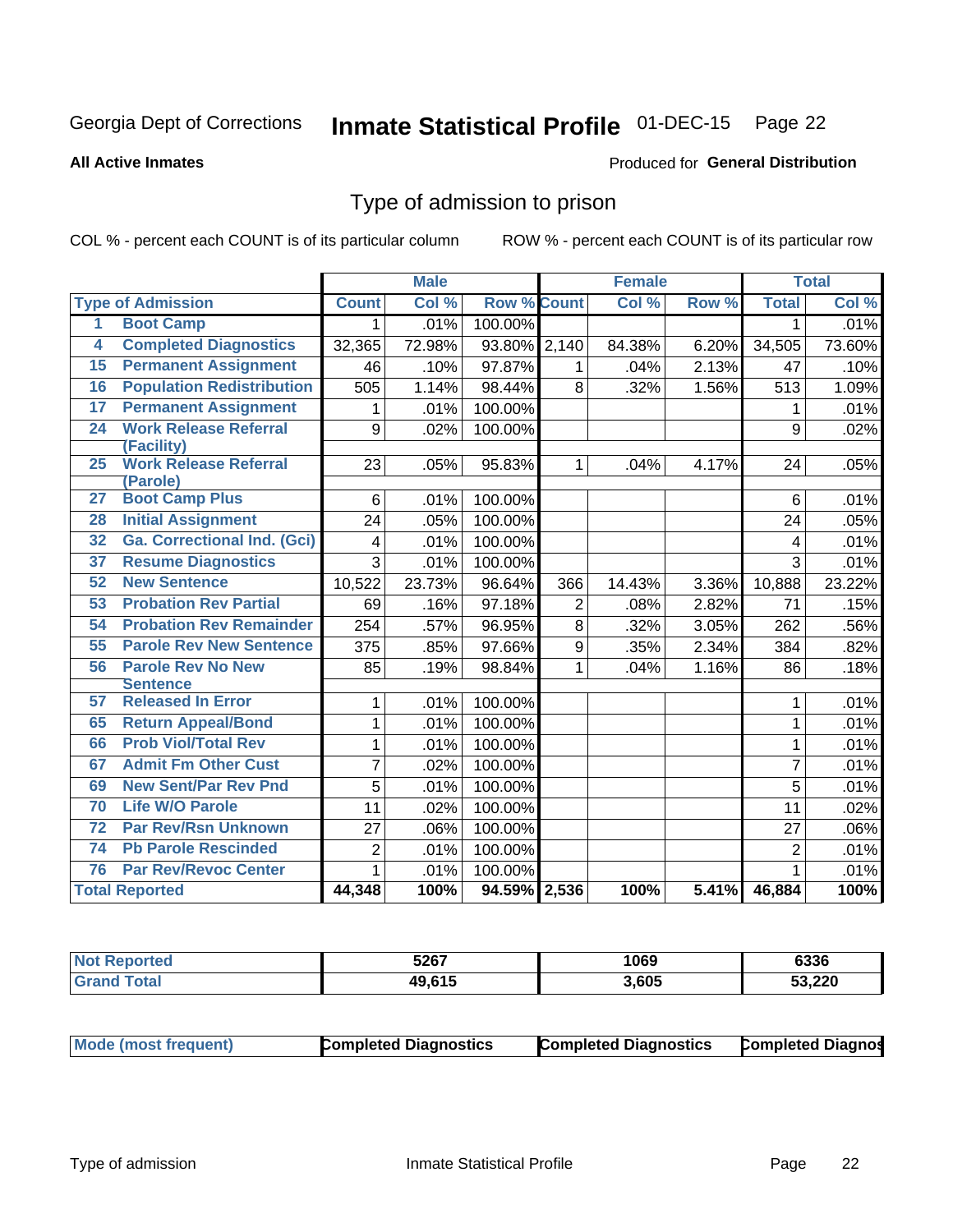Georgia Dept of Corrections **Inmate Statistical Profile** 01-DEC-15 Page 22

**All Active Inmates**

Produced for **General Distribution**

# Type of admission to prison

COL % - percent each COUNT is of its particular column ROW % - percent each COUNT is of its particular row

| Type of Admission | | Male | | | Female | | | Total | |
|---|---|---|---|---|---|---|---|---|---|
| | | Count | Col % | Row % | Count | Col % | Row % | Total | Col % |
| 1 | Boot Camp | 1 | .01% | 100.00% | | | | 1 | .01% |
| 4 | Completed Diagnostics | 32,365 | 72.98% | 93.80% | 2,140 | 84.38% | 6.20% | 34,505 | 73.60% |
| 15 | Permanent Assignment | 46 | .10% | 97.87% | 1 | .04% | 2.13% | 47 | .10% |
| 16 | Population Redistribution | 505 | 1.14% | 98.44% | 8 | .32% | 1.56% | 513 | 1.09% |
| 17 | Permanent Assignment | 1 | .01% | 100.00% | | | | 1 | .01% |
| 24 | Work Release Referral (Facility) | 9 | .02% | 100.00% | | | | 9 | .02% |
| 25 | Work Release Referral (Parole) | 23 | .05% | 95.83% | 1 | .04% | 4.17% | 24 | .05% |
| 27 | Boot Camp Plus | 6 | .01% | 100.00% | | | | 6 | .01% |
| 28 | Initial Assignment | 24 | .05% | 100.00% | | | | 24 | .05% |
| 32 | Ga. Correctional Ind. (Gci) | 4 | .01% | 100.00% | | | | 4 | .01% |
| 37 | Resume Diagnostics | 3 | .01% | 100.00% | | | | 3 | .01% |
| 52 | New Sentence | 10,522 | 23.73% | 96.64% | 366 | 14.43% | 3.36% | 10,888 | 23.22% |
| 53 | Probation Rev Partial | 69 | .16% | 97.18% | 2 | .08% | 2.82% | 71 | .15% |
| 54 | Probation Rev Remainder | 254 | .57% | 96.95% | 8 | .32% | 3.05% | 262 | .56% |
| 55 | Parole Rev New Sentence | 375 | .85% | 97.66% | 9 | .35% | 2.34% | 384 | .82% |
| 56 | Parole Rev No New Sentence | 85 | .19% | 98.84% | 1 | .04% | 1.16% | 86 | .18% |
| 57 | Released In Error | 1 | .01% | 100.00% | | | | 1 | .01% |
| 65 | Return Appeal/Bond | 1 | .01% | 100.00% | | | | 1 | .01% |
| 66 | Prob Viol/Total Rev | 1 | .01% | 100.00% | | | | 1 | .01% |
| 67 | Admit Fm Other Cust | 7 | .02% | 100.00% | | | | 7 | .01% |
| 69 | New Sent/Par Rev Pnd | 5 | .01% | 100.00% | | | | 5 | .01% |
| 70 | Life W/O Parole | 11 | .02% | 100.00% | | | | 11 | .02% |
| 72 | Par Rev/Rsn Unknown | 27 | .06% | 100.00% | | | | 27 | .06% |
| 74 | Pb Parole Rescinded | 2 | .01% | 100.00% | | | | 2 | .01% |
| 76 | Par Rev/Revoc Center | 1 | .01% | 100.00% | | | | 1 | .01% |
| **Total Reported** | | **44,348** | **100%** | **94.59%** | **2,536** | **100%** | **5.41%** | **46,884** | **100%** |

| | Male | Female | Total |
|---|---|---|---|
| Not Reported | 5267 | 1069 | 6336 |
| Grand Total | 49,615 | 3,605 | 53,220 |

| | Male | Female | Total |
|---|---|---|---|
| Mode (most frequent) | Completed Diagnostics | Completed Diagnostics | Completed Diagnos |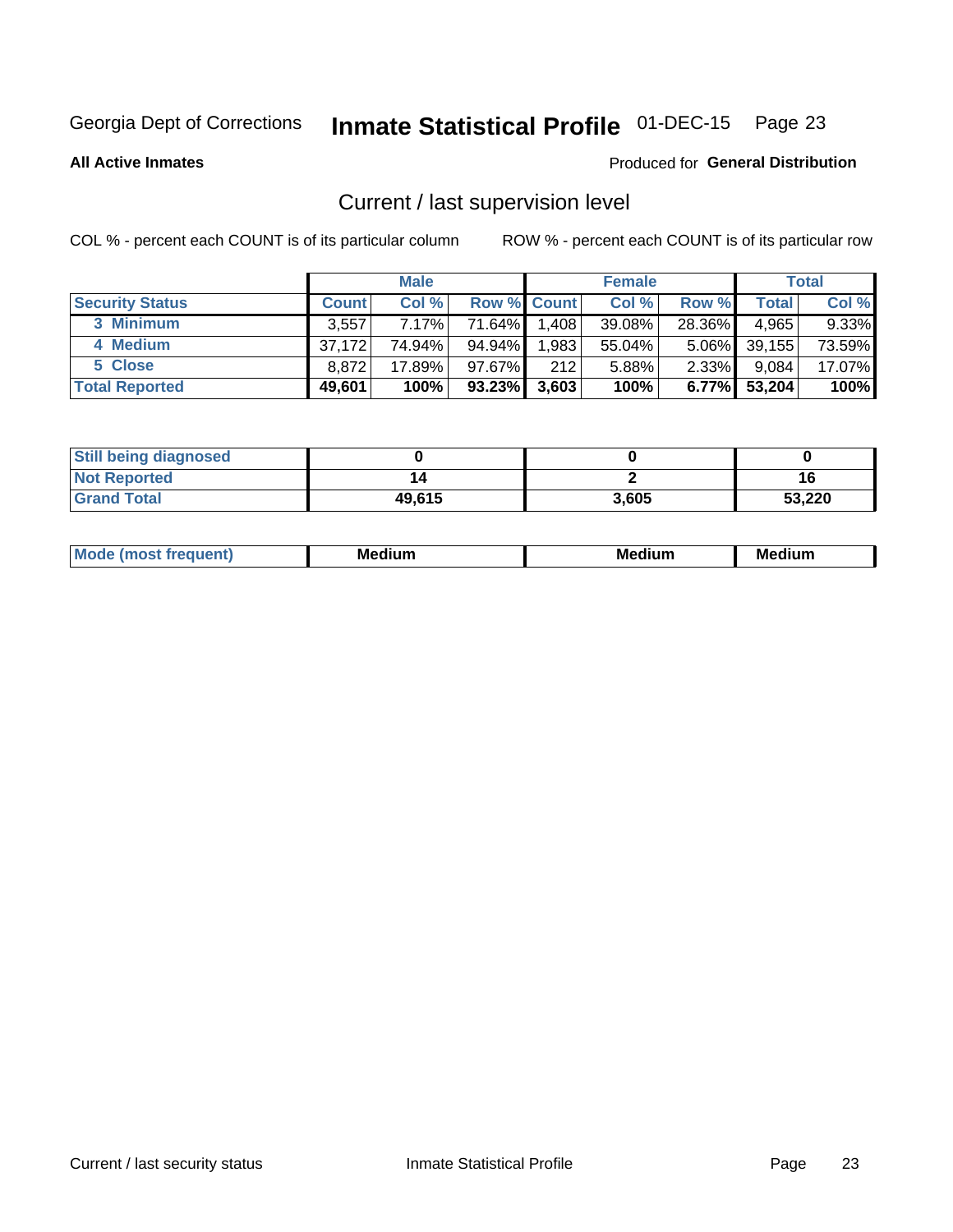Georgia Dept of Corrections **Inmate Statistical Profile** 01-DEC-15

**All Active Inmates**

Produced for **General Distribution**

## Current / last supervision level

COL % - percent each COUNT is of its particular column

ROW % - percent each COUNT is of its particular row

| | Male | | | Female | | | Total | |
|---|---|---|---|---|---|---|---|---|
| **Security Status** | **Count** | **Col %** | **Row %** | **Count** | **Col %** | **Row %** | **Total** | **Col %** |
| 3 Minimum | 3,557 | 7.17% | 71.64% | 1,408 | 39.08% | 28.36% | 4,965 | 9.33% |
| 4 Medium | 37,172 | 74.94% | 94.94% | 1,983 | 55.04% | 5.06% | 39,155 | 73.59% |
| 5 Close | 8,872 | 17.89% | 97.67% | 212 | 5.88% | 2.33% | 9,084 | 17.07% |
| **Total Reported** | **49,601** | **100%** | **93.23%** | **3,603** | **100%** | **6.77%** | **53,204** | **100%** |

| | | | |
|---|---|---|---|
| **Still being diagnosed** | **0** | **0** | **0** |
| **Not Reported** | **14** | **2** | **16** |
| **Grand Total** | **49,615** | **3,605** | **53,220** |

| | | | |
|---|---|---|---|
| **Mode (most frequent)** | **Medium** | **Medium** | **Medium** |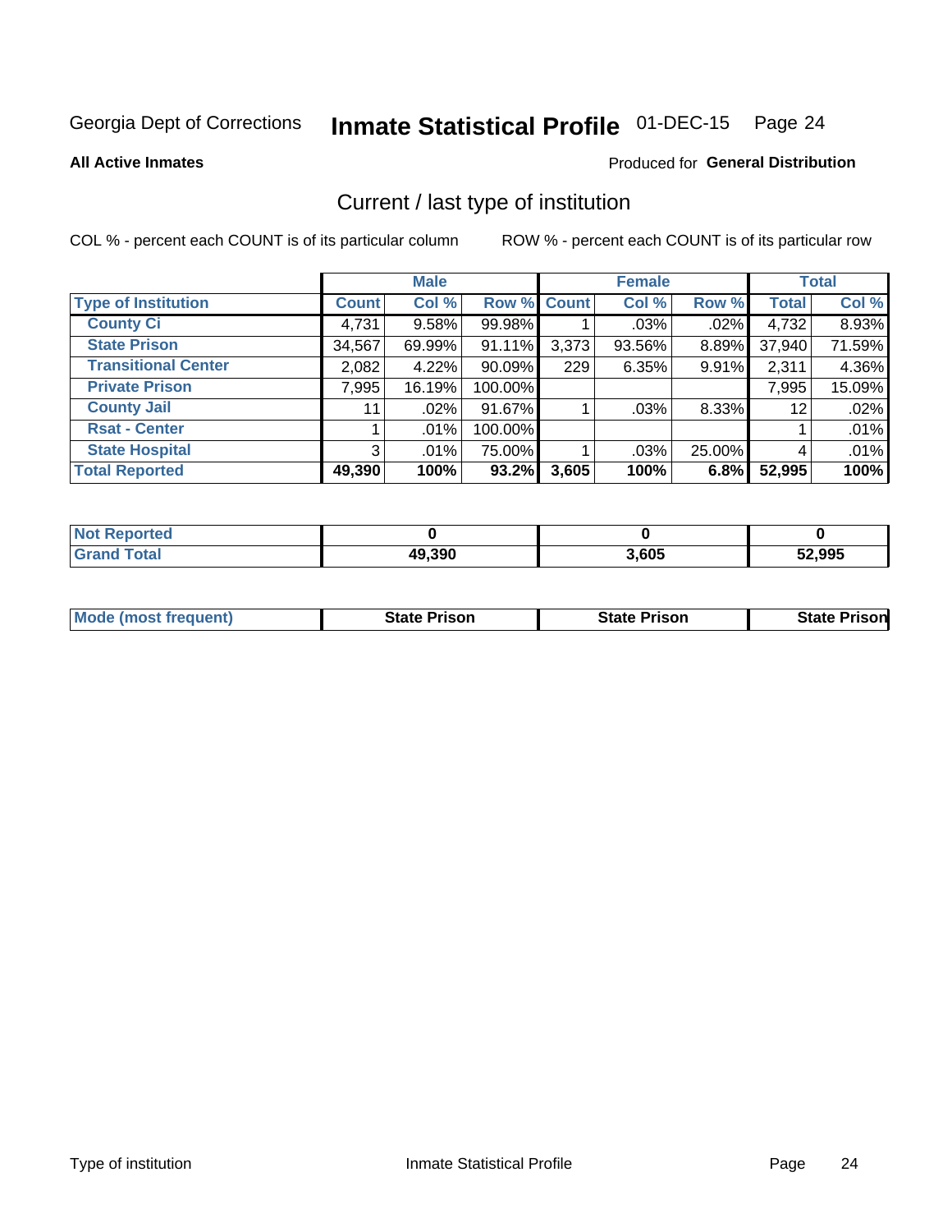Georgia Dept of Corrections **Inmate Statistical Profile** 01-DEC-15 Page 24

**All Active Inmates**

Produced for **General Distribution**

## Current / last type of institution

COL % - percent each COUNT is of its particular column

ROW % - percent each COUNT is of its particular row

| | Male | | | Female | | | Total | |
|---|---|---|---|---|---|---|---|---|
| **Type of Institution** | **Count** | **Col %** | **Row %** | **Count** | **Col %** | **Row %** | **Total** | **Col %** |
| **County Ci** | 4,731 | 9.58% | 99.98% | 1 | .03% | .02% | 4,732 | 8.93% |
| **State Prison** | 34,567 | 69.99% | 91.11% | 3,373 | 93.56% | 8.89% | 37,940 | 71.59% |
| **Transitional Center** | 2,082 | 4.22% | 90.09% | 229 | 6.35% | 9.91% | 2,311 | 4.36% |
| **Private Prison** | 7,995 | 16.19% | 100.00% | | | | 7,995 | 15.09% |
| **County Jail** | 11 | .02% | 91.67% | 1 | .03% | 8.33% | 12 | .02% |
| **Rsat - Center** | 1 | .01% | 100.00% | | | | 1 | .01% |
| **State Hospital** | 3 | .01% | 75.00% | 1 | .03% | 25.00% | 4 | .01% |
| **Total Reported** | **49,390** | **100%** | **93.2%** | **3,605** | **100%** | **6.8%** | **52,995** | **100%** |

| | | | |
|---|---|---|---|
| **Not Reported** | **0** | **0** | **0** |
| **Grand Total** | **49,390** | **3,605** | **52,995** |

| | | | |
|---|---|---|---|
| **Mode (most frequent)** | **State Prison** | **State Prison** | **State Prison** |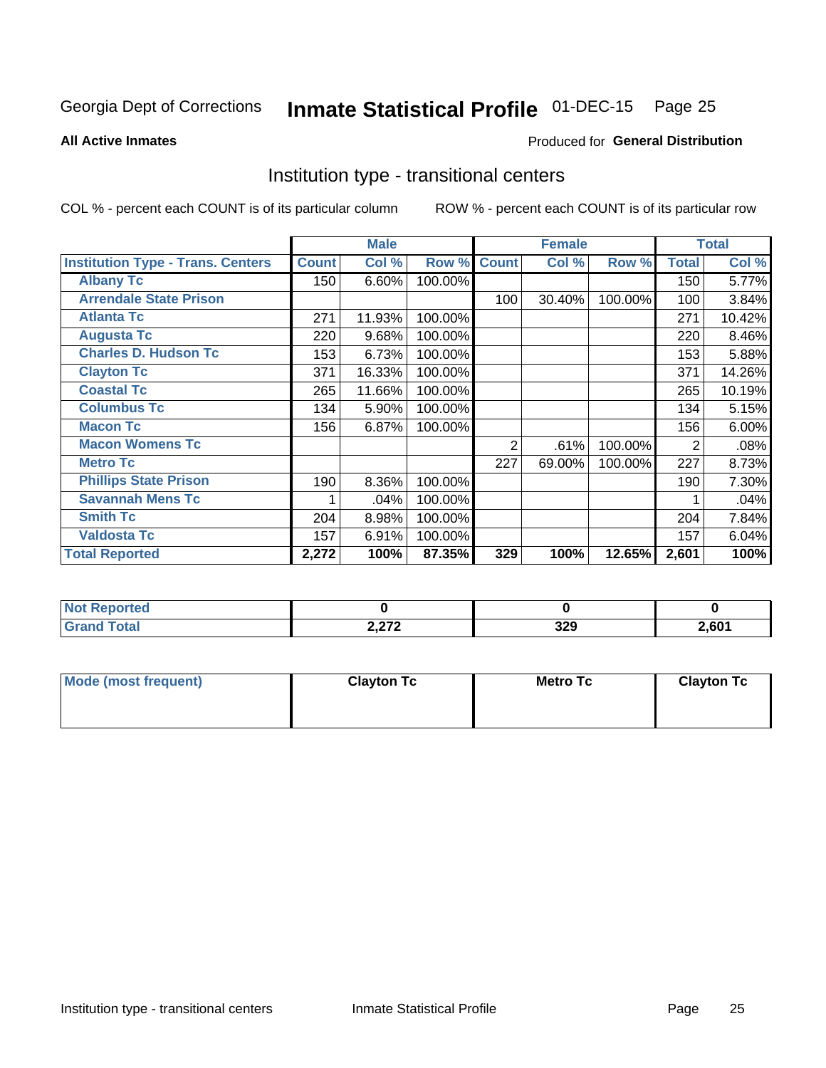Georgia Dept of Corrections **Inmate Statistical Profile** 01-DEC-15

**All Active Inmates**

Produced for **General Distribution**

## Institution type - transitional centers

COL % - percent each COUNT is of its particular column ROW % - percent each COUNT is of its particular row

| | Male | | | Female | | | Total | |
|---|---|---|---|---|---|---|---|---|
| **Institution Type - Trans. Centers** | **Count** | **Col %** | **Row %** | **Count** | **Col %** | **Row %** | **Total** | **Col %** |
| **Albany Tc** | 150 | 6.60% | 100.00% | | | | 150 | 5.77% |
| **Arrendale State Prison** | | | | 100 | 30.40% | 100.00% | 100 | 3.84% |
| **Atlanta Tc** | 271 | 11.93% | 100.00% | | | | 271 | 10.42% |
| **Augusta Tc** | 220 | 9.68% | 100.00% | | | | 220 | 8.46% |
| **Charles D. Hudson Tc** | 153 | 6.73% | 100.00% | | | | 153 | 5.88% |
| **Clayton Tc** | 371 | 16.33% | 100.00% | | | | 371 | 14.26% |
| **Coastal Tc** | 265 | 11.66% | 100.00% | | | | 265 | 10.19% |
| **Columbus Tc** | 134 | 5.90% | 100.00% | | | | 134 | 5.15% |
| **Macon Tc** | 156 | 6.87% | 100.00% | | | | 156 | 6.00% |
| **Macon Womens Tc** | | | | 2 | .61% | 100.00% | 2 | .08% |
| **Metro Tc** | | | | 227 | 69.00% | 100.00% | 227 | 8.73% |
| **Phillips State Prison** | 190 | 8.36% | 100.00% | | | | 190 | 7.30% |
| **Savannah Mens Tc** | 1 | .04% | 100.00% | | | | 1 | .04% |
| **Smith Tc** | 204 | 8.98% | 100.00% | | | | 204 | 7.84% |
| **Valdosta Tc** | 157 | 6.91% | 100.00% | | | | 157 | 6.04% |
| **Total Reported** | **2,272** | **100%** | **87.35%** | **329** | **100%** | **12.65%** | **2,601** | **100%** |

| | | | |
|---|---|---|---|
| **Not Reported** | **0** | **0** | **0** |
| **Grand Total** | **2,272** | **329** | **2,601** |

| | | | |
|---|---|---|---|
| **Mode (most frequent)** | **Clayton Tc** | **Metro Tc** | **Clayton Tc** |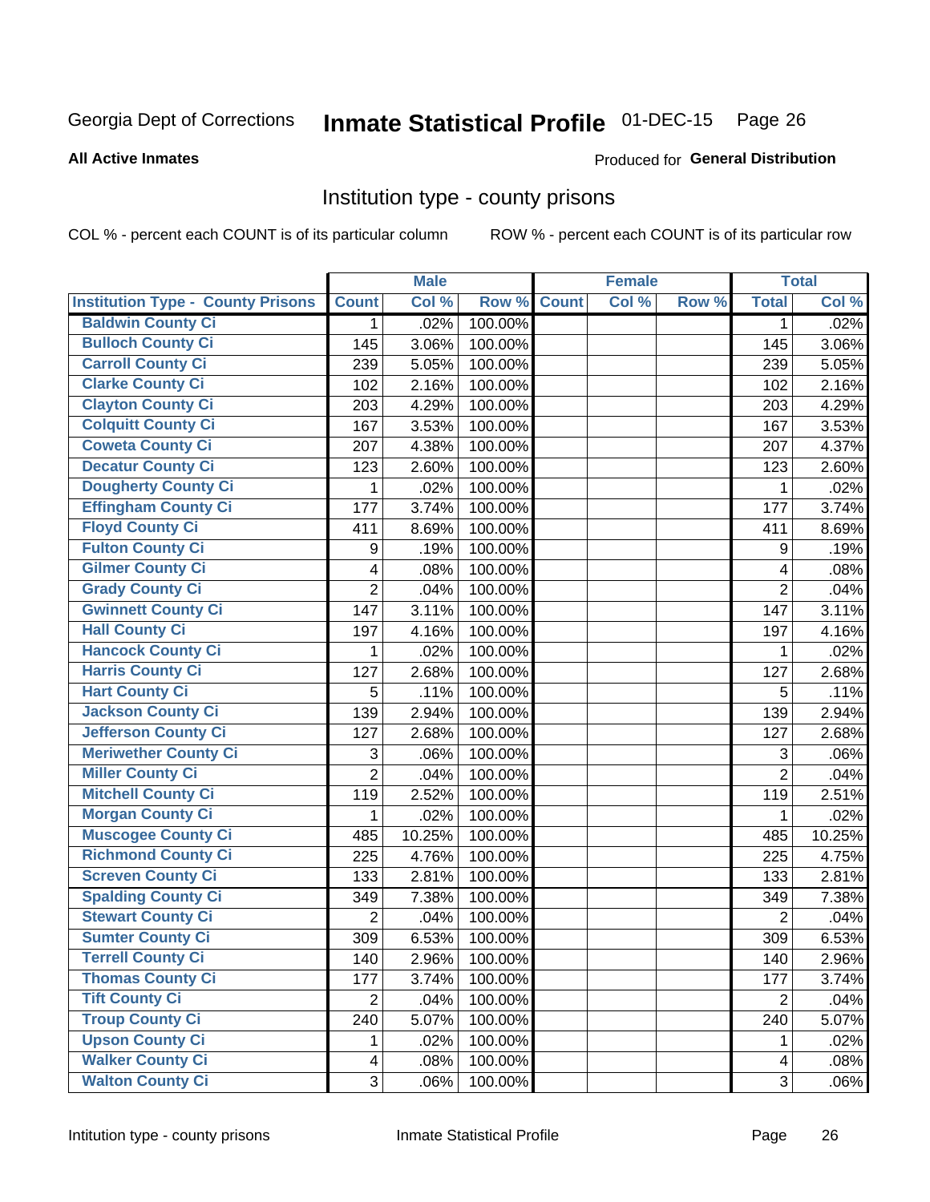Georgia Dept of Corrections **Inmate Statistical Profile** 01-DEC-15 Page 26

**All Active Inmates**

Produced for **General Distribution**

## Institution type - county prisons

COL % - percent each COUNT is of its particular column

ROW % - percent each COUNT is of its particular row

| | Male | | | Female | | | Total | |
|---|---|---|---|---|---|---|---|---|
| Institution Type - County Prisons | Count | Col % | Row % | Count | Col % | Row % | Total | Col % |
| Baldwin County Ci | 1 | .02% | 100.00% | | | | 1 | .02% |
| Bulloch County Ci | 145 | 3.06% | 100.00% | | | | 145 | 3.06% |
| Carroll County Ci | 239 | 5.05% | 100.00% | | | | 239 | 5.05% |
| Clarke County Ci | 102 | 2.16% | 100.00% | | | | 102 | 2.16% |
| Clayton County Ci | 203 | 4.29% | 100.00% | | | | 203 | 4.29% |
| Colquitt County Ci | 167 | 3.53% | 100.00% | | | | 167 | 3.53% |
| Coweta County Ci | 207 | 4.38% | 100.00% | | | | 207 | 4.37% |
| Decatur County Ci | 123 | 2.60% | 100.00% | | | | 123 | 2.60% |
| Dougherty County Ci | 1 | .02% | 100.00% | | | | 1 | .02% |
| Effingham County Ci | 177 | 3.74% | 100.00% | | | | 177 | 3.74% |
| Floyd County Ci | 411 | 8.69% | 100.00% | | | | 411 | 8.69% |
| Fulton County Ci | 9 | .19% | 100.00% | | | | 9 | .19% |
| Gilmer County Ci | 4 | .08% | 100.00% | | | | 4 | .08% |
| Grady County Ci | 2 | .04% | 100.00% | | | | 2 | .04% |
| Gwinnett County Ci | 147 | 3.11% | 100.00% | | | | 147 | 3.11% |
| Hall County Ci | 197 | 4.16% | 100.00% | | | | 197 | 4.16% |
| Hancock County Ci | 1 | .02% | 100.00% | | | | 1 | .02% |
| Harris County Ci | 127 | 2.68% | 100.00% | | | | 127 | 2.68% |
| Hart County Ci | 5 | .11% | 100.00% | | | | 5 | .11% |
| Jackson County Ci | 139 | 2.94% | 100.00% | | | | 139 | 2.94% |
| Jefferson County Ci | 127 | 2.68% | 100.00% | | | | 127 | 2.68% |
| Meriwether County Ci | 3 | .06% | 100.00% | | | | 3 | .06% |
| Miller County Ci | 2 | .04% | 100.00% | | | | 2 | .04% |
| Mitchell County Ci | 119 | 2.52% | 100.00% | | | | 119 | 2.51% |
| Morgan County Ci | 1 | .02% | 100.00% | | | | 1 | .02% |
| Muscogee County Ci | 485 | 10.25% | 100.00% | | | | 485 | 10.25% |
| Richmond County Ci | 225 | 4.76% | 100.00% | | | | 225 | 4.75% |
| Screven County Ci | 133 | 2.81% | 100.00% | | | | 133 | 2.81% |
| Spalding County Ci | 349 | 7.38% | 100.00% | | | | 349 | 7.38% |
| Stewart County Ci | 2 | .04% | 100.00% | | | | 2 | .04% |
| Sumter County Ci | 309 | 6.53% | 100.00% | | | | 309 | 6.53% |
| Terrell County Ci | 140 | 2.96% | 100.00% | | | | 140 | 2.96% |
| Thomas County Ci | 177 | 3.74% | 100.00% | | | | 177 | 3.74% |
| Tift County Ci | 2 | .04% | 100.00% | | | | 2 | .04% |
| Troup County Ci | 240 | 5.07% | 100.00% | | | | 240 | 5.07% |
| Upson County Ci | 1 | .02% | 100.00% | | | | 1 | .02% |
| Walker County Ci | 4 | .08% | 100.00% | | | | 4 | .08% |
| Walton County Ci | 3 | .06% | 100.00% | | | | 3 | .06% |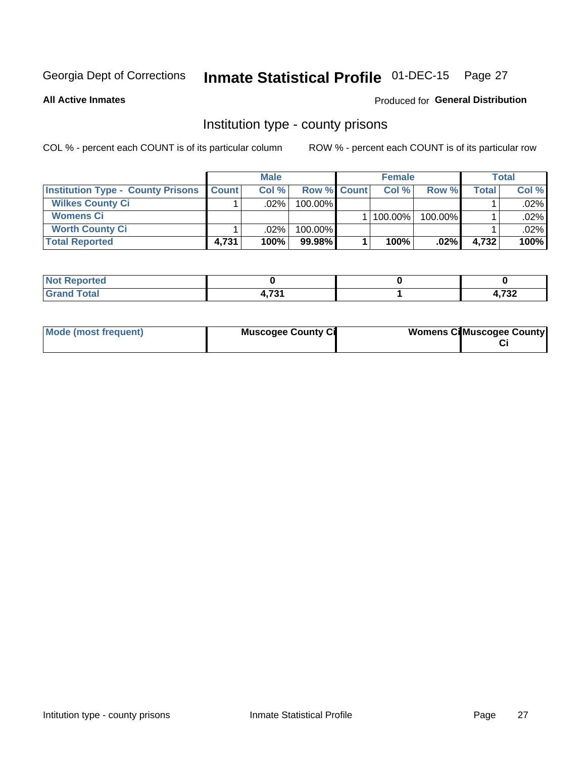Georgia Dept of Corrections **Inmate Statistical Profile** 01-DEC-15 Page 27

**All Active Inmates**

Produced for **General Distribution**

## Institution type - county prisons

COL % - percent each COUNT is of its particular column

ROW % - percent each COUNT is of its particular row

| | Male | | | Female | | | Total | |
|---|---|---|---|---|---|---|---|---|
| **Institution Type - County Prisons** | **Count** | **Col %** | **Row %** | **Count** | **Col %** | **Row %** | **Total** | **Col %** |
| **Wilkes County Ci** | 1 | .02% | 100.00% | | | | 1 | .02% |
| **Womens Ci** | | | | 1 | 100.00% | 100.00% | 1 | .02% |
| **Worth County Ci** | 1 | .02% | 100.00% | | | | 1 | .02% |
| **Total Reported** | **4,731** | **100%** | **99.98%** | **1** | **100%** | **.02%** | **4,732** | **100%** |

| | Male | Female | Total |
|---|---|---|---|
| **Not Reported** | **0** | **0** | **0** |
| **Grand Total** | **4,731** | **1** | **4,732** |

| | Male | Female | Total |
|---|---|---|---|
| **Mode (most frequent)** | **Muscogee County Ci** | **Womens Ci** | **Muscogee County Ci** |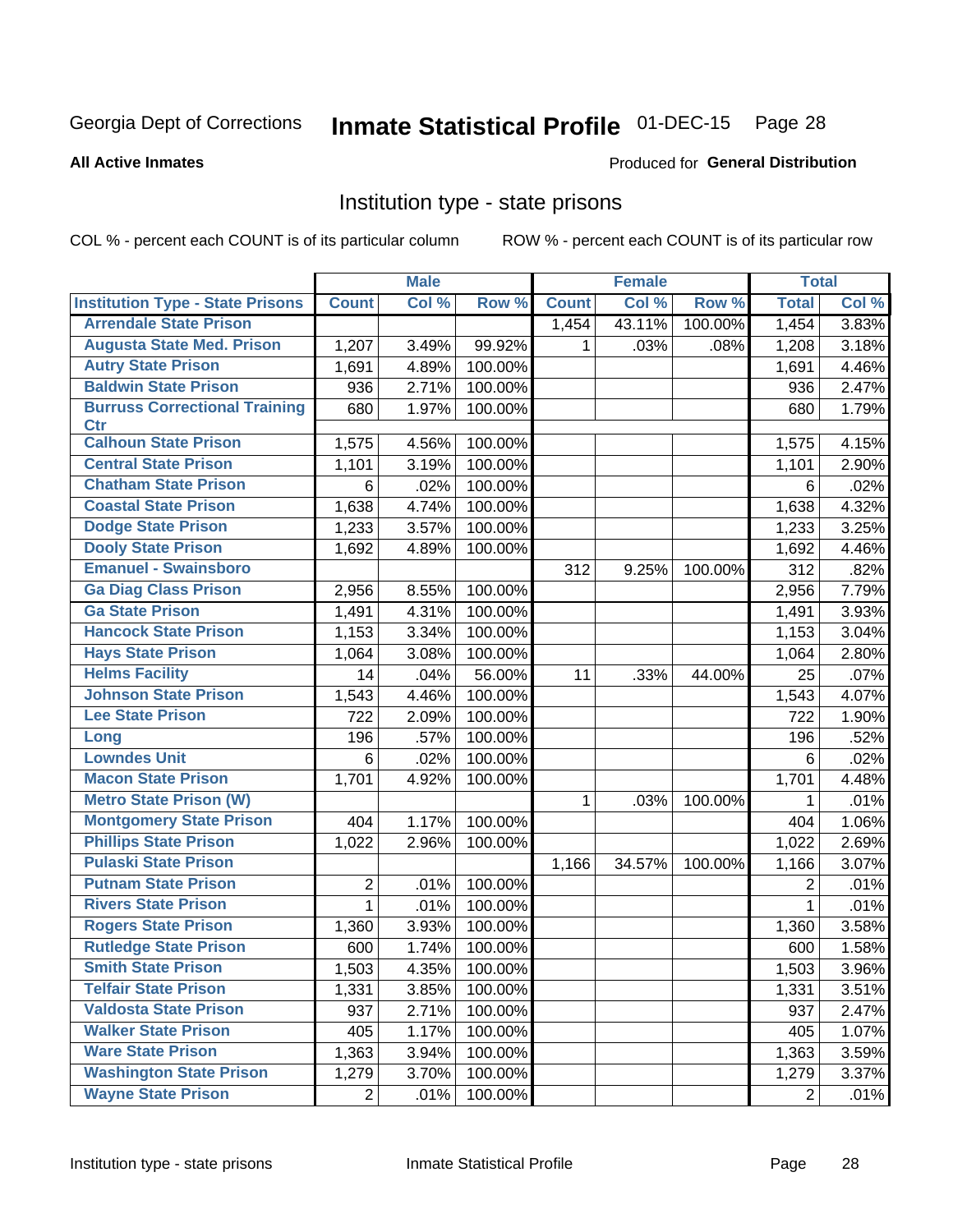Georgia Dept of Corrections **Inmate Statistical Profile** 01-DEC-15

**All Active Inmates**

Produced for **General Distribution**

## Institution type - state prisons

COL % - percent each COUNT is of its particular column ROW % - percent each COUNT is of its particular row

| | Male | | | Female | | | Total | |
|---|---|---|---|---|---|---|---|---|
| **Institution Type - State Prisons** | **Count** | **Col %** | **Row %** | **Count** | **Col %** | **Row %** | **Total** | **Col %** |
| **Arrendale State Prison** | | | | 1,454 | 43.11% | 100.00% | 1,454 | 3.83% |
| **Augusta State Med. Prison** | 1,207 | 3.49% | 99.92% | 1 | .03% | .08% | 1,208 | 3.18% |
| **Autry State Prison** | 1,691 | 4.89% | 100.00% | | | | 1,691 | 4.46% |
| **Baldwin State Prison** | 936 | 2.71% | 100.00% | | | | 936 | 2.47% |
| **Burruss Correctional Training Ctr** | 680 | 1.97% | 100.00% | | | | 680 | 1.79% |
| **Calhoun State Prison** | 1,575 | 4.56% | 100.00% | | | | 1,575 | 4.15% |
| **Central State Prison** | 1,101 | 3.19% | 100.00% | | | | 1,101 | 2.90% |
| **Chatham State Prison** | 6 | .02% | 100.00% | | | | 6 | .02% |
| **Coastal State Prison** | 1,638 | 4.74% | 100.00% | | | | 1,638 | 4.32% |
| **Dodge State Prison** | 1,233 | 3.57% | 100.00% | | | | 1,233 | 3.25% |
| **Dooly State Prison** | 1,692 | 4.89% | 100.00% | | | | 1,692 | 4.46% |
| **Emanuel - Swainsboro** | | | | 312 | 9.25% | 100.00% | 312 | .82% |
| **Ga Diag Class Prison** | 2,956 | 8.55% | 100.00% | | | | 2,956 | 7.79% |
| **Ga State Prison** | 1,491 | 4.31% | 100.00% | | | | 1,491 | 3.93% |
| **Hancock State Prison** | 1,153 | 3.34% | 100.00% | | | | 1,153 | 3.04% |
| **Hays State Prison** | 1,064 | 3.08% | 100.00% | | | | 1,064 | 2.80% |
| **Helms Facility** | 14 | .04% | 56.00% | 11 | .33% | 44.00% | 25 | .07% |
| **Johnson State Prison** | 1,543 | 4.46% | 100.00% | | | | 1,543 | 4.07% |
| **Lee State Prison** | 722 | 2.09% | 100.00% | | | | 722 | 1.90% |
| **Long** | 196 | .57% | 100.00% | | | | 196 | .52% |
| **Lowndes Unit** | 6 | .02% | 100.00% | | | | 6 | .02% |
| **Macon State Prison** | 1,701 | 4.92% | 100.00% | | | | 1,701 | 4.48% |
| **Metro State Prison (W)** | | | | 1 | .03% | 100.00% | 1 | .01% |
| **Montgomery State Prison** | 404 | 1.17% | 100.00% | | | | 404 | 1.06% |
| **Phillips State Prison** | 1,022 | 2.96% | 100.00% | | | | 1,022 | 2.69% |
| **Pulaski State Prison** | | | | 1,166 | 34.57% | 100.00% | 1,166 | 3.07% |
| **Putnam State Prison** | 2 | .01% | 100.00% | | | | 2 | .01% |
| **Rivers State Prison** | 1 | .01% | 100.00% | | | | 1 | .01% |
| **Rogers State Prison** | 1,360 | 3.93% | 100.00% | | | | 1,360 | 3.58% |
| **Rutledge State Prison** | 600 | 1.74% | 100.00% | | | | 600 | 1.58% |
| **Smith State Prison** | 1,503 | 4.35% | 100.00% | | | | 1,503 | 3.96% |
| **Telfair State Prison** | 1,331 | 3.85% | 100.00% | | | | 1,331 | 3.51% |
| **Valdosta State Prison** | 937 | 2.71% | 100.00% | | | | 937 | 2.47% |
| **Walker State Prison** | 405 | 1.17% | 100.00% | | | | 405 | 1.07% |
| **Ware State Prison** | 1,363 | 3.94% | 100.00% | | | | 1,363 | 3.59% |
| **Washington State Prison** | 1,279 | 3.70% | 100.00% | | | | 1,279 | 3.37% |
| **Wayne State Prison** | 2 | .01% | 100.00% | | | | 2 | .01% |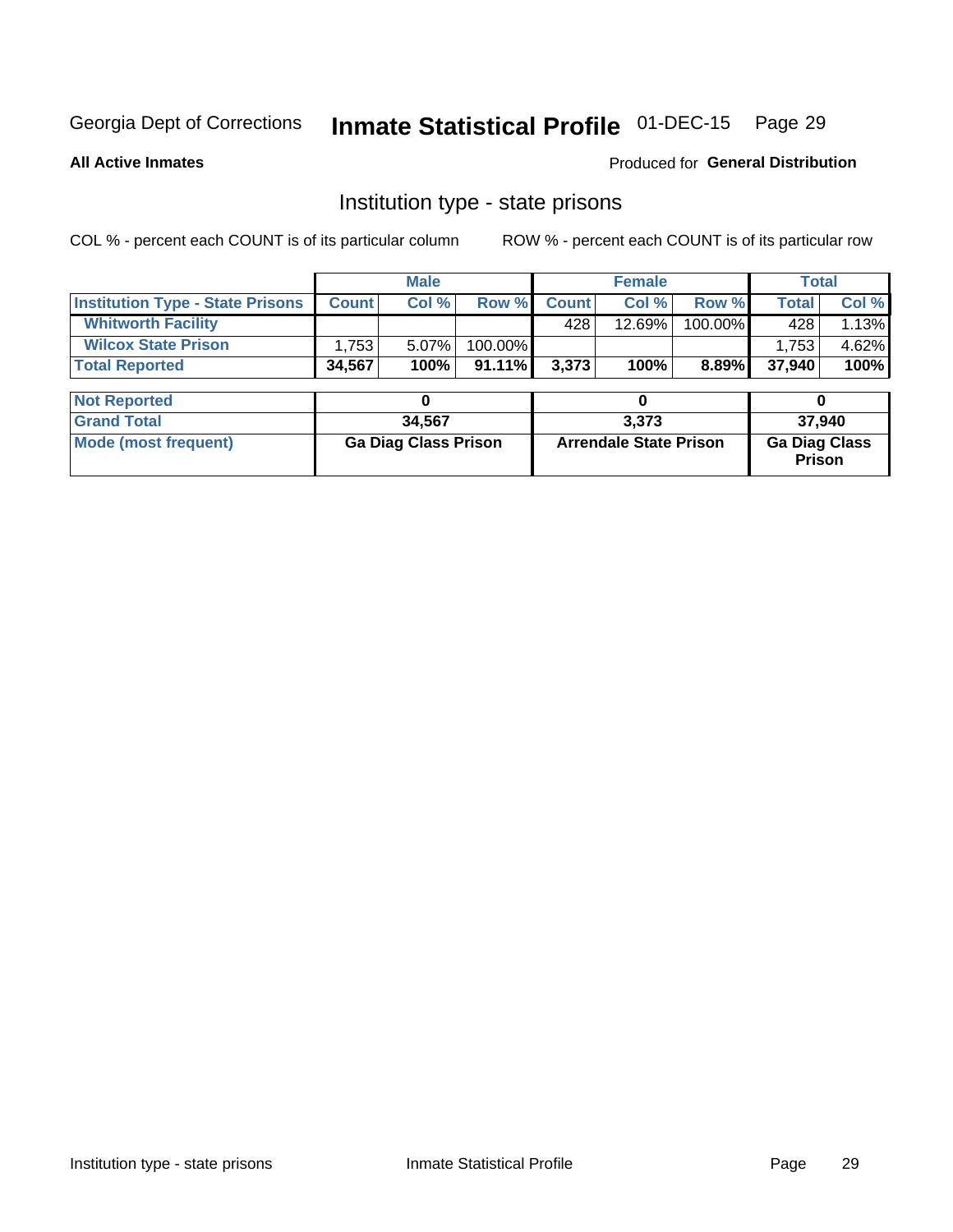Georgia Dept of Corrections **Inmate Statistical Profile** 01-DEC-15

**All Active Inmates**

Produced for **General Distribution**

## Institution type - state prisons

COL % - percent each COUNT is of its particular column

ROW % - percent each COUNT is of its particular row

| | Male | | | Female | | | Total | |
|---|---|---|---|---|---|---|---|---|
| **Institution Type - State Prisons** | **Count** | **Col %** | **Row %** | **Count** | **Col %** | **Row %** | **Total** | **Col %** |
| **Whitworth Facility** | | | | 428 | 12.69% | 100.00% | 428 | 1.13% |
| **Wilcox State Prison** | 1,753 | 5.07% | 100.00% | | | | 1,753 | 4.62% |
| **Total Reported** | **34,567** | **100%** | **91.11%** | **3,373** | **100%** | **8.89%** | **37,940** | **100%** |

| | Male | Female | Total |
|---|---|---|---|
| **Not Reported** | **0** | **0** | **0** |
| **Grand Total** | **34,567** | **3,373** | **37,940** |
| **Mode (most frequent)** | **Ga Diag Class Prison** | **Arrendale State Prison** | **Ga Diag Class Prison** |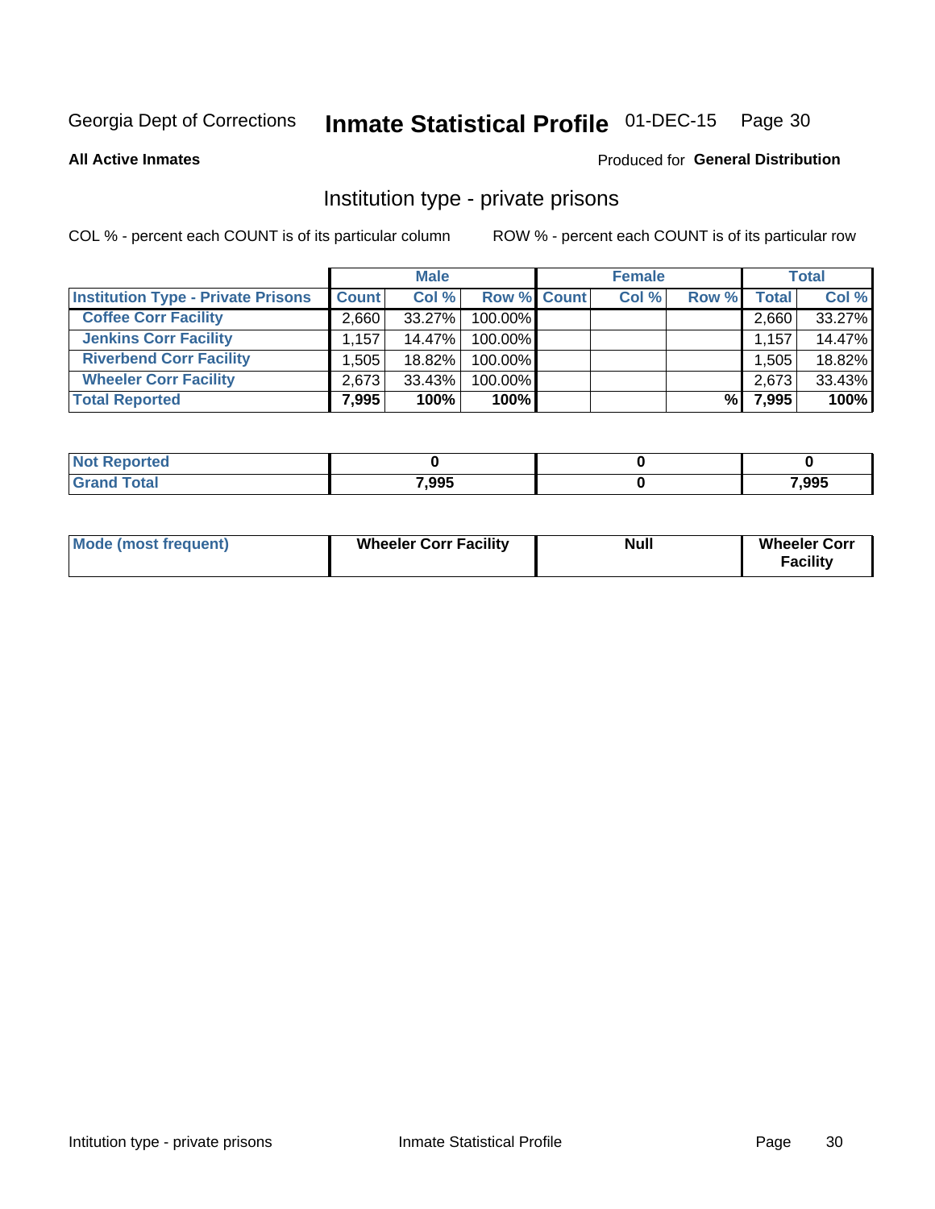Georgia Dept of Corrections **Inmate Statistical Profile** 01-DEC-15 Page 30

**All Active Inmates** Produced for **General Distribution**

## Institution type - private prisons

COL % - percent each COUNT is of its particular column ROW % - percent each COUNT is of its particular row

| | Male | | | Female | | | Total | |
|---|---|---|---|---|---|---|---|---|
| Institution Type - Private Prisons | Count | Col % | Row % | Count | Col % | Row % | Total | Col % |
| Coffee Corr Facility | 2,660 | 33.27% | 100.00% | | | | 2,660 | 33.27% |
| Jenkins Corr Facility | 1,157 | 14.47% | 100.00% | | | | 1,157 | 14.47% |
| Riverbend Corr Facility | 1,505 | 18.82% | 100.00% | | | | 1,505 | 18.82% |
| Wheeler Corr Facility | 2,673 | 33.43% | 100.00% | | | | 2,673 | 33.43% |
| **Total Reported** | **7,995** | **100%** | **100%** | | | **%** | **7,995** | **100%** |

| | | | |
|---|---|---|---|
| Not Reported | 0 | 0 | 0 |
| Grand Total | 7,995 | 0 | 7,995 |

| | | | |
|---|---|---|---|
| Mode (most frequent) | Wheeler Corr Facility | Null | Wheeler Corr Facility |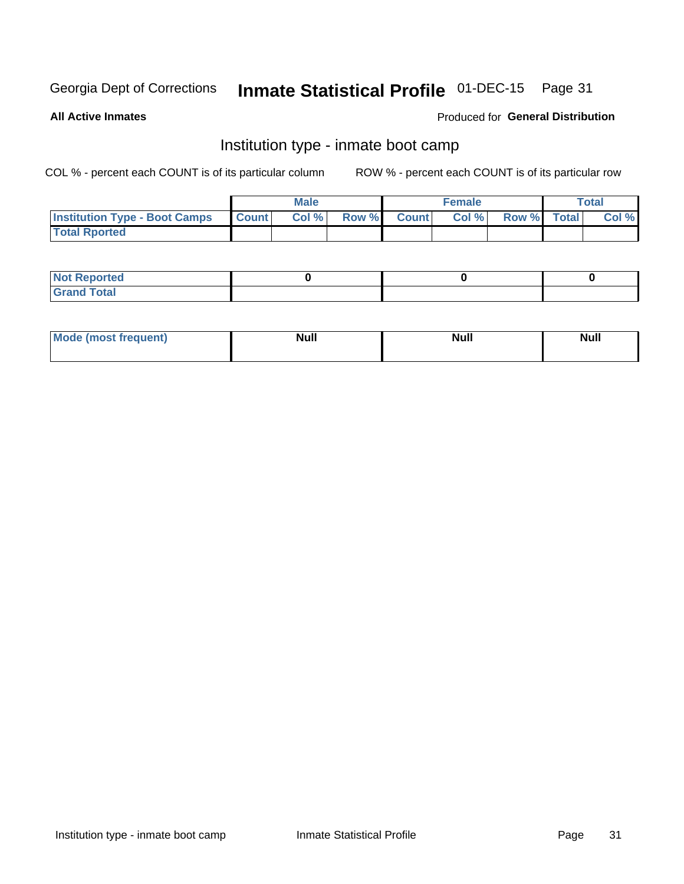Georgia Dept of Corrections **Inmate Statistical Profile** 01-DEC-15

**All Active Inmates**

Produced for **General Distribution**

## Institution type - inmate boot camp

COL % - percent each COUNT is of its particular column

ROW % - percent each COUNT is of its particular row

| | Male | | | Female | | | Total | |
|---|---|---|---|---|---|---|---|---|
| **Institution Type - Boot Camps** | **Count** | **Col %** | **Row %** | **Count** | **Col %** | **Row %** | **Total** | **Col %** |
| **Total Rported** | | | | | | | | |

| | Male | Female | Total |
|---|---|---|---|
| **Not Reported** | **0** | **0** | **0** |
| **Grand Total** | | | |

| | Male | Female | Total |
|---|---|---|---|
| **Mode (most frequent)** | **Null** | **Null** | **Null** |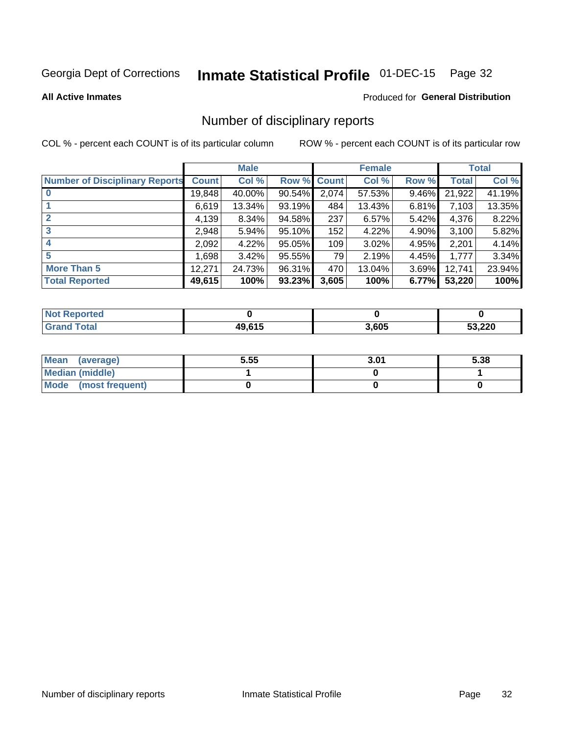Georgia Dept of Corrections **Inmate Statistical Profile** 01-DEC-15

**All Active Inmates**

Produced for **General Distribution**

## Number of disciplinary reports

COL % - percent each COUNT is of its particular column

ROW % - percent each COUNT is of its particular row

| | Male | | | Female | | | Total | |
|---|---|---|---|---|---|---|---|---|
| **Number of Disciplinary Reports** | **Count** | **Col %** | **Row %** | **Count** | **Col %** | **Row %** | **Total** | **Col %** |
| **0** | 19,848 | 40.00% | 90.54% | 2,074 | 57.53% | 9.46% | 21,922 | 41.19% |
| **1** | 6,619 | 13.34% | 93.19% | 484 | 13.43% | 6.81% | 7,103 | 13.35% |
| **2** | 4,139 | 8.34% | 94.58% | 237 | 6.57% | 5.42% | 4,376 | 8.22% |
| **3** | 2,948 | 5.94% | 95.10% | 152 | 4.22% | 4.90% | 3,100 | 5.82% |
| **4** | 2,092 | 4.22% | 95.05% | 109 | 3.02% | 4.95% | 2,201 | 4.14% |
| **5** | 1,698 | 3.42% | 95.55% | 79 | 2.19% | 4.45% | 1,777 | 3.34% |
| **More Than 5** | 12,271 | 24.73% | 96.31% | 470 | 13.04% | 3.69% | 12,741 | 23.94% |
| **Total Reported** | **49,615** | **100%** | **93.23%** | **3,605** | **100%** | **6.77%** | **53,220** | **100%** |

| | Male | Female | Total |
|---|---|---|---|
| **Not Reported** | 0 | 0 | 0 |
| **Grand Total** | 49,615 | 3,605 | 53,220 |

| | Male | Female | Total |
|---|---|---|---|
| **Mean (average)** | 5.55 | 3.01 | 5.38 |
| **Median (middle)** | 1 | 0 | 1 |
| **Mode (most frequent)** | 0 | 0 | 0 |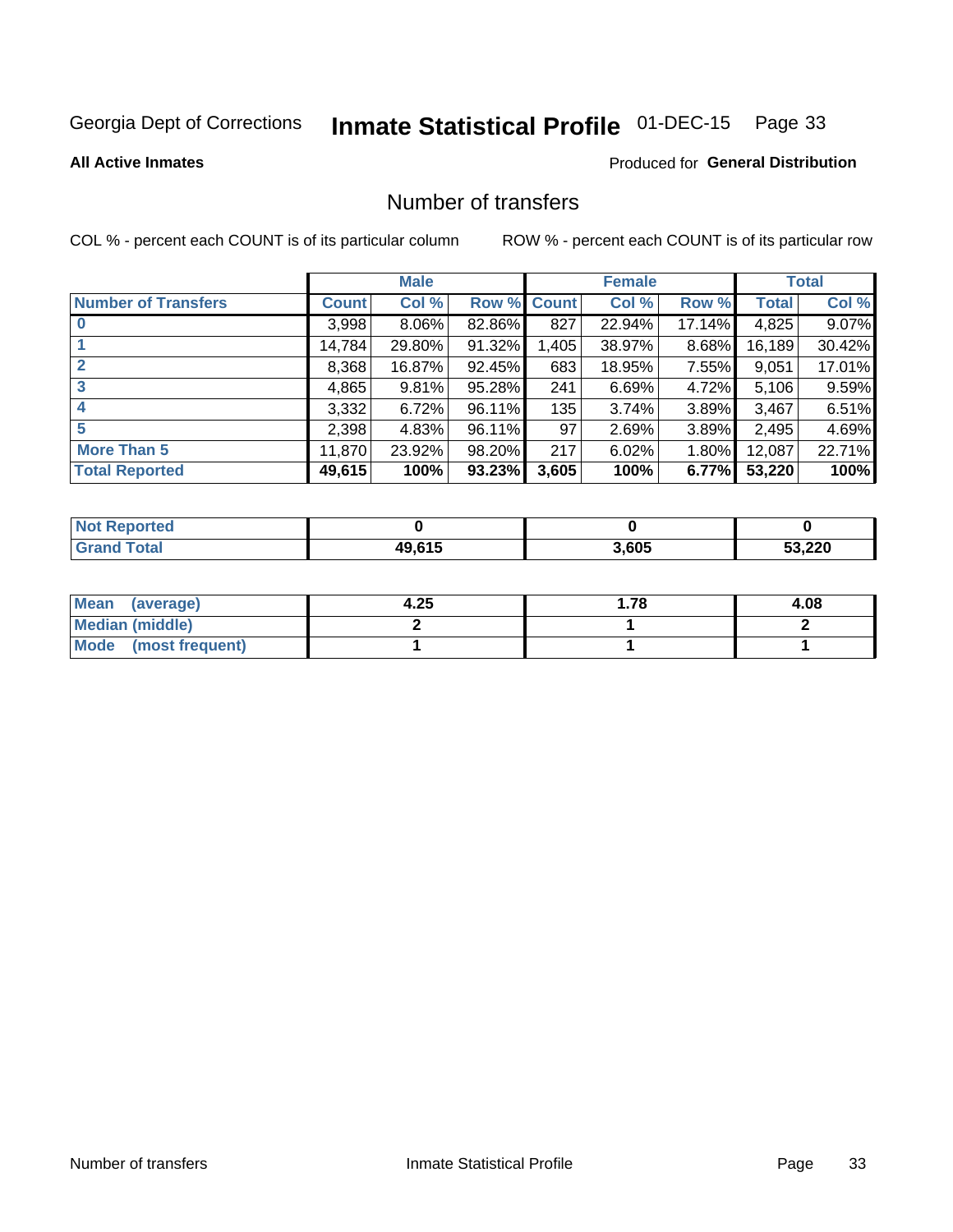Georgia Dept of Corrections **Inmate Statistical Profile** 01-DEC-15

**All Active Inmates**

Produced for **General Distribution**

## Number of transfers

COL % - percent each COUNT is of its particular column

ROW % - percent each COUNT is of its particular row

| | Male | | | Female | | | Total | |
|---|---|---|---|---|---|---|---|---|
| **Number of Transfers** | **Count** | **Col %** | **Row %** | **Count** | **Col %** | **Row %** | **Total** | **Col %** |
| **0** | 3,998 | 8.06% | 82.86% | 827 | 22.94% | 17.14% | 4,825 | 9.07% |
| **1** | 14,784 | 29.80% | 91.32% | 1,405 | 38.97% | 8.68% | 16,189 | 30.42% |
| **2** | 8,368 | 16.87% | 92.45% | 683 | 18.95% | 7.55% | 9,051 | 17.01% |
| **3** | 4,865 | 9.81% | 95.28% | 241 | 6.69% | 4.72% | 5,106 | 9.59% |
| **4** | 3,332 | 6.72% | 96.11% | 135 | 3.74% | 3.89% | 3,467 | 6.51% |
| **5** | 2,398 | 4.83% | 96.11% | 97 | 2.69% | 3.89% | 2,495 | 4.69% |
| **More Than 5** | 11,870 | 23.92% | 98.20% | 217 | 6.02% | 1.80% | 12,087 | 22.71% |
| **Total Reported** | **49,615** | **100%** | **93.23%** | **3,605** | **100%** | **6.77%** | **53,220** | **100%** |

| | Male | Female | Total |
|---|---|---|---|
| **Not Reported** | **0** | **0** | **0** |
| **Grand Total** | **49,615** | **3,605** | **53,220** |

| | Male | Female | Total |
|---|---|---|---|
| **Mean (average)** | **4.25** | **1.78** | **4.08** |
| **Median (middle)** | **2** | **1** | **2** |
| **Mode (most frequent)** | **1** | **1** | **1** |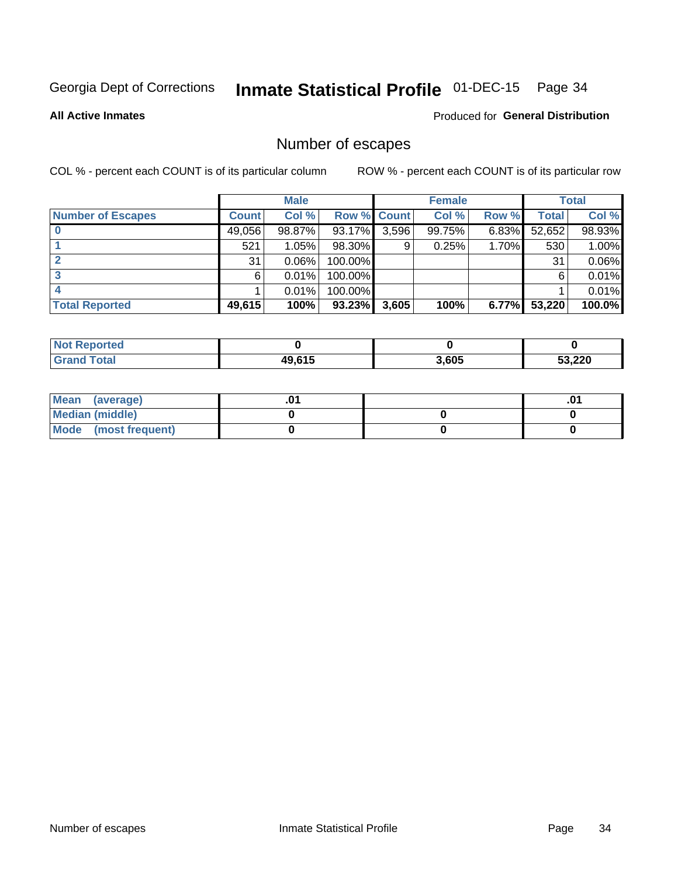Georgia Dept of Corrections **Inmate Statistical Profile** 01-DEC-15

**All Active Inmates**

Produced for **General Distribution**

## Number of escapes

COL % - percent each COUNT is of its particular column

ROW % - percent each COUNT is of its particular row

| | Male | | | Female | | | Total | |
|---|---|---|---|---|---|---|---|---|
| **Number of Escapes** | **Count** | **Col %** | **Row %** | **Count** | **Col %** | **Row %** | **Total** | **Col %** |
| **0** | 49,056 | 98.87% | 93.17% | 3,596 | 99.75% | 6.83% | 52,652 | 98.93% |
| **1** | 521 | 1.05% | 98.30% | 9 | 0.25% | 1.70% | 530 | 1.00% |
| **2** | 31 | 0.06% | 100.00% | | | | 31 | 0.06% |
| **3** | 6 | 0.01% | 100.00% | | | | 6 | 0.01% |
| **4** | 1 | 0.01% | 100.00% | | | | 1 | 0.01% |
| **Total Reported** | **49,615** | **100%** | **93.23%** | **3,605** | **100%** | **6.77%** | **53,220** | **100.0%** |

| | Male | Female | Total |
|---|---|---|---|
| **Not Reported** | **0** | **0** | **0** |
| **Grand Total** | **49,615** | **3,605** | **53,220** |

| | Male | Female | Total |
|---|---|---|---|
| **Mean (average)** | **.01** | | **.01** |
| **Median (middle)** | **0** | **0** | **0** |
| **Mode (most frequent)** | **0** | **0** | **0** |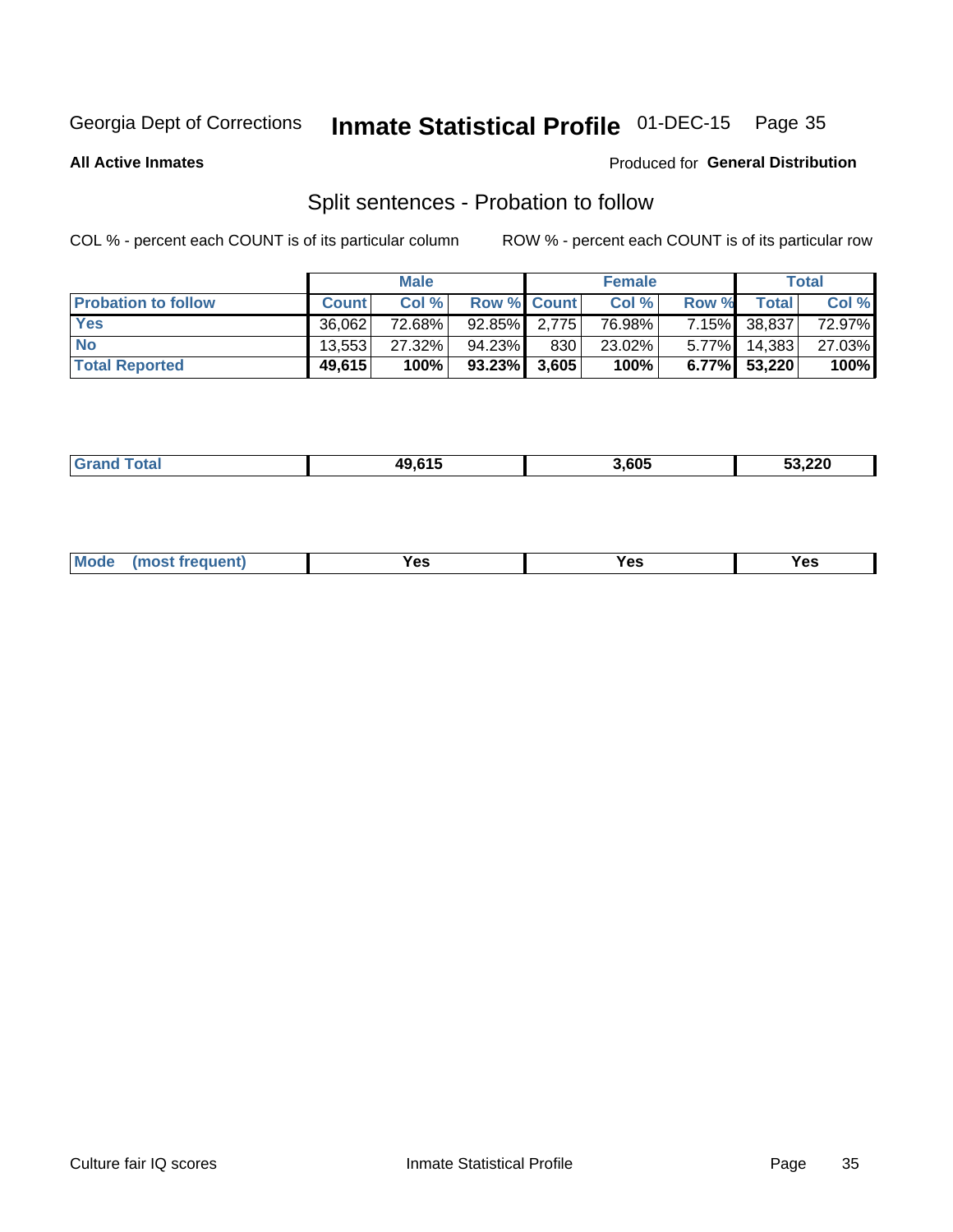Georgia Dept of Corrections **Inmate Statistical Profile** 01-DEC-15

**All Active Inmates**

Produced for **General Distribution**

## Split sentences - Probation to follow

COL % - percent each COUNT is of its particular column

ROW % - percent each COUNT is of its particular row

| | Male | | | Female | | | Total | |
|---|---|---|---|---|---|---|---|---|
| **Probation to follow** | **Count** | **Col %** | **Row %** | **Count** | **Col %** | **Row %** | **Total** | **Col %** |
| **Yes** | 36,062 | 72.68% | 92.85% | 2,775 | 76.98% | 7.15% | 38,837 | 72.97% |
| **No** | 13,553 | 27.32% | 94.23% | 830 | 23.02% | 5.77% | 14,383 | 27.03% |
| **Total Reported** | **49,615** | **100%** | **93.23%** | **3,605** | **100%** | **6.77%** | **53,220** | **100%** |

| | | | |
|---|---|---|---|
| **Grand Total** | **49,615** | **3,605** | **53,220** |

| | | | |
|---|---|---|---|
| **Mode (most frequent)** | **Yes** | **Yes** | **Yes** |

Culture fair IQ scores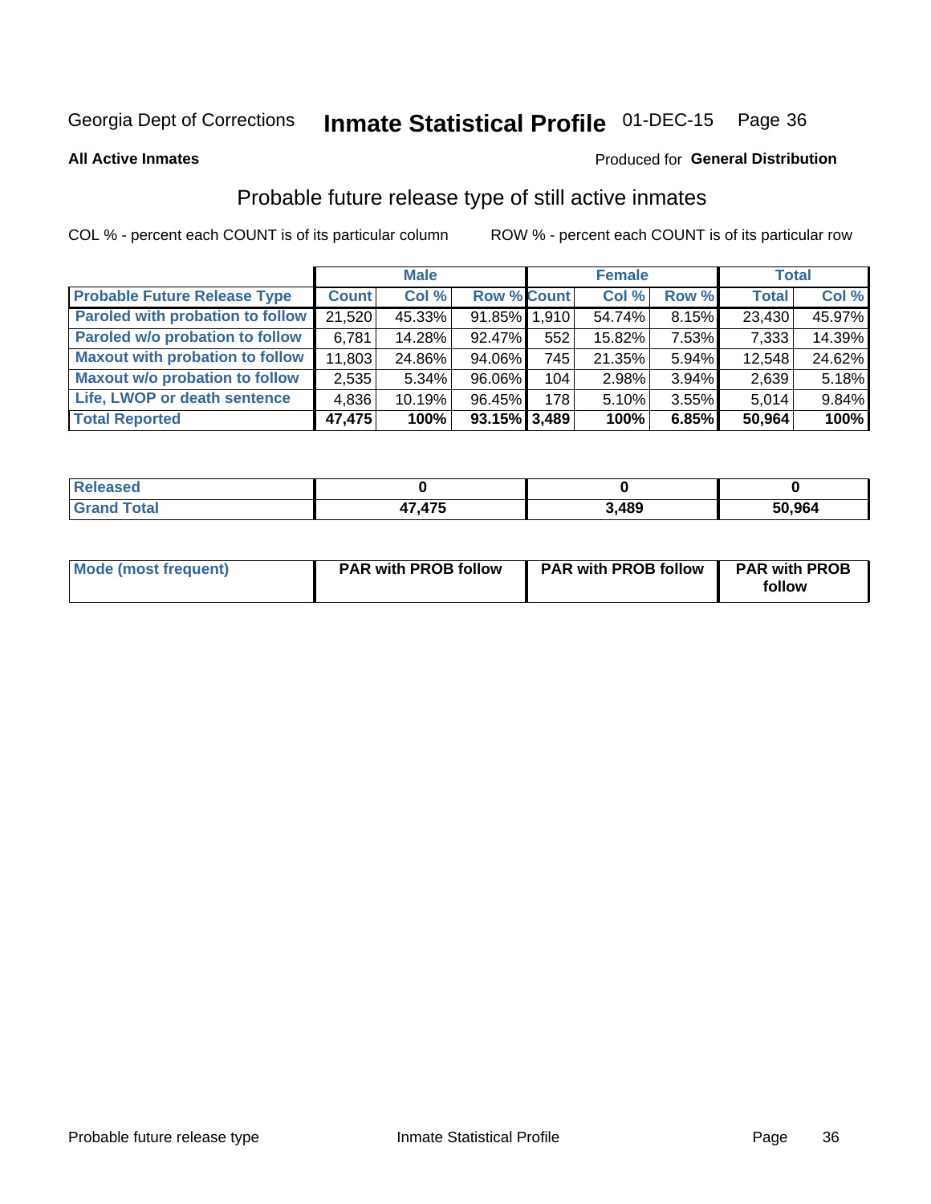Georgia Dept of Corrections **Inmate Statistical Profile** 01-DEC-15

**All Active Inmates**

Produced for **General Distribution**

## Probable future release type of still active inmates

COL % - percent each COUNT is of its particular column ROW % - percent each COUNT is of its particular row

| | Male | | | Female | | | Total | |
|---|---|---|---|---|---|---|---|---|
| **Probable Future Release Type** | **Count** | **Col %** | **Row %** | **Count** | **Col %** | **Row %** | **Total** | **Col %** |
| Paroled with probation to follow | 21,520 | 45.33% | 91.85% | 1,910 | 54.74% | 8.15% | 23,430 | 45.97% |
| Paroled w/o probation to follow | 6,781 | 14.28% | 92.47% | 552 | 15.82% | 7.53% | 7,333 | 14.39% |
| Maxout with probation to follow | 11,803 | 24.86% | 94.06% | 745 | 21.35% | 5.94% | 12,548 | 24.62% |
| Maxout w/o probation to follow | 2,535 | 5.34% | 96.06% | 104 | 2.98% | 3.94% | 2,639 | 5.18% |
| Life, LWOP or death sentence | 4,836 | 10.19% | 96.45% | 178 | 5.10% | 3.55% | 5,014 | 9.84% |
| **Total Reported** | **47,475** | **100%** | **93.15%** | **3,489** | **100%** | **6.85%** | **50,964** | **100%** |

| | | | |
|---|---|---|---|
| Released | 0 | 0 | 0 |
| Grand Total | 47,475 | 3,489 | 50,964 |

| | | | |
|---|---|---|---|
| Mode (most frequent) | PAR with PROB follow | PAR with PROB follow | PAR with PROB follow |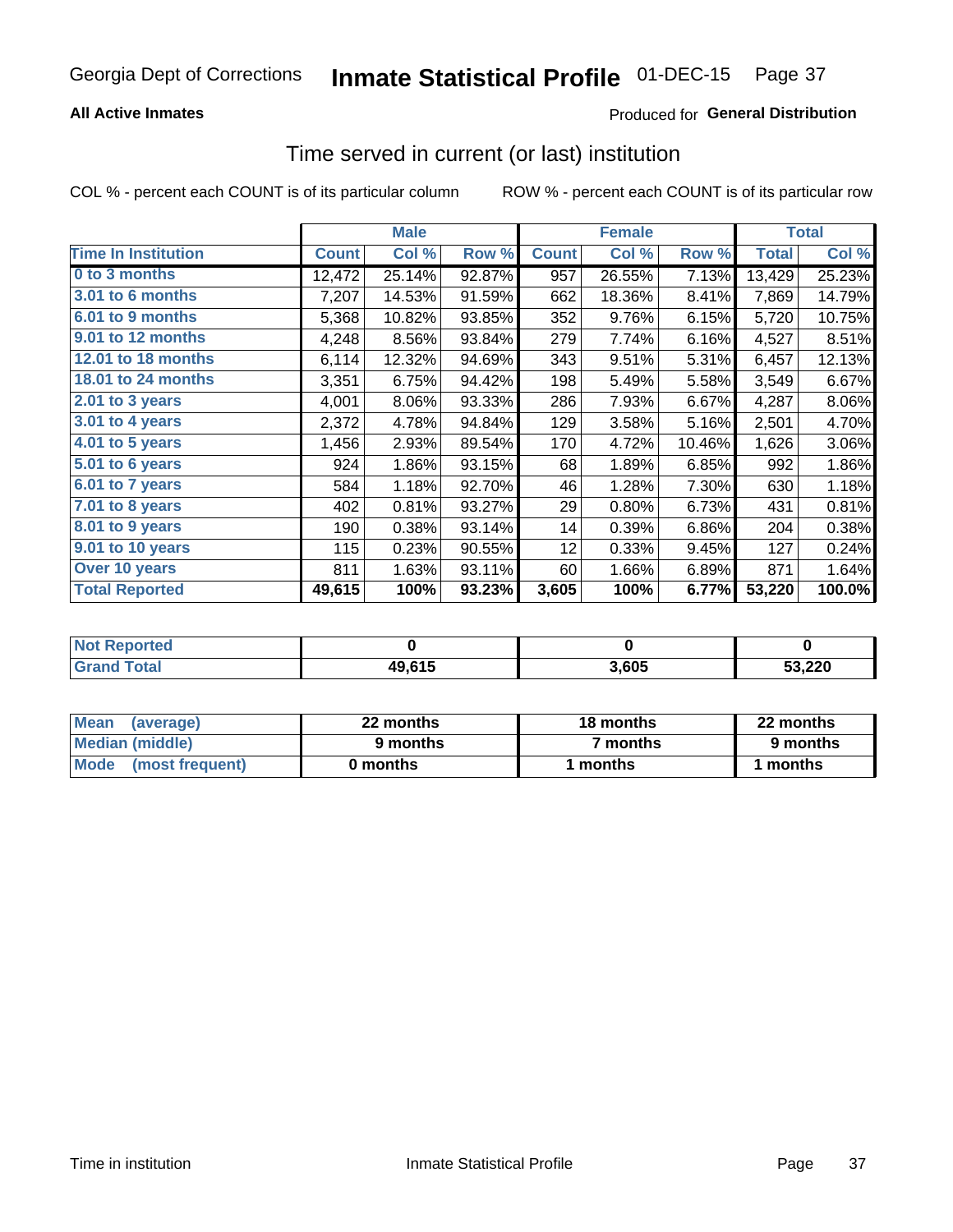Georgia Dept of Corrections **Inmate Statistical Profile** 01-DEC-15

**All Active Inmates**

Produced for **General Distribution**

## Time served in current (or last) institution

COL % - percent each COUNT is of its particular column

ROW % - percent each COUNT is of its particular row

| | Male | | | Female | | | Total | |
|---|---|---|---|---|---|---|---|---|
| **Time In Institution** | **Count** | **Col %** | **Row %** | **Count** | **Col %** | **Row %** | **Total** | **Col %** |
| **0 to 3 months** | 12,472 | 25.14% | 92.87% | 957 | 26.55% | 7.13% | 13,429 | 25.23% |
| **3.01 to 6 months** | 7,207 | 14.53% | 91.59% | 662 | 18.36% | 8.41% | 7,869 | 14.79% |
| **6.01 to 9 months** | 5,368 | 10.82% | 93.85% | 352 | 9.76% | 6.15% | 5,720 | 10.75% |
| **9.01 to 12 months** | 4,248 | 8.56% | 93.84% | 279 | 7.74% | 6.16% | 4,527 | 8.51% |
| **12.01 to 18 months** | 6,114 | 12.32% | 94.69% | 343 | 9.51% | 5.31% | 6,457 | 12.13% |
| **18.01 to 24 months** | 3,351 | 6.75% | 94.42% | 198 | 5.49% | 5.58% | 3,549 | 6.67% |
| **2.01 to 3 years** | 4,001 | 8.06% | 93.33% | 286 | 7.93% | 6.67% | 4,287 | 8.06% |
| **3.01 to 4 years** | 2,372 | 4.78% | 94.84% | 129 | 3.58% | 5.16% | 2,501 | 4.70% |
| **4.01 to 5 years** | 1,456 | 2.93% | 89.54% | 170 | 4.72% | 10.46% | 1,626 | 3.06% |
| **5.01 to 6 years** | 924 | 1.86% | 93.15% | 68 | 1.89% | 6.85% | 992 | 1.86% |
| **6.01 to 7 years** | 584 | 1.18% | 92.70% | 46 | 1.28% | 7.30% | 630 | 1.18% |
| **7.01 to 8 years** | 402 | 0.81% | 93.27% | 29 | 0.80% | 6.73% | 431 | 0.81% |
| **8.01 to 9 years** | 190 | 0.38% | 93.14% | 14 | 0.39% | 6.86% | 204 | 0.38% |
| **9.01 to 10 years** | 115 | 0.23% | 90.55% | 12 | 0.33% | 9.45% | 127 | 0.24% |
| **Over 10 years** | 811 | 1.63% | 93.11% | 60 | 1.66% | 6.89% | 871 | 1.64% |
| **Total Reported** | **49,615** | **100%** | **93.23%** | **3,605** | **100%** | **6.77%** | **53,220** | **100.0%** |

| | Male | Female | Total |
|---|---|---|---|
| **Not Reported** | **0** | **0** | **0** |
| **Grand Total** | **49,615** | **3,605** | **53,220** |

| | Male | Female | Total |
|---|---|---|---|
| **Mean (average)** | **22 months** | **18 months** | **22 months** |
| **Median (middle)** | **9 months** | **7 months** | **9 months** |
| **Mode (most frequent)** | **0 months** | **1 months** | **1 months** |

Time in institution

Inmate Statistical Profile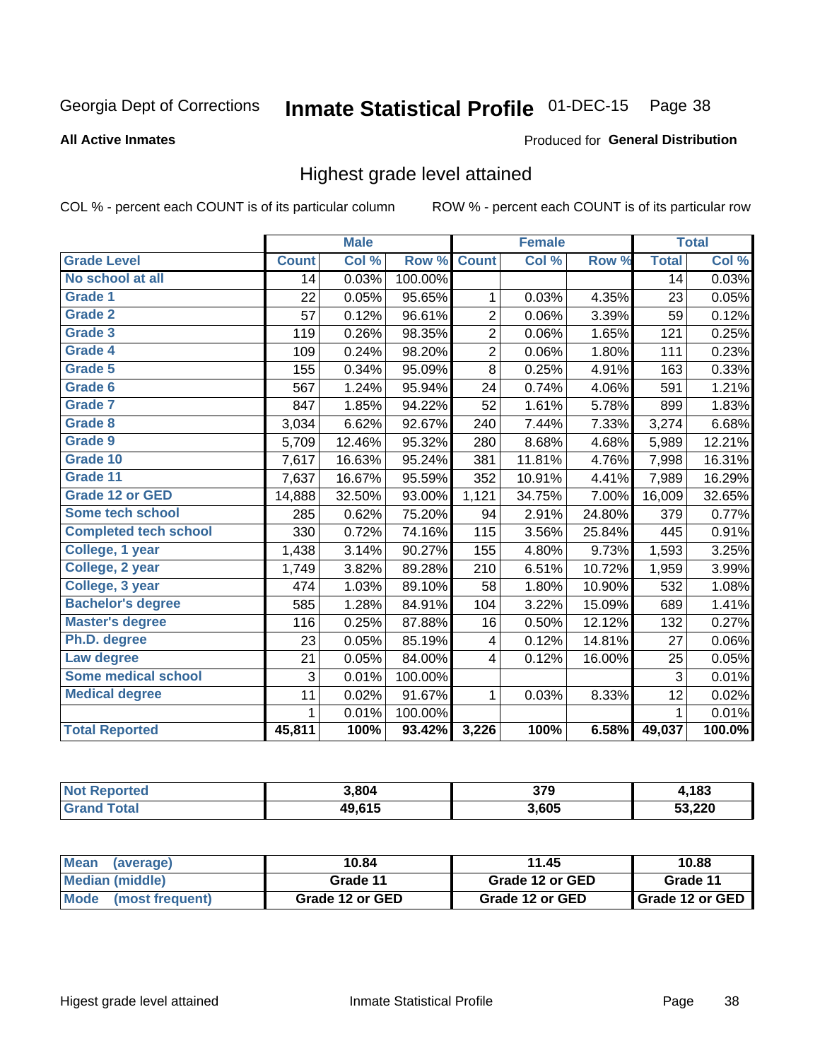Georgia Dept of Corrections **Inmate Statistical Profile** 01-DEC-15 Page 38

**All Active Inmates**

Produced for **General Distribution**

## Highest grade level attained

COL % - percent each COUNT is of its particular column ROW % - percent each COUNT is of its particular row

| | Male | | | Female | | | Total | |
|---|---|---|---|---|---|---|---|---|
| **Grade Level** | **Count** | **Col %** | **Row %** | **Count** | **Col %** | **Row %** | **Total** | **Col %** |
| No school at all | 14 | 0.03% | 100.00% | | | | 14 | 0.03% |
| Grade 1 | 22 | 0.05% | 95.65% | 1 | 0.03% | 4.35% | 23 | 0.05% |
| Grade 2 | 57 | 0.12% | 96.61% | 2 | 0.06% | 3.39% | 59 | 0.12% |
| Grade 3 | 119 | 0.26% | 98.35% | 2 | 0.06% | 1.65% | 121 | 0.25% |
| Grade 4 | 109 | 0.24% | 98.20% | 2 | 0.06% | 1.80% | 111 | 0.23% |
| Grade 5 | 155 | 0.34% | 95.09% | 8 | 0.25% | 4.91% | 163 | 0.33% |
| Grade 6 | 567 | 1.24% | 95.94% | 24 | 0.74% | 4.06% | 591 | 1.21% |
| Grade 7 | 847 | 1.85% | 94.22% | 52 | 1.61% | 5.78% | 899 | 1.83% |
| Grade 8 | 3,034 | 6.62% | 92.67% | 240 | 7.44% | 7.33% | 3,274 | 6.68% |
| Grade 9 | 5,709 | 12.46% | 95.32% | 280 | 8.68% | 4.68% | 5,989 | 12.21% |
| Grade 10 | 7,617 | 16.63% | 95.24% | 381 | 11.81% | 4.76% | 7,998 | 16.31% |
| Grade 11 | 7,637 | 16.67% | 95.59% | 352 | 10.91% | 4.41% | 7,989 | 16.29% |
| Grade 12 or GED | 14,888 | 32.50% | 93.00% | 1,121 | 34.75% | 7.00% | 16,009 | 32.65% |
| Some tech school | 285 | 0.62% | 75.20% | 94 | 2.91% | 24.80% | 379 | 0.77% |
| Completed tech school | 330 | 0.72% | 74.16% | 115 | 3.56% | 25.84% | 445 | 0.91% |
| College, 1 year | 1,438 | 3.14% | 90.27% | 155 | 4.80% | 9.73% | 1,593 | 3.25% |
| College, 2 year | 1,749 | 3.82% | 89.28% | 210 | 6.51% | 10.72% | 1,959 | 3.99% |
| College, 3 year | 474 | 1.03% | 89.10% | 58 | 1.80% | 10.90% | 532 | 1.08% |
| Bachelor's degree | 585 | 1.28% | 84.91% | 104 | 3.22% | 15.09% | 689 | 1.41% |
| Master's degree | 116 | 0.25% | 87.88% | 16 | 0.50% | 12.12% | 132 | 0.27% |
| Ph.D. degree | 23 | 0.05% | 85.19% | 4 | 0.12% | 14.81% | 27 | 0.06% |
| Law degree | 21 | 0.05% | 84.00% | 4 | 0.12% | 16.00% | 25 | 0.05% |
| Some medical school | 3 | 0.01% | 100.00% | | | | 3 | 0.01% |
| Medical degree | 11 | 0.02% | 91.67% | 1 | 0.03% | 8.33% | 12 | 0.02% |
| | 1 | 0.01% | 100.00% | | | | 1 | 0.01% |
| **Total Reported** | **45,811** | **100%** | **93.42%** | **3,226** | **100%** | **6.58%** | **49,037** | **100.0%** |

| | Male | Female | Total |
|---|---|---|---|
| Not Reported | 3,804 | 379 | 4,183 |
| Grand Total | 49,615 | 3,605 | 53,220 |

| | Male | Female | Total |
|---|---|---|---|
| Mean (average) | 10.84 | 11.45 | 10.88 |
| Median (middle) | Grade 11 | Grade 12 or GED | Grade 11 |
| Mode (most frequent) | Grade 12 or GED | Grade 12 or GED | Grade 12 or GED |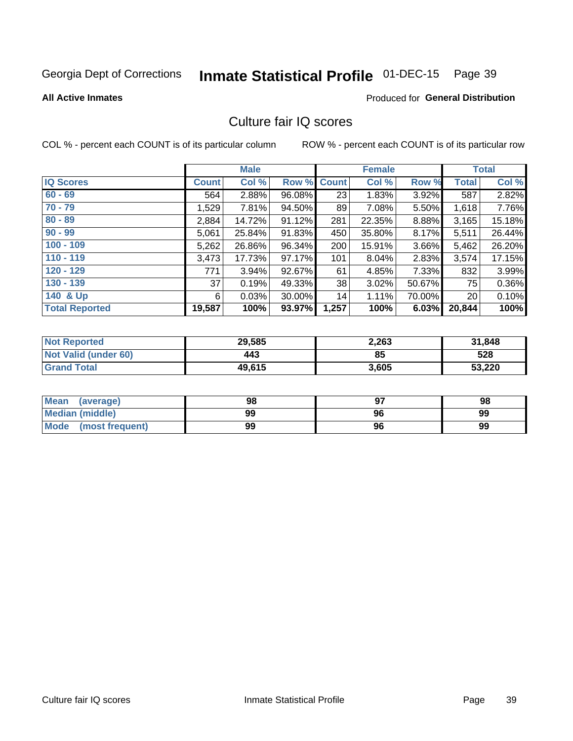Georgia Dept of Corrections **Inmate Statistical Profile** 01-DEC-15 Page 39

**All Active Inmates**

Produced for **General Distribution**

## Culture fair IQ scores

COL % - percent each COUNT is of its particular column ROW % - percent each COUNT is of its particular row

| | Male | | | Female | | | Total | |
|---|---|---|---|---|---|---|---|---|
| **IQ Scores** | **Count** | **Col %** | **Row %** | **Count** | **Col %** | **Row %** | **Total** | **Col %** |
| **60 - 69** | 564 | 2.88% | 96.08% | 23 | 1.83% | 3.92% | 587 | 2.82% |
| **70 - 79** | 1,529 | 7.81% | 94.50% | 89 | 7.08% | 5.50% | 1,618 | 7.76% |
| **80 - 89** | 2,884 | 14.72% | 91.12% | 281 | 22.35% | 8.88% | 3,165 | 15.18% |
| **90 - 99** | 5,061 | 25.84% | 91.83% | 450 | 35.80% | 8.17% | 5,511 | 26.44% |
| **100 - 109** | 5,262 | 26.86% | 96.34% | 200 | 15.91% | 3.66% | 5,462 | 26.20% |
| **110 - 119** | 3,473 | 17.73% | 97.17% | 101 | 8.04% | 2.83% | 3,574 | 17.15% |
| **120 - 129** | 771 | 3.94% | 92.67% | 61 | 4.85% | 7.33% | 832 | 3.99% |
| **130 - 139** | 37 | 0.19% | 49.33% | 38 | 3.02% | 50.67% | 75 | 0.36% |
| **140 & Up** | 6 | 0.03% | 30.00% | 14 | 1.11% | 70.00% | 20 | 0.10% |
| **Total Reported** | **19,587** | **100%** | **93.97%** | **1,257** | **100%** | **6.03%** | **20,844** | **100%** |

| | Male | Female | Total |
|---|---|---|---|
| **Not Reported** | **29,585** | **2,263** | **31,848** |
| **Not Valid (under 60)** | **443** | **85** | **528** |
| **Grand Total** | **49,615** | **3,605** | **53,220** |

| | Male | Female | Total |
|---|---|---|---|
| **Mean (average)** | **98** | **97** | **98** |
| **Median (middle)** | **99** | **96** | **99** |
| **Mode (most frequent)** | **99** | **96** | **99** |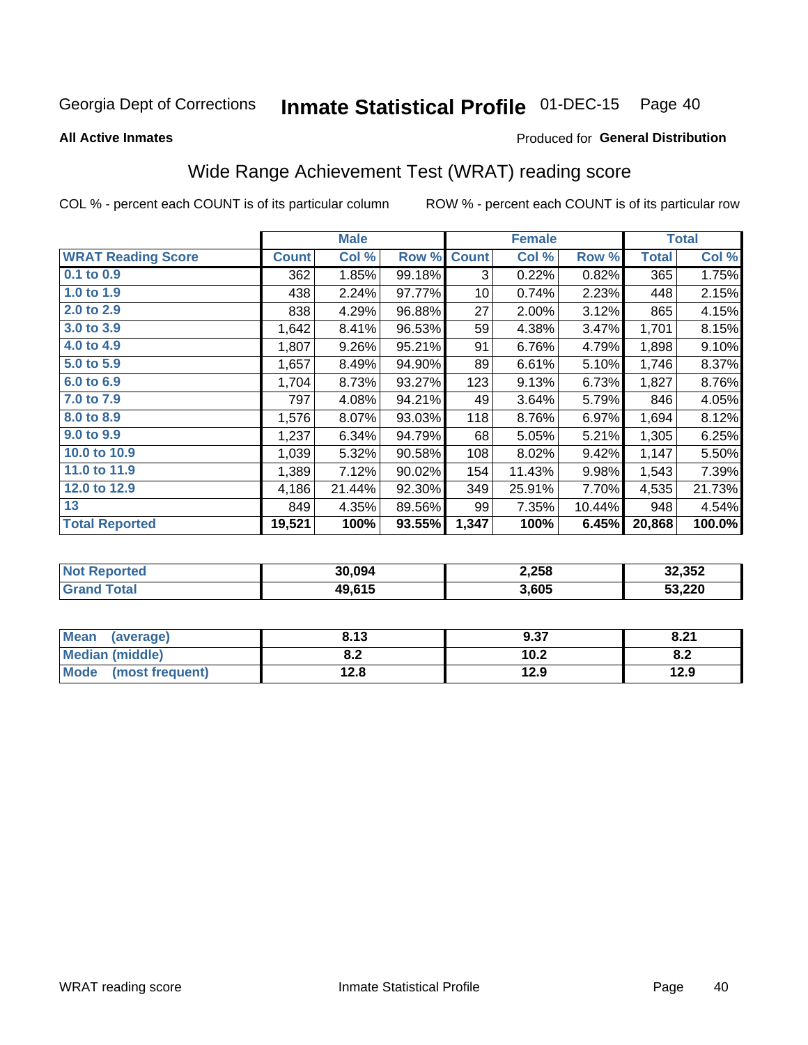Georgia Dept of Corrections **Inmate Statistical Profile** 01-DEC-15

**All Active Inmates**

Produced for **General Distribution**

## Wide Range Achievement Test (WRAT) reading score

COL % - percent each COUNT is of its particular column    ROW % - percent each COUNT is of its particular row

| | Male | | | Female | | | Total | |
|---|---|---|---|---|---|---|---|---|
| **WRAT Reading Score** | **Count** | **Col %** | **Row %** | **Count** | **Col %** | **Row %** | **Total** | **Col %** |
| 0.1 to 0.9 | 362 | 1.85% | 99.18% | 3 | 0.22% | 0.82% | 365 | 1.75% |
| 1.0 to 1.9 | 438 | 2.24% | 97.77% | 10 | 0.74% | 2.23% | 448 | 2.15% |
| 2.0 to 2.9 | 838 | 4.29% | 96.88% | 27 | 2.00% | 3.12% | 865 | 4.15% |
| 3.0 to 3.9 | 1,642 | 8.41% | 96.53% | 59 | 4.38% | 3.47% | 1,701 | 8.15% |
| 4.0 to 4.9 | 1,807 | 9.26% | 95.21% | 91 | 6.76% | 4.79% | 1,898 | 9.10% |
| 5.0 to 5.9 | 1,657 | 8.49% | 94.90% | 89 | 6.61% | 5.10% | 1,746 | 8.37% |
| 6.0 to 6.9 | 1,704 | 8.73% | 93.27% | 123 | 9.13% | 6.73% | 1,827 | 8.76% |
| 7.0 to 7.9 | 797 | 4.08% | 94.21% | 49 | 3.64% | 5.79% | 846 | 4.05% |
| 8.0 to 8.9 | 1,576 | 8.07% | 93.03% | 118 | 8.76% | 6.97% | 1,694 | 8.12% |
| 9.0 to 9.9 | 1,237 | 6.34% | 94.79% | 68 | 5.05% | 5.21% | 1,305 | 6.25% |
| 10.0 to 10.9 | 1,039 | 5.32% | 90.58% | 108 | 8.02% | 9.42% | 1,147 | 5.50% |
| 11.0 to 11.9 | 1,389 | 7.12% | 90.02% | 154 | 11.43% | 9.98% | 1,543 | 7.39% |
| 12.0 to 12.9 | 4,186 | 21.44% | 92.30% | 349 | 25.91% | 7.70% | 4,535 | 21.73% |
| 13 | 849 | 4.35% | 89.56% | 99 | 7.35% | 10.44% | 948 | 4.54% |
| **Total Reported** | **19,521** | **100%** | **93.55%** | **1,347** | **100%** | **6.45%** | **20,868** | **100.0%** |

| | Male | Female | Total |
|---|---|---|---|
| Not Reported | 30,094 | 2,258 | 32,352 |
| Grand Total | 49,615 | 3,605 | 53,220 |

| | Male | Female | Total |
|---|---|---|---|
| Mean (average) | 8.13 | 9.37 | 8.21 |
| Median (middle) | 8.2 | 10.2 | 8.2 |
| Mode (most frequent) | 12.8 | 12.9 | 12.9 |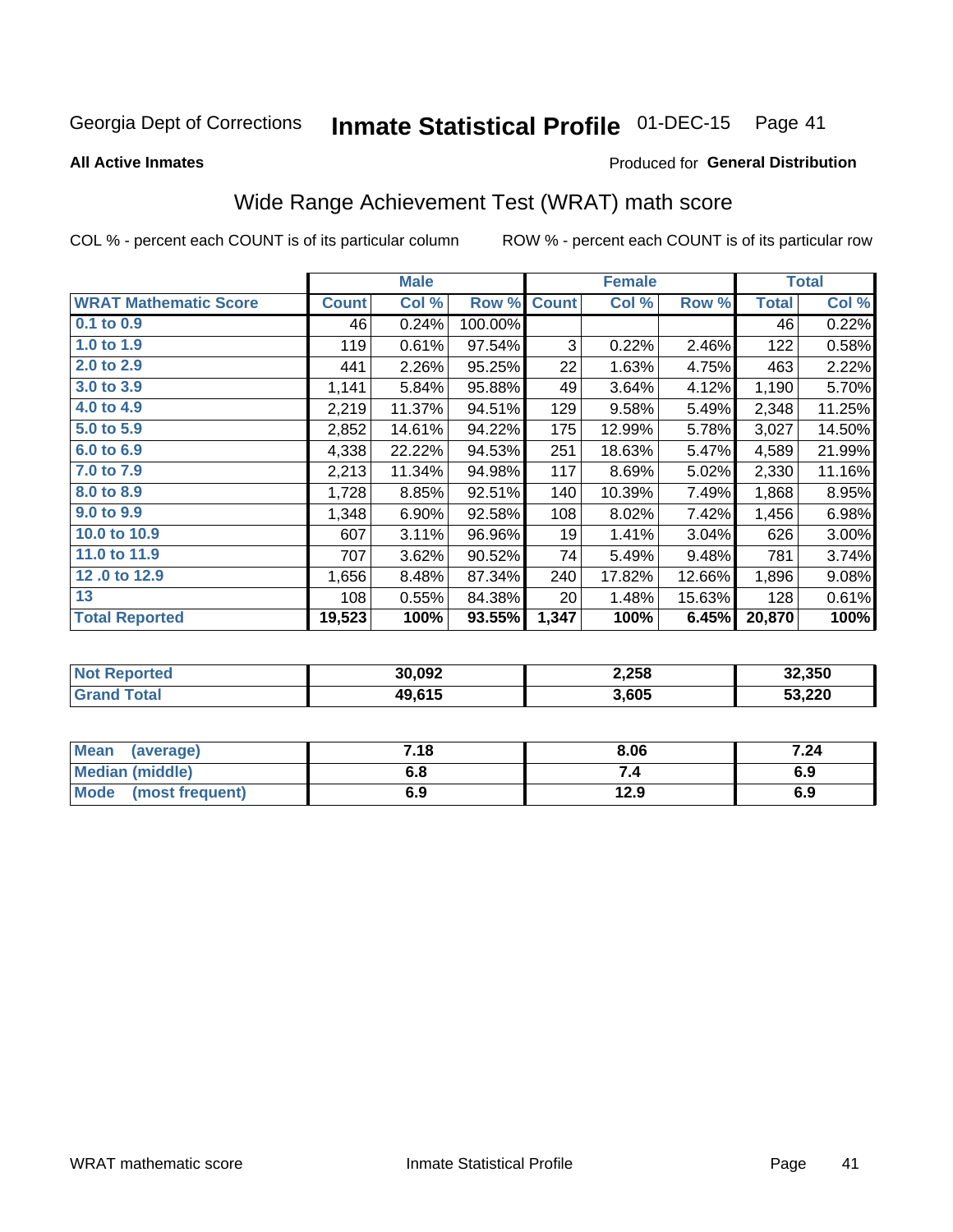Georgia Dept of Corrections **Inmate Statistical Profile** 01-DEC-15

**All Active Inmates**

Produced for **General Distribution**

## Wide Range Achievement Test (WRAT) math score

COL % - percent each COUNT is of its particular column     ROW % - percent each COUNT is of its particular row

| | Male | | | Female | | | Total | |
|---|---|---|---|---|---|---|---|---|
| **WRAT Mathematic Score** | **Count** | **Col %** | **Row %** | **Count** | **Col %** | **Row %** | **Total** | **Col %** |
| 0.1 to 0.9 | 46 | 0.24% | 100.00% | | | | 46 | 0.22% |
| 1.0 to 1.9 | 119 | 0.61% | 97.54% | 3 | 0.22% | 2.46% | 122 | 0.58% |
| 2.0 to 2.9 | 441 | 2.26% | 95.25% | 22 | 1.63% | 4.75% | 463 | 2.22% |
| 3.0 to 3.9 | 1,141 | 5.84% | 95.88% | 49 | 3.64% | 4.12% | 1,190 | 5.70% |
| 4.0 to 4.9 | 2,219 | 11.37% | 94.51% | 129 | 9.58% | 5.49% | 2,348 | 11.25% |
| 5.0 to 5.9 | 2,852 | 14.61% | 94.22% | 175 | 12.99% | 5.78% | 3,027 | 14.50% |
| 6.0 to 6.9 | 4,338 | 22.22% | 94.53% | 251 | 18.63% | 5.47% | 4,589 | 21.99% |
| 7.0 to 7.9 | 2,213 | 11.34% | 94.98% | 117 | 8.69% | 5.02% | 2,330 | 11.16% |
| 8.0 to 8.9 | 1,728 | 8.85% | 92.51% | 140 | 10.39% | 7.49% | 1,868 | 8.95% |
| 9.0 to 9.9 | 1,348 | 6.90% | 92.58% | 108 | 8.02% | 7.42% | 1,456 | 6.98% |
| 10.0 to 10.9 | 607 | 3.11% | 96.96% | 19 | 1.41% | 3.04% | 626 | 3.00% |
| 11.0 to 11.9 | 707 | 3.62% | 90.52% | 74 | 5.49% | 9.48% | 781 | 3.74% |
| 12 .0 to 12.9 | 1,656 | 8.48% | 87.34% | 240 | 17.82% | 12.66% | 1,896 | 9.08% |
| 13 | 108 | 0.55% | 84.38% | 20 | 1.48% | 15.63% | 128 | 0.61% |
| **Total Reported** | **19,523** | **100%** | **93.55%** | **1,347** | **100%** | **6.45%** | **20,870** | **100%** |

| | Male | Female | Total |
|---|---|---|---|
| Not Reported | 30,092 | 2,258 | 32,350 |
| Grand Total | 49,615 | 3,605 | 53,220 |

| | Male | Female | Total |
|---|---|---|---|
| Mean (average) | 7.18 | 8.06 | 7.24 |
| Median (middle) | 6.8 | 7.4 | 6.9 |
| Mode (most frequent) | 6.9 | 12.9 | 6.9 |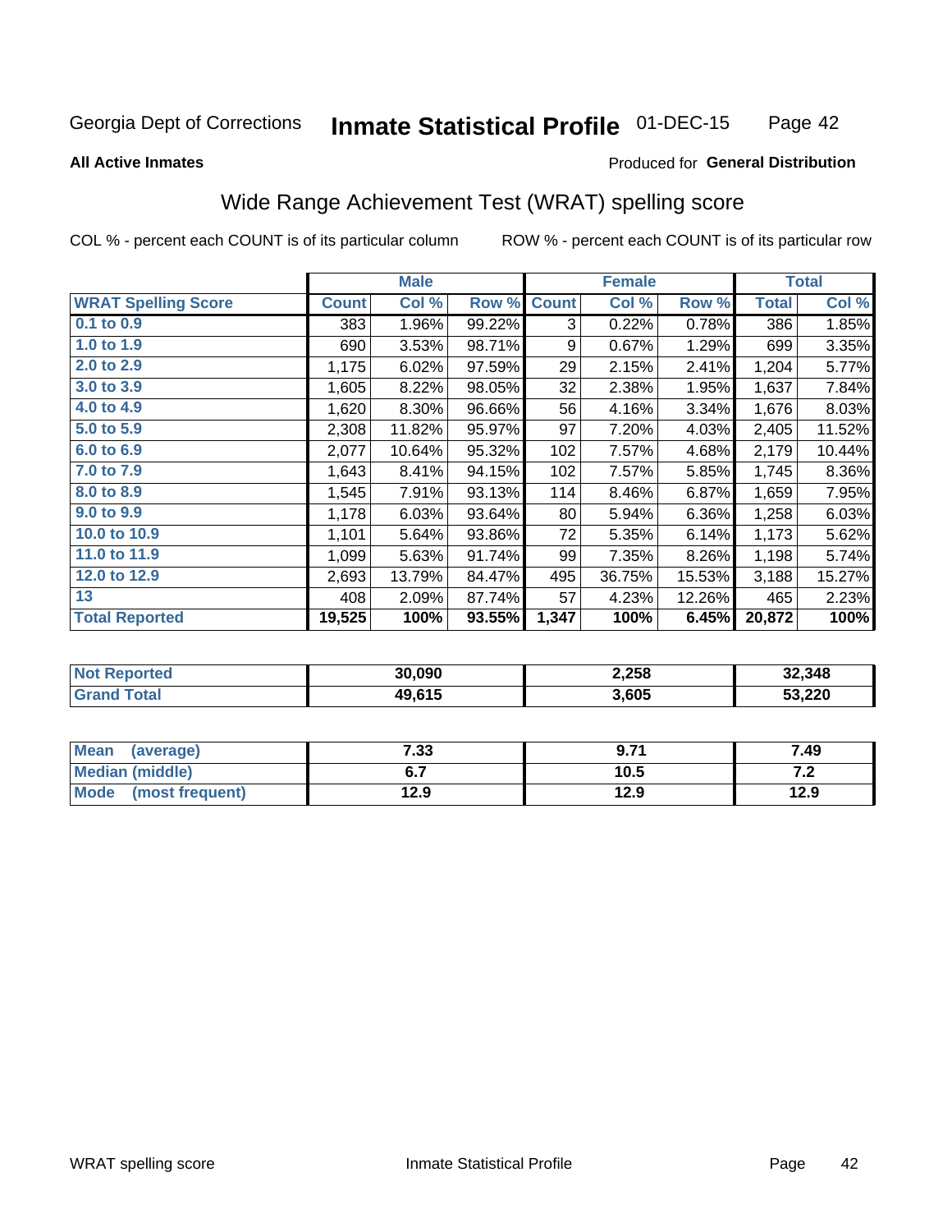Georgia Dept of Corrections **Inmate Statistical Profile** 01-DEC-15

**All Active Inmates**

Produced for **General Distribution**

## Wide Range Achievement Test (WRAT) spelling score

COL % - percent each COUNT is of its particular column

ROW % - percent each COUNT is of its particular row

| | Male | | | Female | | | Total | |
|---|---|---|---|---|---|---|---|---|
| **WRAT Spelling Score** | **Count** | **Col %** | **Row %** | **Count** | **Col %** | **Row %** | **Total** | **Col %** |
| 0.1 to 0.9 | 383 | 1.96% | 99.22% | 3 | 0.22% | 0.78% | 386 | 1.85% |
| 1.0 to 1.9 | 690 | 3.53% | 98.71% | 9 | 0.67% | 1.29% | 699 | 3.35% |
| 2.0 to 2.9 | 1,175 | 6.02% | 97.59% | 29 | 2.15% | 2.41% | 1,204 | 5.77% |
| 3.0 to 3.9 | 1,605 | 8.22% | 98.05% | 32 | 2.38% | 1.95% | 1,637 | 7.84% |
| 4.0 to 4.9 | 1,620 | 8.30% | 96.66% | 56 | 4.16% | 3.34% | 1,676 | 8.03% |
| 5.0 to 5.9 | 2,308 | 11.82% | 95.97% | 97 | 7.20% | 4.03% | 2,405 | 11.52% |
| 6.0 to 6.9 | 2,077 | 10.64% | 95.32% | 102 | 7.57% | 4.68% | 2,179 | 10.44% |
| 7.0 to 7.9 | 1,643 | 8.41% | 94.15% | 102 | 7.57% | 5.85% | 1,745 | 8.36% |
| 8.0 to 8.9 | 1,545 | 7.91% | 93.13% | 114 | 8.46% | 6.87% | 1,659 | 7.95% |
| 9.0 to 9.9 | 1,178 | 6.03% | 93.64% | 80 | 5.94% | 6.36% | 1,258 | 6.03% |
| 10.0 to 10.9 | 1,101 | 5.64% | 93.86% | 72 | 5.35% | 6.14% | 1,173 | 5.62% |
| 11.0 to 11.9 | 1,099 | 5.63% | 91.74% | 99 | 7.35% | 8.26% | 1,198 | 5.74% |
| 12.0 to 12.9 | 2,693 | 13.79% | 84.47% | 495 | 36.75% | 15.53% | 3,188 | 15.27% |
| 13 | 408 | 2.09% | 87.74% | 57 | 4.23% | 12.26% | 465 | 2.23% |
| **Total Reported** | **19,525** | **100%** | **93.55%** | **1,347** | **100%** | **6.45%** | **20,872** | **100%** |

| | Male | Female | Total |
|---|---|---|---|
| Not Reported | 30,090 | 2,258 | 32,348 |
| Grand Total | 49,615 | 3,605 | 53,220 |

| | Male | Female | Total |
|---|---|---|---|
| Mean (average) | 7.33 | 9.71 | 7.49 |
| Median (middle) | 6.7 | 10.5 | 7.2 |
| Mode (most frequent) | 12.9 | 12.9 | 12.9 |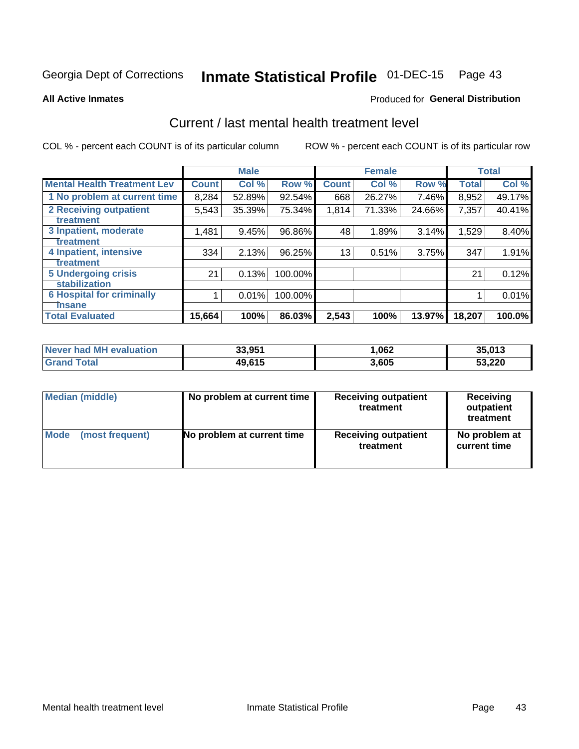# Georgia Dept of Corrections — Inmate Statistical Profile 01-DEC-15

**All Active Inmates**

Produced for **General Distribution**

## Current / last mental health treatment level

COL % - percent each COUNT is of its particular column

ROW % - percent each COUNT is of its particular row

| | Male | | | Female | | | Total | |
|---|---|---|---|---|---|---|---|---|
| **Mental Health Treatment Lev** | **Count** | **Col %** | **Row %** | **Count** | **Col %** | **Row %** | **Total** | **Col %** |
| 1 No problem at current time | 8,284 | 52.89% | 92.54% | 668 | 26.27% | 7.46% | 8,952 | 49.17% |
| 2 Receiving outpatient treatment | 5,543 | 35.39% | 75.34% | 1,814 | 71.33% | 24.66% | 7,357 | 40.41% |
| 3 Inpatient, moderate treatment | 1,481 | 9.45% | 96.86% | 48 | 1.89% | 3.14% | 1,529 | 8.40% |
| 4 Inpatient, intensive treatment | 334 | 2.13% | 96.25% | 13 | 0.51% | 3.75% | 347 | 1.91% |
| 5 Undergoing crisis stabilization | 21 | 0.13% | 100.00% | | | | 21 | 0.12% |
| 6 Hospital for criminally insane | 1 | 0.01% | 100.00% | | | | 1 | 0.01% |
| **Total Evaluated** | **15,664** | **100%** | **86.03%** | **2,543** | **100%** | **13.97%** | **18,207** | **100.0%** |

| | Male | Female | Total |
|---|---|---|---|
| Never had MH evaluation | 33,951 | 1,062 | 35,013 |
| Grand Total | 49,615 | 3,605 | 53,220 |

| | Male | Female | Total |
|---|---|---|---|
| Median (middle) | No problem at current time | Receiving outpatient treatment | Receiving outpatient treatment |
| Mode (most frequent) | No problem at current time | Receiving outpatient treatment | No problem at current time |

Mental health treatment level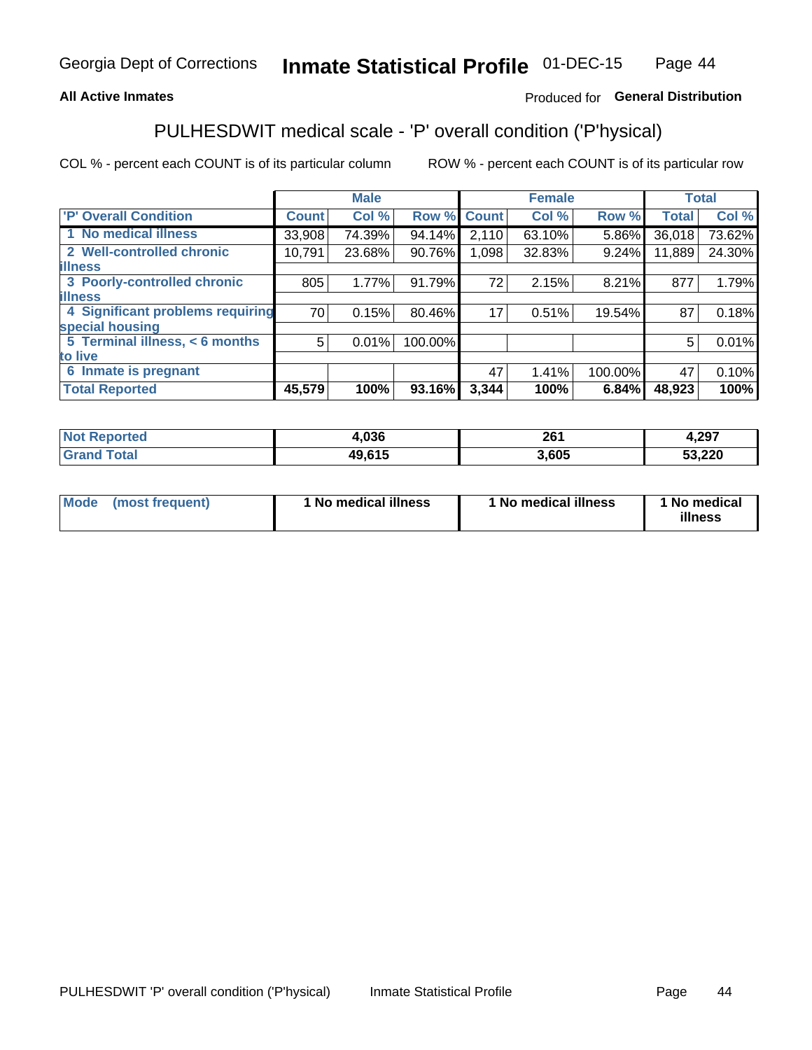## All Active Inmates

Produced for **General Distribution**

# PULHESDWIT medical scale - 'P' overall condition ('P'hysical)

COL % - percent each COUNT is of its particular column

ROW % - percent each COUNT is of its particular row

| | Male | | | Female | | | Total | |
|---|---|---|---|---|---|---|---|---|
| 'P' Overall Condition | Count | Col % | Row % | Count | Col % | Row % | Total | Col % |
| 1 No medical illness | 33,908 | 74.39% | 94.14% | 2,110 | 63.10% | 5.86% | 36,018 | 73.62% |
| 2 Well-controlled chronic illness | 10,791 | 23.68% | 90.76% | 1,098 | 32.83% | 9.24% | 11,889 | 24.30% |
| 3 Poorly-controlled chronic illness | 805 | 1.77% | 91.79% | 72 | 2.15% | 8.21% | 877 | 1.79% |
| 4 Significant problems requiring special housing | 70 | 0.15% | 80.46% | 17 | 0.51% | 19.54% | 87 | 0.18% |
| 5 Terminal illness, < 6 months to live | 5 | 0.01% | 100.00% | | | | 5 | 0.01% |
| 6 Inmate is pregnant | | | | 47 | 1.41% | 100.00% | 47 | 0.10% |
| **Total Reported** | **45,579** | **100%** | **93.16%** | **3,344** | **100%** | **6.84%** | **48,923** | **100%** |

| | Male | Female | Total |
|---|---|---|---|
| Not Reported | 4,036 | 261 | 4,297 |
| Grand Total | 49,615 | 3,605 | 53,220 |

| | Male | Female | Total |
|---|---|---|---|
| Mode (most frequent) | 1 No medical illness | 1 No medical illness | 1 No medical illness |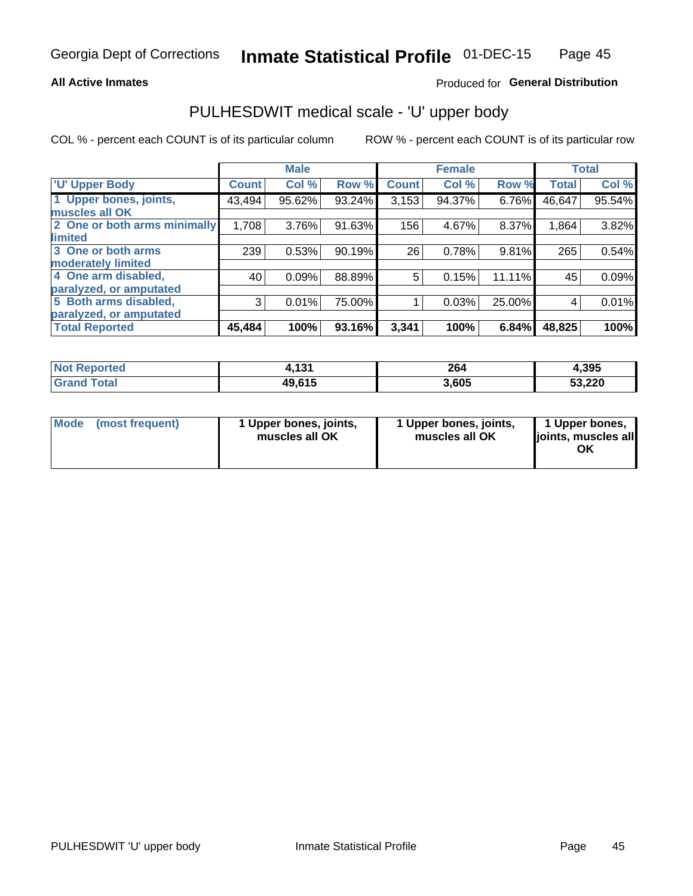Georgia Dept of Corrections **Inmate Statistical Profile** 01-DEC-15

**All Active Inmates**

Produced for **General Distribution**

## PULHESDWIT medical scale - 'U' upper body

COL % - percent each COUNT is of its particular column

ROW % - percent each COUNT is of its particular row

| | Male | | | Female | | | Total | |
|---|---|---|---|---|---|---|---|---|
| 'U' Upper Body | Count | Col % | Row % | Count | Col % | Row % | Total | Col % |
| 1 Upper bones, joints, muscles all OK | 43,494 | 95.62% | 93.24% | 3,153 | 94.37% | 6.76% | 46,647 | 95.54% |
| 2 One or both arms minimally limited | 1,708 | 3.76% | 91.63% | 156 | 4.67% | 8.37% | 1,864 | 3.82% |
| 3 One or both arms moderately limited | 239 | 0.53% | 90.19% | 26 | 0.78% | 9.81% | 265 | 0.54% |
| 4 One arm disabled, paralyzed, or amputated | 40 | 0.09% | 88.89% | 5 | 0.15% | 11.11% | 45 | 0.09% |
| 5 Both arms disabled, paralyzed, or amputated | 3 | 0.01% | 75.00% | 1 | 0.03% | 25.00% | 4 | 0.01% |
| **Total Reported** | **45,484** | **100%** | **93.16%** | **3,341** | **100%** | **6.84%** | **48,825** | **100%** |

| | Male | Female | Total |
|---|---|---|---|
| Not Reported | 4,131 | 264 | 4,395 |
| Grand Total | 49,615 | 3,605 | 53,220 |

| | Male | Female | Total |
|---|---|---|---|
| Mode (most frequent) | 1 Upper bones, joints, muscles all OK | 1 Upper bones, joints, muscles all OK | 1 Upper bones, joints, muscles all OK |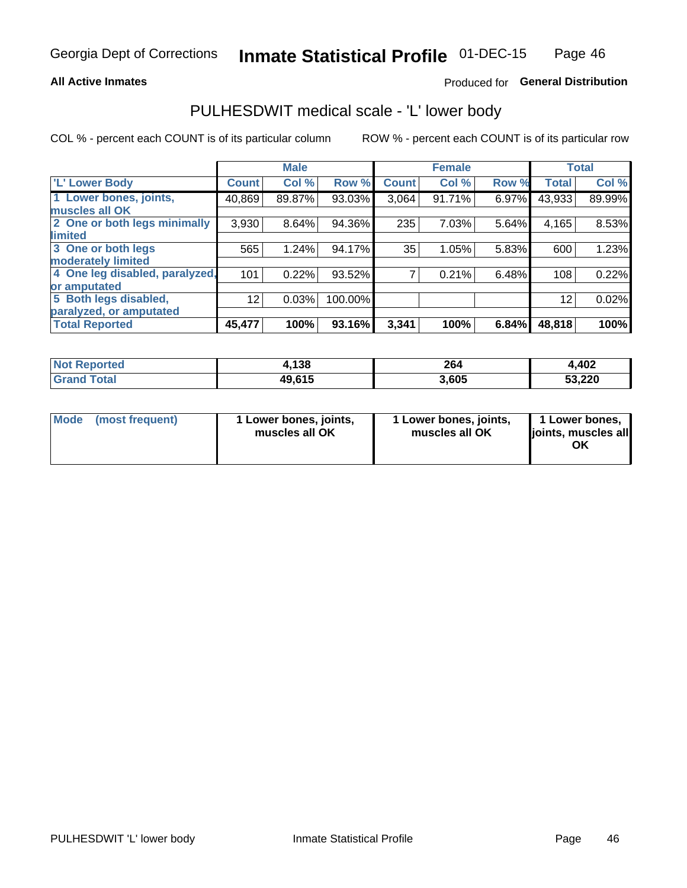Georgia Dept of Corrections **Inmate Statistical Profile** 01-DEC-15

**All Active Inmates**

Produced for **General Distribution**

# PULHESDWIT medical scale - 'L' lower body

COL % - percent each COUNT is of its particular column

ROW % - percent each COUNT is of its particular row

| | Male | | | Female | | | Total | |
|---|---|---|---|---|---|---|---|---|
| **'L' Lower Body** | **Count** | **Col %** | **Row %** | **Count** | **Col %** | **Row %** | **Total** | **Col %** |
| **1 Lower bones, joints, muscles all OK** | 40,869 | 89.87% | 93.03% | 3,064 | 91.71% | 6.97% | 43,933 | 89.99% |
| **2 One or both legs minimally limited** | 3,930 | 8.64% | 94.36% | 235 | 7.03% | 5.64% | 4,165 | 8.53% |
| **3 One or both legs moderately limited** | 565 | 1.24% | 94.17% | 35 | 1.05% | 5.83% | 600 | 1.23% |
| **4 One leg disabled, paralyzed, or amputated** | 101 | 0.22% | 93.52% | 7 | 0.21% | 6.48% | 108 | 0.22% |
| **5 Both legs disabled, paralyzed, or amputated** | 12 | 0.03% | 100.00% | | | | 12 | 0.02% |
| **Total Reported** | **45,477** | **100%** | **93.16%** | **3,341** | **100%** | **6.84%** | **48,818** | **100%** |

| | Male | Female | Total |
|---|---|---|---|
| **Not Reported** | **4,138** | **264** | **4,402** |
| **Grand Total** | **49,615** | **3,605** | **53,220** |

| | | | |
|---|---|---|---|
| **Mode (most frequent)** | **1 Lower bones, joints, muscles all OK** | **1 Lower bones, joints, muscles all OK** | **1 Lower bones, joints, muscles all OK** |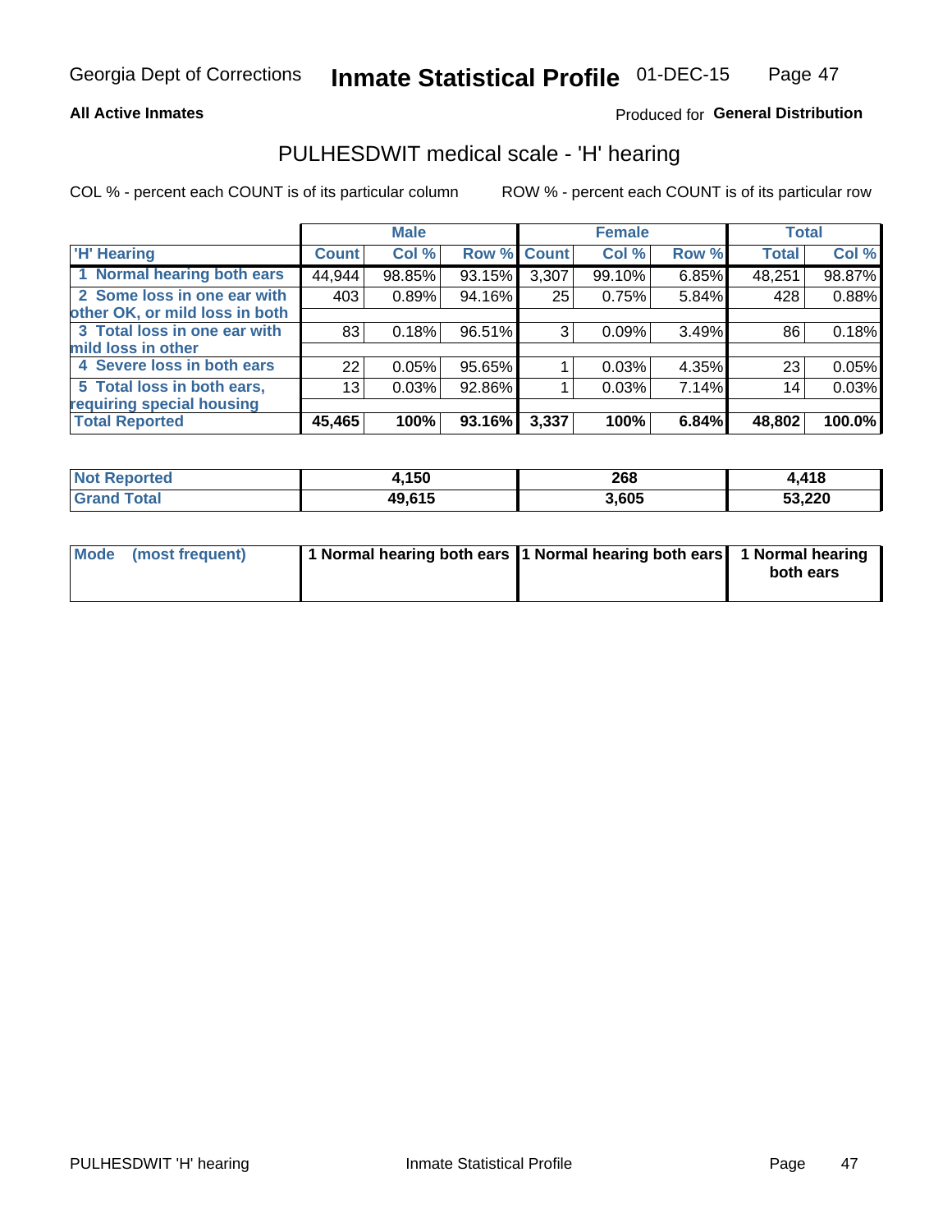Georgia Dept of Corrections **Inmate Statistical Profile** 01-DEC-15

**All Active Inmates**

Produced for **General Distribution**

## PULHESDWIT medical scale - 'H' hearing

COL % - percent each COUNT is of its particular column

ROW % - percent each COUNT is of its particular row

| | Male | | | Female | | | Total | |
|---|---|---|---|---|---|---|---|---|
| 'H' Hearing | Count | Col % | Row % | Count | Col % | Row % | Total | Col % |
| 1 Normal hearing both ears | 44,944 | 98.85% | 93.15% | 3,307 | 99.10% | 6.85% | 48,251 | 98.87% |
| 2 Some loss in one ear with other OK, or mild loss in both | 403 | 0.89% | 94.16% | 25 | 0.75% | 5.84% | 428 | 0.88% |
| 3 Total loss in one ear with mild loss in other | 83 | 0.18% | 96.51% | 3 | 0.09% | 3.49% | 86 | 0.18% |
| 4 Severe loss in both ears | 22 | 0.05% | 95.65% | 1 | 0.03% | 4.35% | 23 | 0.05% |
| 5 Total loss in both ears, requiring special housing | 13 | 0.03% | 92.86% | 1 | 0.03% | 7.14% | 14 | 0.03% |
| **Total Reported** | **45,465** | **100%** | **93.16%** | **3,337** | **100%** | **6.84%** | **48,802** | **100.0%** |

| | Male | Female | Total |
|---|---|---|---|
| Not Reported | 4,150 | 268 | 4,418 |
| Grand Total | 49,615 | 3,605 | 53,220 |

| | Male | Female | Total |
|---|---|---|---|
| Mode (most frequent) | 1 Normal hearing both ears | 1 Normal hearing both ears | 1 Normal hearing both ears |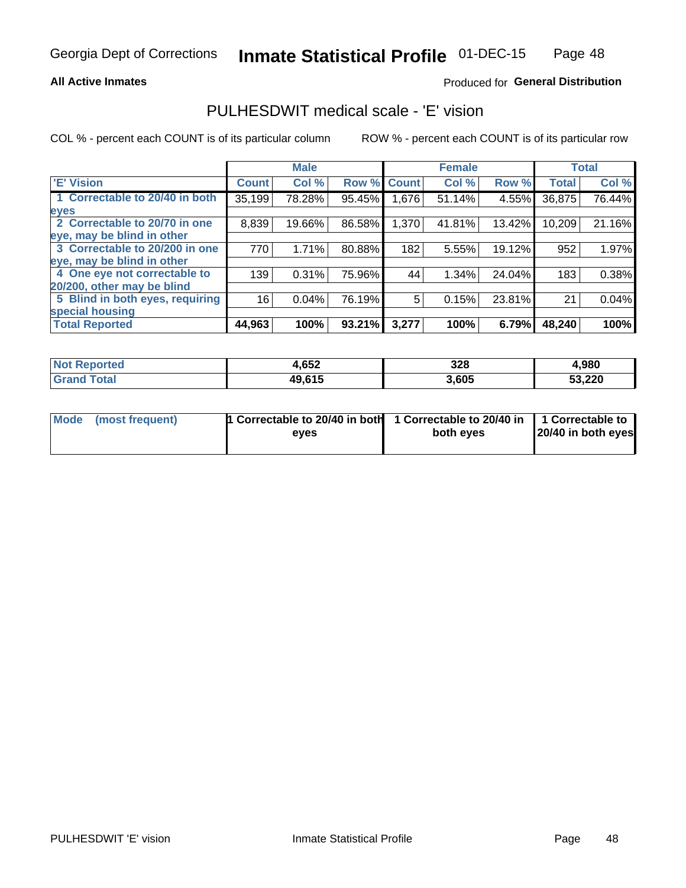Georgia Dept of Corrections **Inmate Statistical Profile** 01-DEC-15

**All Active Inmates**

Produced for **General Distribution**

## PULHESDWIT medical scale - 'E' vision

COL % - percent each COUNT is of its particular column

ROW % - percent each COUNT is of its particular row

| | Male | | | Female | | | Total | |
|---|---|---|---|---|---|---|---|---|
| 'E' Vision | Count | Col % | Row % | Count | Col % | Row % | Total | Col % |
| 1 Correctable to 20/40 in both eyes | 35,199 | 78.28% | 95.45% | 1,676 | 51.14% | 4.55% | 36,875 | 76.44% |
| 2 Correctable to 20/70 in one eye, may be blind in other | 8,839 | 19.66% | 86.58% | 1,370 | 41.81% | 13.42% | 10,209 | 21.16% |
| 3 Correctable to 20/200 in one eye, may be blind in other | 770 | 1.71% | 80.88% | 182 | 5.55% | 19.12% | 952 | 1.97% |
| 4 One eye not correctable to 20/200, other may be blind | 139 | 0.31% | 75.96% | 44 | 1.34% | 24.04% | 183 | 0.38% |
| 5 Blind in both eyes, requiring special housing | 16 | 0.04% | 76.19% | 5 | 0.15% | 23.81% | 21 | 0.04% |
| **Total Reported** | **44,963** | **100%** | **93.21%** | **3,277** | **100%** | **6.79%** | **48,240** | **100%** |

| | Male | Female | Total |
|---|---|---|---|
| Not Reported | 4,652 | 328 | 4,980 |
| Grand Total | 49,615 | 3,605 | 53,220 |

| | Male | Female | Total |
|---|---|---|---|
| Mode (most frequent) | 1 Correctable to 20/40 in both eyes | 1 Correctable to 20/40 in both eyes | 1 Correctable to 20/40 in both eyes |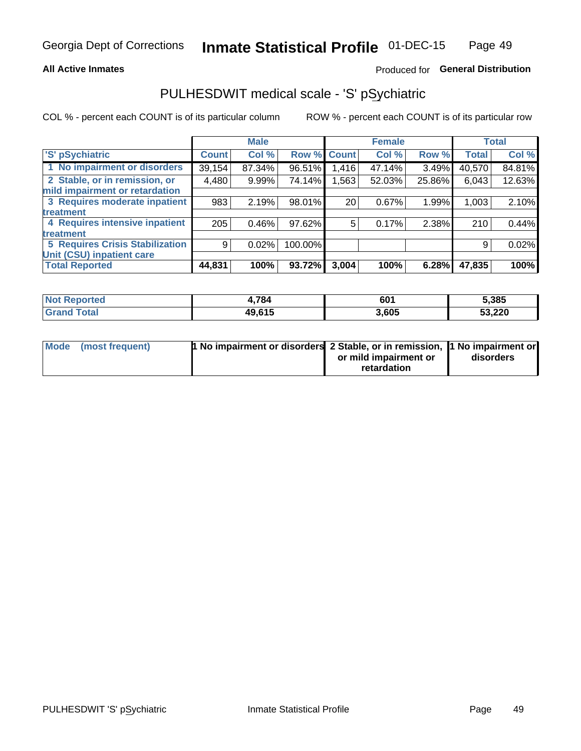Georgia Dept of Corrections **Inmate Statistical Profile** 01-DEC-15

**All Active Inmates**

Produced for **General Distribution**

## PULHESDWIT medical scale - 'S' pSychiatric

COL % - percent each COUNT is of its particular column

ROW % - percent each COUNT is of its particular row

| | Male | | | Female | | | Total | |
|---|---|---|---|---|---|---|---|---|
| 'S' pSychiatric | Count | Col % | Row % | Count | Col % | Row % | Total | Col % |
| 1 No impairment or disorders | 39,154 | 87.34% | 96.51% | 1,416 | 47.14% | 3.49% | 40,570 | 84.81% |
| 2 Stable, or in remission, or mild impairment or retardation | 4,480 | 9.99% | 74.14% | 1,563 | 52.03% | 25.86% | 6,043 | 12.63% |
| 3 Requires moderate inpatient treatment | 983 | 2.19% | 98.01% | 20 | 0.67% | 1.99% | 1,003 | 2.10% |
| 4 Requires intensive inpatient treatment | 205 | 0.46% | 97.62% | 5 | 0.17% | 2.38% | 210 | 0.44% |
| 5 Requires Crisis Stabilization Unit (CSU) inpatient care | 9 | 0.02% | 100.00% | | | | 9 | 0.02% |
| **Total Reported** | **44,831** | **100%** | **93.72%** | **3,004** | **100%** | **6.28%** | **47,835** | **100%** |

| | Male | Female | Total |
|---|---|---|---|
| Not Reported | 4,784 | 601 | 5,385 |
| Grand Total | 49,615 | 3,605 | 53,220 |

| | Male | Female | Total |
|---|---|---|---|
| Mode (most frequent) | 1 No impairment or disorders | 2 Stable, or in remission, or mild impairment or retardation | 1 No impairment or disorders |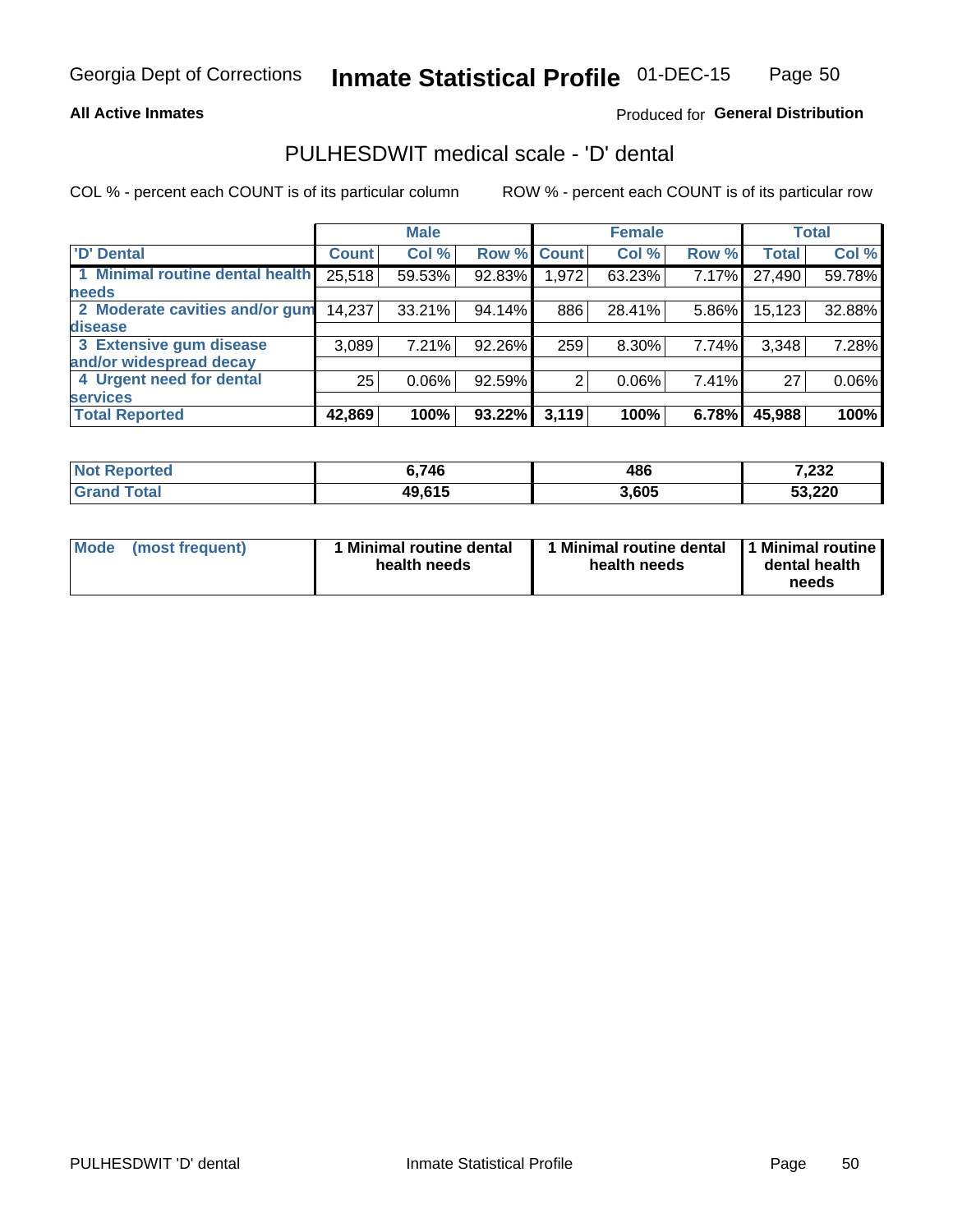Georgia Dept of Corrections **Inmate Statistical Profile** 01-DEC-15

**All Active Inmates**

Produced for **General Distribution**

## PULHESDWIT medical scale - 'D' dental

COL % - percent each COUNT is of its particular column

ROW % - percent each COUNT is of its particular row

| | Male | | | Female | | | Total | |
|---|---|---|---|---|---|---|---|---|
| 'D' Dental | Count | Col % | Row % | Count | Col % | Row % | Total | Col % |
| 1 Minimal routine dental health needs | 25,518 | 59.53% | 92.83% | 1,972 | 63.23% | 7.17% | 27,490 | 59.78% |
| 2 Moderate cavities and/or gum disease | 14,237 | 33.21% | 94.14% | 886 | 28.41% | 5.86% | 15,123 | 32.88% |
| 3 Extensive gum disease and/or widespread decay | 3,089 | 7.21% | 92.26% | 259 | 8.30% | 7.74% | 3,348 | 7.28% |
| 4 Urgent need for dental services | 25 | 0.06% | 92.59% | 2 | 0.06% | 7.41% | 27 | 0.06% |
| **Total Reported** | **42,869** | **100%** | **93.22%** | **3,119** | **100%** | **6.78%** | **45,988** | **100%** |

| | Male | Female | Total |
|---|---|---|---|
| Not Reported | 6,746 | 486 | 7,232 |
| Grand Total | 49,615 | 3,605 | 53,220 |

| | Male | Female | Total |
|---|---|---|---|
| Mode (most frequent) | 1 Minimal routine dental health needs | 1 Minimal routine dental health needs | 1 Minimal routine dental health needs |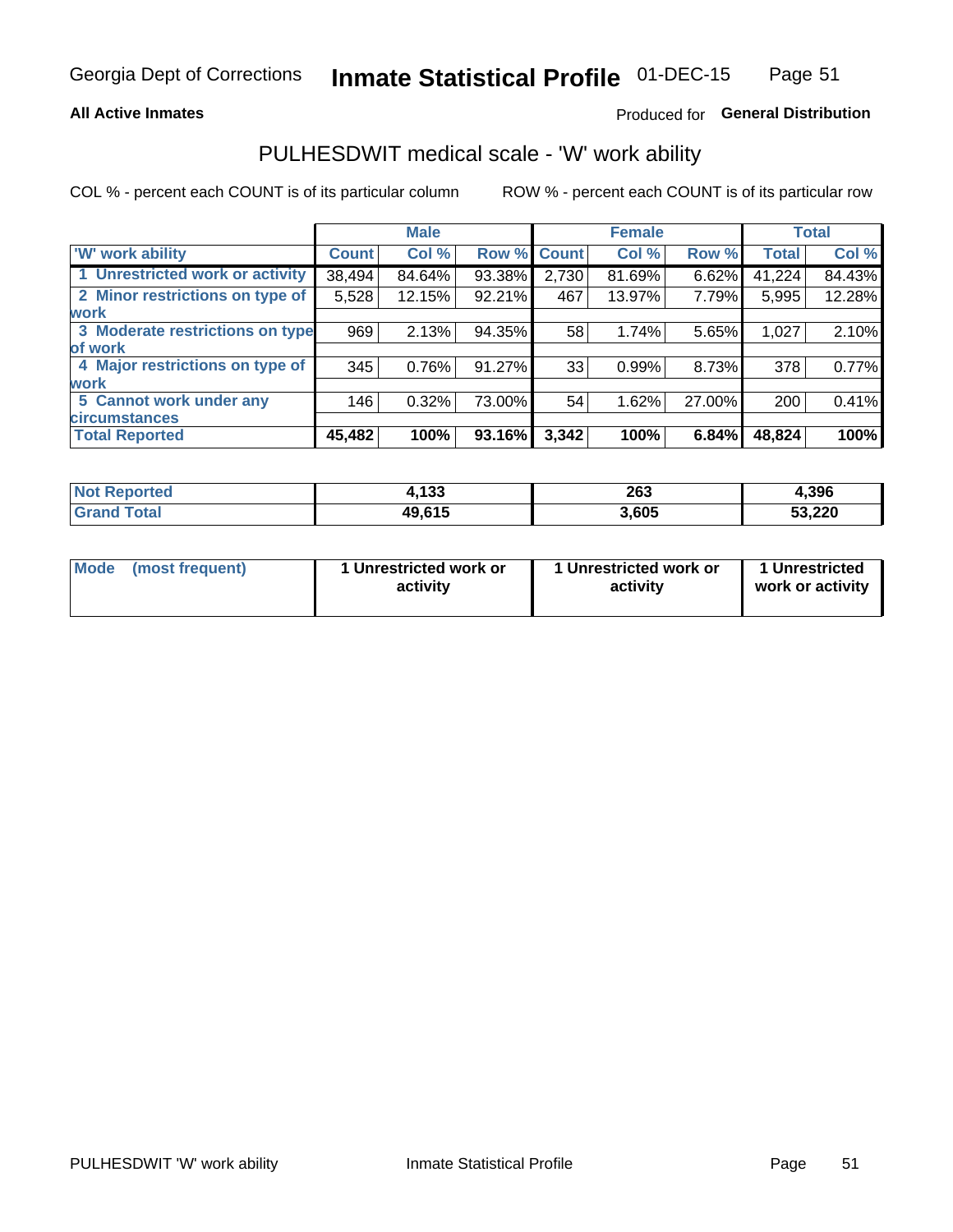Georgia Dept of Corrections **Inmate Statistical Profile** 01-DEC-15

**All Active Inmates**

Produced for **General Distribution**

## PULHESDWIT medical scale - 'W' work ability

COL % - percent each COUNT is of its particular column    ROW % - percent each COUNT is of its particular row

| | Male | | | Female | | | Total | |
|---|---|---|---|---|---|---|---|---|
| 'W' work ability | Count | Col % | Row % | Count | Col % | Row % | Total | Col % |
| 1 Unrestricted work or activity | 38,494 | 84.64% | 93.38% | 2,730 | 81.69% | 6.62% | 41,224 | 84.43% |
| 2 Minor restrictions on type of work | 5,528 | 12.15% | 92.21% | 467 | 13.97% | 7.79% | 5,995 | 12.28% |
| 3 Moderate restrictions on type of work | 969 | 2.13% | 94.35% | 58 | 1.74% | 5.65% | 1,027 | 2.10% |
| 4 Major restrictions on type of work | 345 | 0.76% | 91.27% | 33 | 0.99% | 8.73% | 378 | 0.77% |
| 5 Cannot work under any circumstances | 146 | 0.32% | 73.00% | 54 | 1.62% | 27.00% | 200 | 0.41% |
| **Total Reported** | **45,482** | **100%** | **93.16%** | **3,342** | **100%** | **6.84%** | **48,824** | **100%** |

| | Male | Female | Total |
|---|---|---|---|
| Not Reported | 4,133 | 263 | 4,396 |
| Grand Total | 49,615 | 3,605 | 53,220 |

| | Male | Female | Total |
|---|---|---|---|
| Mode (most frequent) | 1 Unrestricted work or activity | 1 Unrestricted work or activity | 1 Unrestricted work or activity |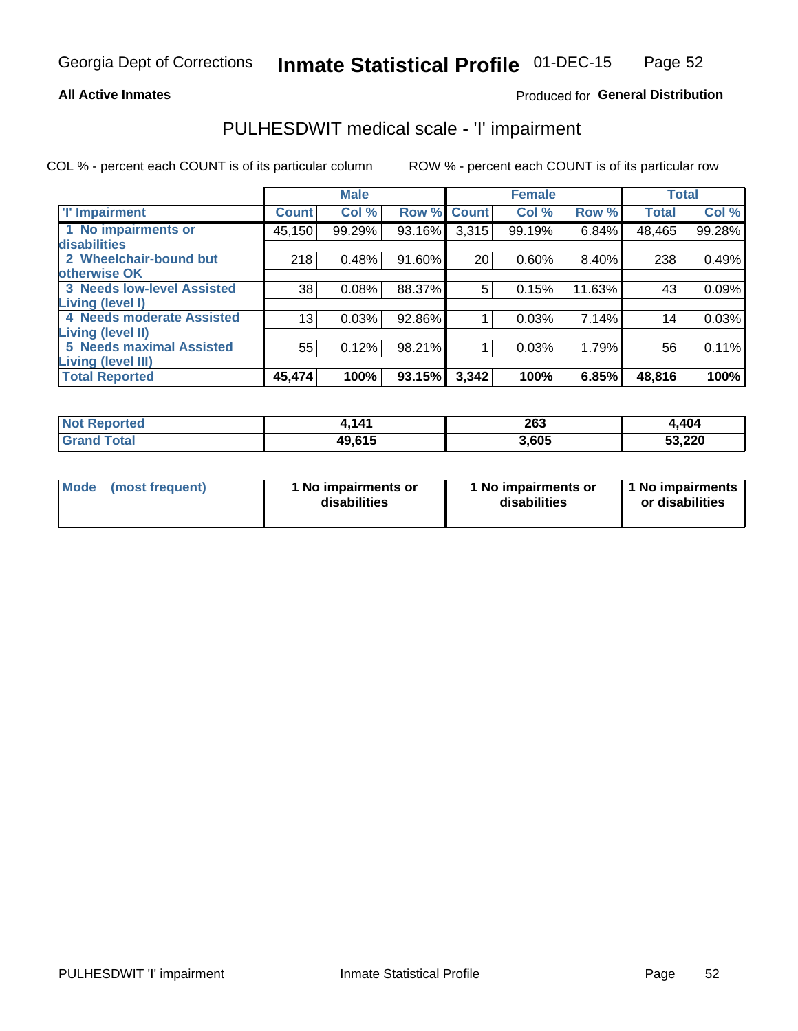Georgia Dept of Corrections **Inmate Statistical Profile** 01-DEC-15

**All Active Inmates**

Produced for **General Distribution**

## PULHESDWIT medical scale - 'I' impairment

COL % - percent each COUNT is of its particular column ROW % - percent each COUNT is of its particular row

| | Male | | | Female | | | Total | |
|---|---|---|---|---|---|---|---|---|
| **'I' Impairment** | **Count** | **Col %** | **Row %** | **Count** | **Col %** | **Row %** | **Total** | **Col %** |
| 1 No impairments or disabilities | 45,150 | 99.29% | 93.16% | 3,315 | 99.19% | 6.84% | 48,465 | 99.28% |
| 2 Wheelchair-bound but otherwise OK | 218 | 0.48% | 91.60% | 20 | 0.60% | 8.40% | 238 | 0.49% |
| 3 Needs low-level Assisted Living (level I) | 38 | 0.08% | 88.37% | 5 | 0.15% | 11.63% | 43 | 0.09% |
| 4 Needs moderate Assisted Living (level II) | 13 | 0.03% | 92.86% | 1 | 0.03% | 7.14% | 14 | 0.03% |
| 5 Needs maximal Assisted Living (level III) | 55 | 0.12% | 98.21% | 1 | 0.03% | 1.79% | 56 | 0.11% |
| **Total Reported** | **45,474** | **100%** | **93.15%** | **3,342** | **100%** | **6.85%** | **48,816** | **100%** |

| | Male | Female | Total |
|---|---|---|---|
| **Not Reported** | **4,141** | **263** | **4,404** |
| **Grand Total** | **49,615** | **3,605** | **53,220** |

| | Male | Female | Total |
|---|---|---|---|
| **Mode (most frequent)** | **1 No impairments or disabilities** | **1 No impairments or disabilities** | **1 No impairments or disabilities** |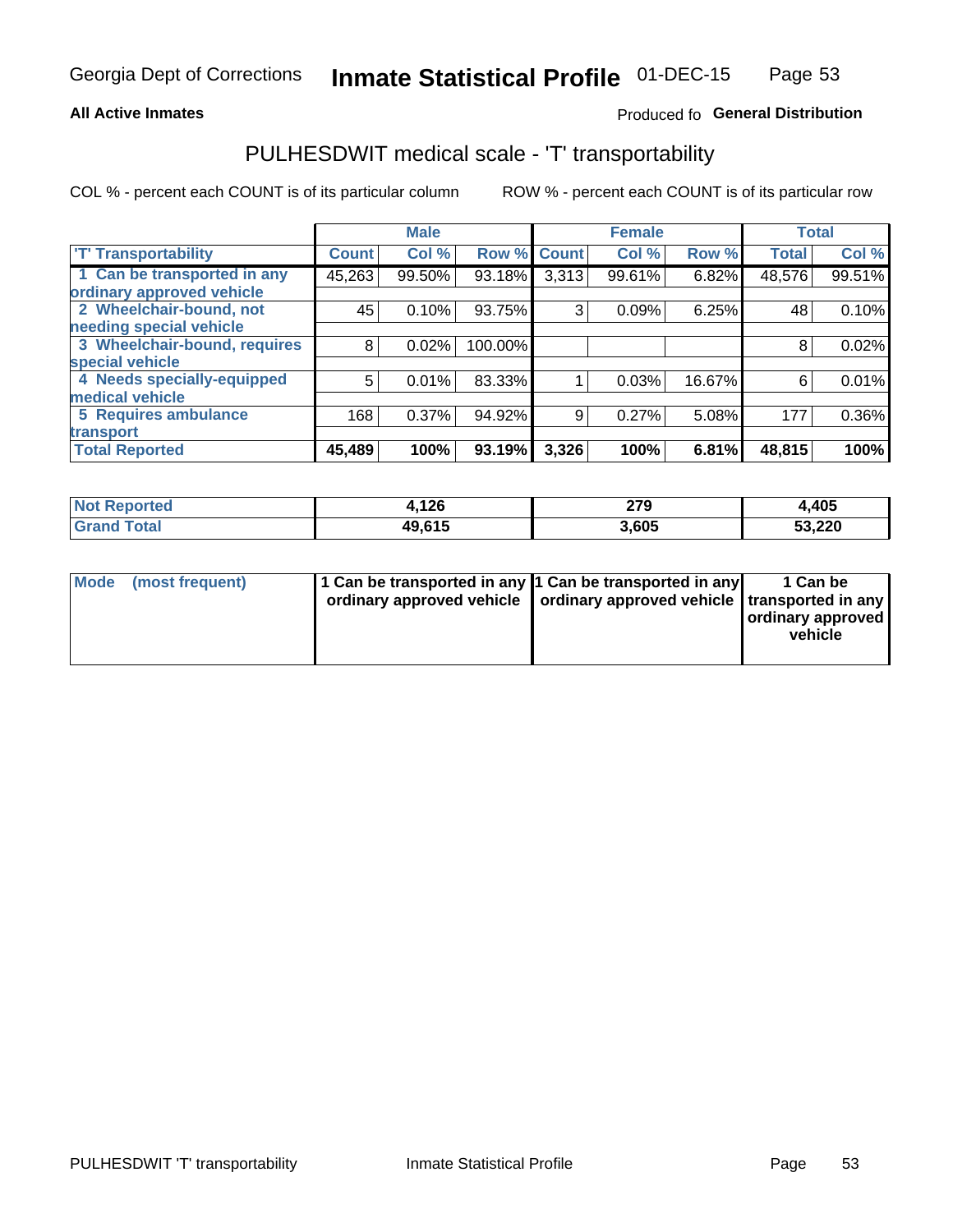**All Active Inmates**

Produced fo **General Distribution**

## PULHESDWIT medical scale - 'T' transportability

COL % - percent each COUNT is of its particular column

ROW % - percent each COUNT is of its particular row

| | Male | | | Female | | | Total | |
|---|---|---|---|---|---|---|---|---|
| 'T' Transportability | Count | Col % | Row % | Count | Col % | Row % | Total | Col % |
| 1 Can be transported in any ordinary approved vehicle | 45,263 | 99.50% | 93.18% | 3,313 | 99.61% | 6.82% | 48,576 | 99.51% |
| 2 Wheelchair-bound, not needing special vehicle | 45 | 0.10% | 93.75% | 3 | 0.09% | 6.25% | 48 | 0.10% |
| 3 Wheelchair-bound, requires special vehicle | 8 | 0.02% | 100.00% | | | | 8 | 0.02% |
| 4 Needs specially-equipped medical vehicle | 5 | 0.01% | 83.33% | 1 | 0.03% | 16.67% | 6 | 0.01% |
| 5 Requires ambulance transport | 168 | 0.37% | 94.92% | 9 | 0.27% | 5.08% | 177 | 0.36% |
| **Total Reported** | **45,489** | **100%** | **93.19%** | **3,326** | **100%** | **6.81%** | **48,815** | **100%** |

| | Male | Female | Total |
|---|---|---|---|
| **Not Reported** | **4,126** | **279** | **4,405** |
| **Grand Total** | **49,615** | **3,605** | **53,220** |

| | Male | Female | Total |
|---|---|---|---|
| **Mode (most frequent)** | **1 Can be transported in any ordinary approved vehicle** | **1 Can be transported in any ordinary approved vehicle** | **1 Can be transported in any ordinary approved vehicle** |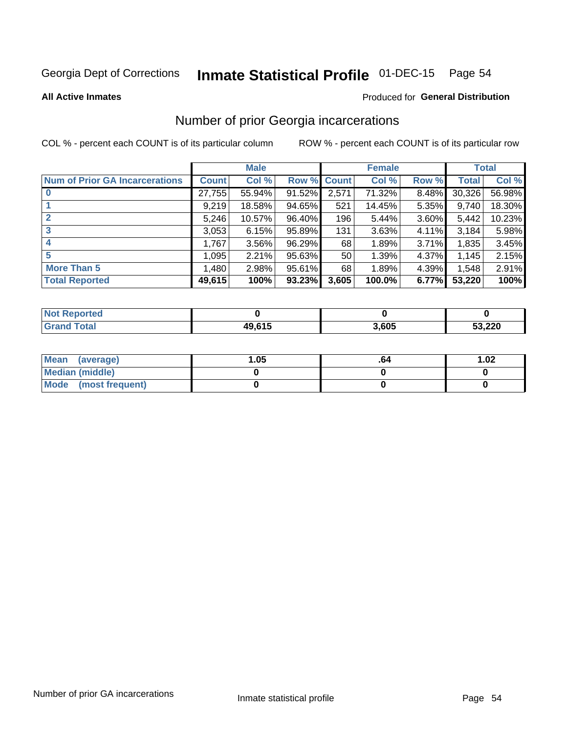Georgia Dept of Corrections **Inmate Statistical Profile** 01-DEC-15 Page 54

**All Active Inmates**

Produced for **General Distribution**

## Number of prior Georgia incarcerations

COL % - percent each COUNT is of its particular column

ROW % - percent each COUNT is of its particular row

| | Male | | | Female | | | Total | |
|---|---|---|---|---|---|---|---|---|
| **Num of Prior GA Incarcerations** | **Count** | **Col %** | **Row %** | **Count** | **Col %** | **Row %** | **Total** | **Col %** |
| **0** | 27,755 | 55.94% | 91.52% | 2,571 | 71.32% | 8.48% | 30,326 | 56.98% |
| **1** | 9,219 | 18.58% | 94.65% | 521 | 14.45% | 5.35% | 9,740 | 18.30% |
| **2** | 5,246 | 10.57% | 96.40% | 196 | 5.44% | 3.60% | 5,442 | 10.23% |
| **3** | 3,053 | 6.15% | 95.89% | 131 | 3.63% | 4.11% | 3,184 | 5.98% |
| **4** | 1,767 | 3.56% | 96.29% | 68 | 1.89% | 3.71% | 1,835 | 3.45% |
| **5** | 1,095 | 2.21% | 95.63% | 50 | 1.39% | 4.37% | 1,145 | 2.15% |
| **More Than 5** | 1,480 | 2.98% | 95.61% | 68 | 1.89% | 4.39% | 1,548 | 2.91% |
| **Total Reported** | **49,615** | **100%** | **93.23%** | **3,605** | **100.0%** | **6.77%** | **53,220** | **100%** |

| | Male | Female | Total |
|---|---|---|---|
| **Not Reported** | **0** | **0** | **0** |
| **Grand Total** | **49,615** | **3,605** | **53,220** |

| | Male | Female | Total |
|---|---|---|---|
| **Mean (average)** | **1.05** | **.64** | **1.02** |
| **Median (middle)** | **0** | **0** | **0** |
| **Mode (most frequent)** | **0** | **0** | **0** |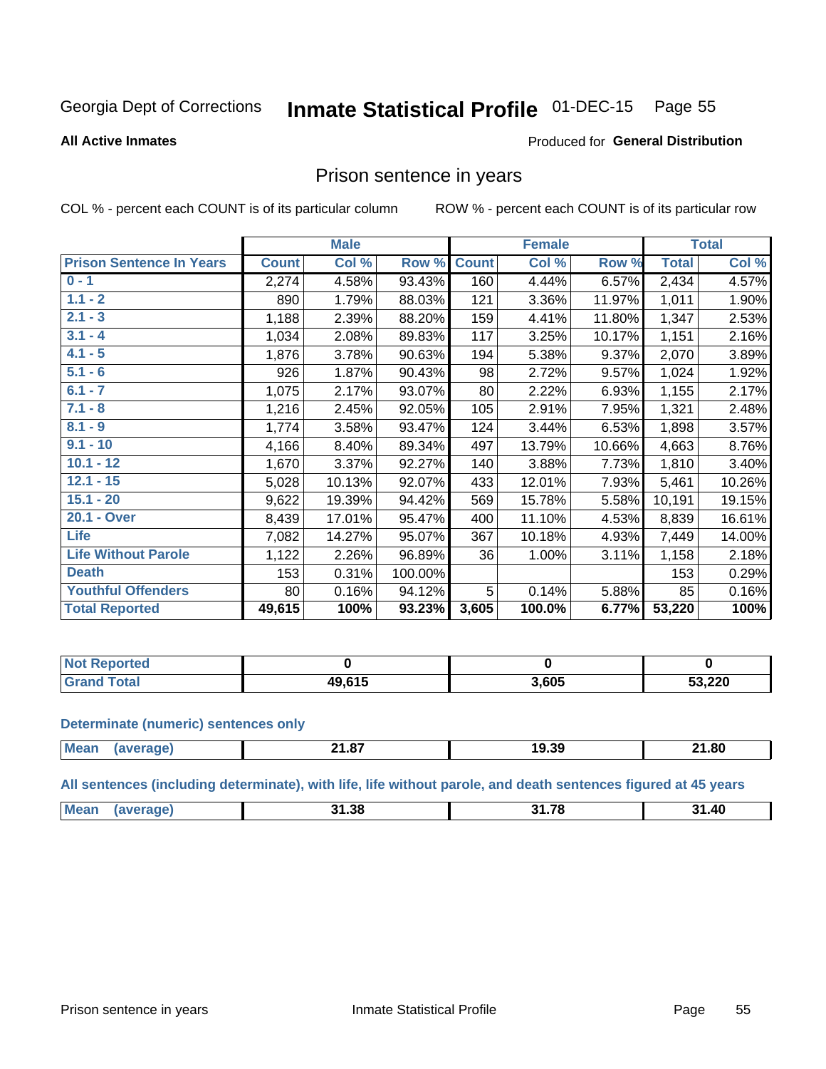Georgia Dept of Corrections **Inmate Statistical Profile** 01-DEC-15 Page 55

**All Active Inmates**

Produced for **General Distribution**

## Prison sentence in years

COL % - percent each COUNT is of its particular column ROW % - percent each COUNT is of its particular row

| | Male | | | Female | | | Total | |
|---|---|---|---|---|---|---|---|---|
| **Prison Sentence In Years** | **Count** | **Col %** | **Row %** | **Count** | **Col %** | **Row %** | **Total** | **Col %** |
| **0 - 1** | 2,274 | 4.58% | 93.43% | 160 | 4.44% | 6.57% | 2,434 | 4.57% |
| **1.1 - 2** | 890 | 1.79% | 88.03% | 121 | 3.36% | 11.97% | 1,011 | 1.90% |
| **2.1 - 3** | 1,188 | 2.39% | 88.20% | 159 | 4.41% | 11.80% | 1,347 | 2.53% |
| **3.1 - 4** | 1,034 | 2.08% | 89.83% | 117 | 3.25% | 10.17% | 1,151 | 2.16% |
| **4.1 - 5** | 1,876 | 3.78% | 90.63% | 194 | 5.38% | 9.37% | 2,070 | 3.89% |
| **5.1 - 6** | 926 | 1.87% | 90.43% | 98 | 2.72% | 9.57% | 1,024 | 1.92% |
| **6.1 - 7** | 1,075 | 2.17% | 93.07% | 80 | 2.22% | 6.93% | 1,155 | 2.17% |
| **7.1 - 8** | 1,216 | 2.45% | 92.05% | 105 | 2.91% | 7.95% | 1,321 | 2.48% |
| **8.1 - 9** | 1,774 | 3.58% | 93.47% | 124 | 3.44% | 6.53% | 1,898 | 3.57% |
| **9.1 - 10** | 4,166 | 8.40% | 89.34% | 497 | 13.79% | 10.66% | 4,663 | 8.76% |
| **10.1 - 12** | 1,670 | 3.37% | 92.27% | 140 | 3.88% | 7.73% | 1,810 | 3.40% |
| **12.1 - 15** | 5,028 | 10.13% | 92.07% | 433 | 12.01% | 7.93% | 5,461 | 10.26% |
| **15.1 - 20** | 9,622 | 19.39% | 94.42% | 569 | 15.78% | 5.58% | 10,191 | 19.15% |
| **20.1 - Over** | 8,439 | 17.01% | 95.47% | 400 | 11.10% | 4.53% | 8,839 | 16.61% |
| **Life** | 7,082 | 14.27% | 95.07% | 367 | 10.18% | 4.93% | 7,449 | 14.00% |
| **Life Without Parole** | 1,122 | 2.26% | 96.89% | 36 | 1.00% | 3.11% | 1,158 | 2.18% |
| **Death** | 153 | 0.31% | 100.00% | | | | 153 | 0.29% |
| **Youthful Offenders** | 80 | 0.16% | 94.12% | 5 | 0.14% | 5.88% | 85 | 0.16% |
| **Total Reported** | **49,615** | **100%** | **93.23%** | **3,605** | **100.0%** | **6.77%** | **53,220** | **100%** |

| | Male | Female | Total |
|---|---|---|---|
| **Not Reported** | **0** | **0** | **0** |
| **Grand Total** | **49,615** | **3,605** | **53,220** |

**Determinate (numeric) sentences only**

| | Male | Female | Total |
|---|---|---|---|
| **Mean (average)** | **21.87** | **19.39** | **21.80** |

**All sentences (including determinate), with life, life without parole, and death sentences figured at 45 years**

| | Male | Female | Total |
|---|---|---|---|
| **Mean (average)** | **31.38** | **31.78** | **31.40** |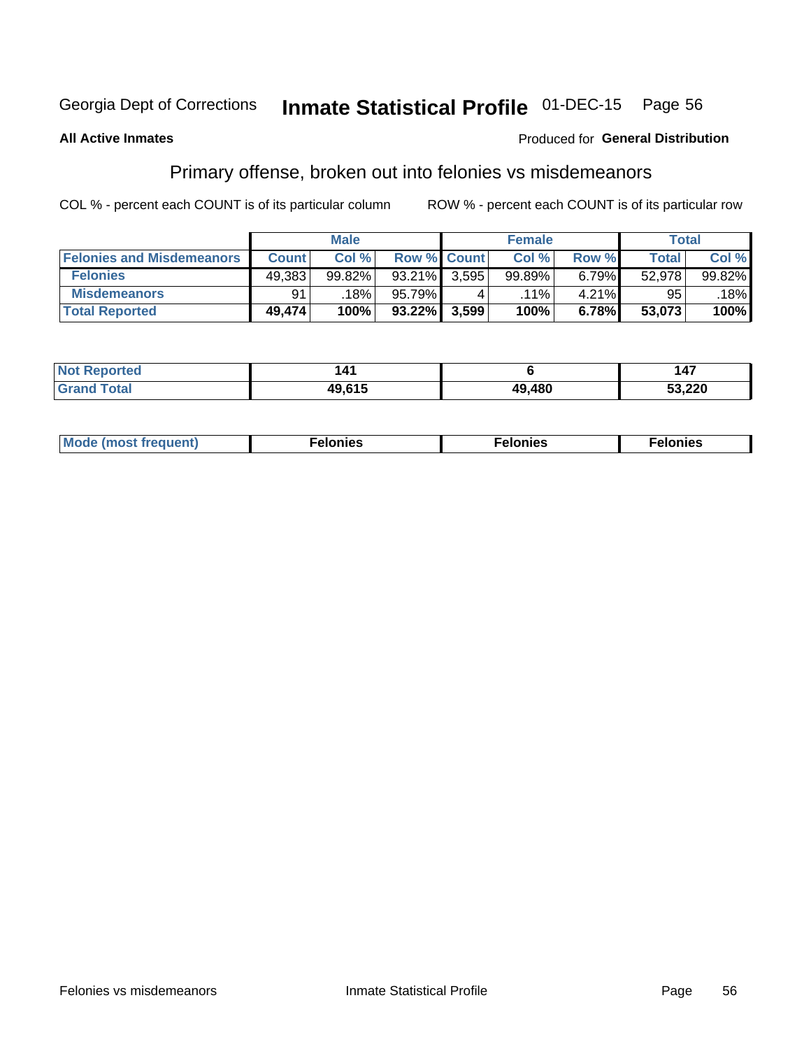Georgia Dept of Corrections **Inmate Statistical Profile** 01-DEC-15

**All Active Inmates**

Produced for **General Distribution**

## Primary offense, broken out into felonies vs misdemeanors

COL % - percent each COUNT is of its particular column ROW % - percent each COUNT is of its particular row

| | Male | | | Female | | | Total | |
|---|---|---|---|---|---|---|---|---|
| **Felonies and Misdemeanors** | **Count** | **Col %** | **Row %** | **Count** | **Col %** | **Row %** | **Total** | **Col %** |
| **Felonies** | 49,383 | 99.82% | 93.21% | 3,595 | 99.89% | 6.79% | 52,978 | 99.82% |
| **Misdemeanors** | 91 | .18% | 95.79% | 4 | .11% | 4.21% | 95 | .18% |
| **Total Reported** | **49,474** | **100%** | **93.22%** | **3,599** | **100%** | **6.78%** | **53,073** | **100%** |

| | Male | Female | Total |
|---|---|---|---|
| **Not Reported** | **141** | **6** | **147** |
| **Grand Total** | **49,615** | **49,480** | **53,220** |

| | Male | Female | Total |
|---|---|---|---|
| **Mode (most frequent)** | **Felonies** | **Felonies** | **Felonies** |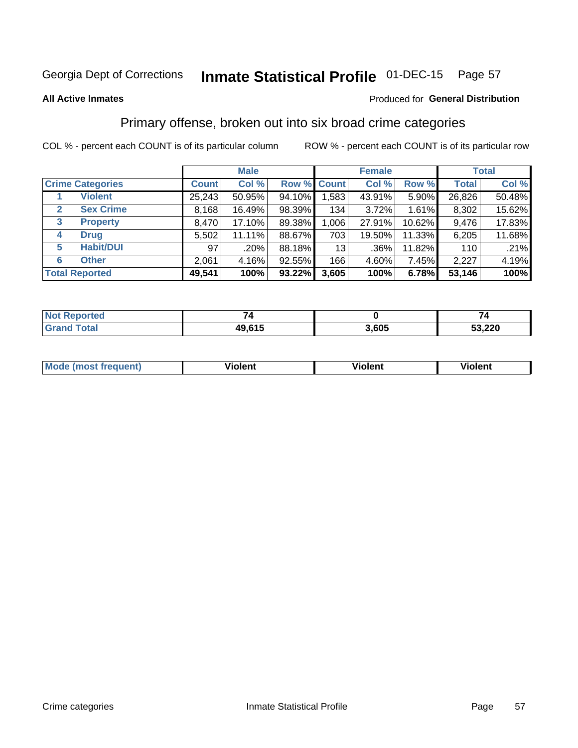Georgia Dept of Corrections **Inmate Statistical Profile** 01-DEC-15

**All Active Inmates**

Produced for **General Distribution**

## Primary offense, broken out into six broad crime categories

COL % - percent each COUNT is of its particular column

ROW % - percent each COUNT is of its particular row

| | | Male | | | Female | | | Total | |
|---|---|---|---|---|---|---|---|---|---|
| **Crime Categories** | | **Count** | **Col %** | **Row %** | **Count** | **Col %** | **Row %** | **Total** | **Col %** |
| 1 | **Violent** | 25,243 | 50.95% | 94.10% | 1,583 | 43.91% | 5.90% | 26,826 | 50.48% |
| 2 | **Sex Crime** | 8,168 | 16.49% | 98.39% | 134 | 3.72% | 1.61% | 8,302 | 15.62% |
| 3 | **Property** | 8,470 | 17.10% | 89.38% | 1,006 | 27.91% | 10.62% | 9,476 | 17.83% |
| 4 | **Drug** | 5,502 | 11.11% | 88.67% | 703 | 19.50% | 11.33% | 6,205 | 11.68% |
| 5 | **Habit/DUI** | 97 | .20% | 88.18% | 13 | .36% | 11.82% | 110 | .21% |
| 6 | **Other** | 2,061 | 4.16% | 92.55% | 166 | 4.60% | 7.45% | 2,227 | 4.19% |
| **Total Reported** | | **49,541** | **100%** | **93.22%** | **3,605** | **100%** | **6.78%** | **53,146** | **100%** |

| | Male | Female | Total |
|---|---|---|---|
| **Not Reported** | **74** | **0** | **74** |
| **Grand Total** | **49,615** | **3,605** | **53,220** |

| | Male | Female | Total |
|---|---|---|---|
| **Mode (most frequent)** | **Violent** | **Violent** | **Violent** |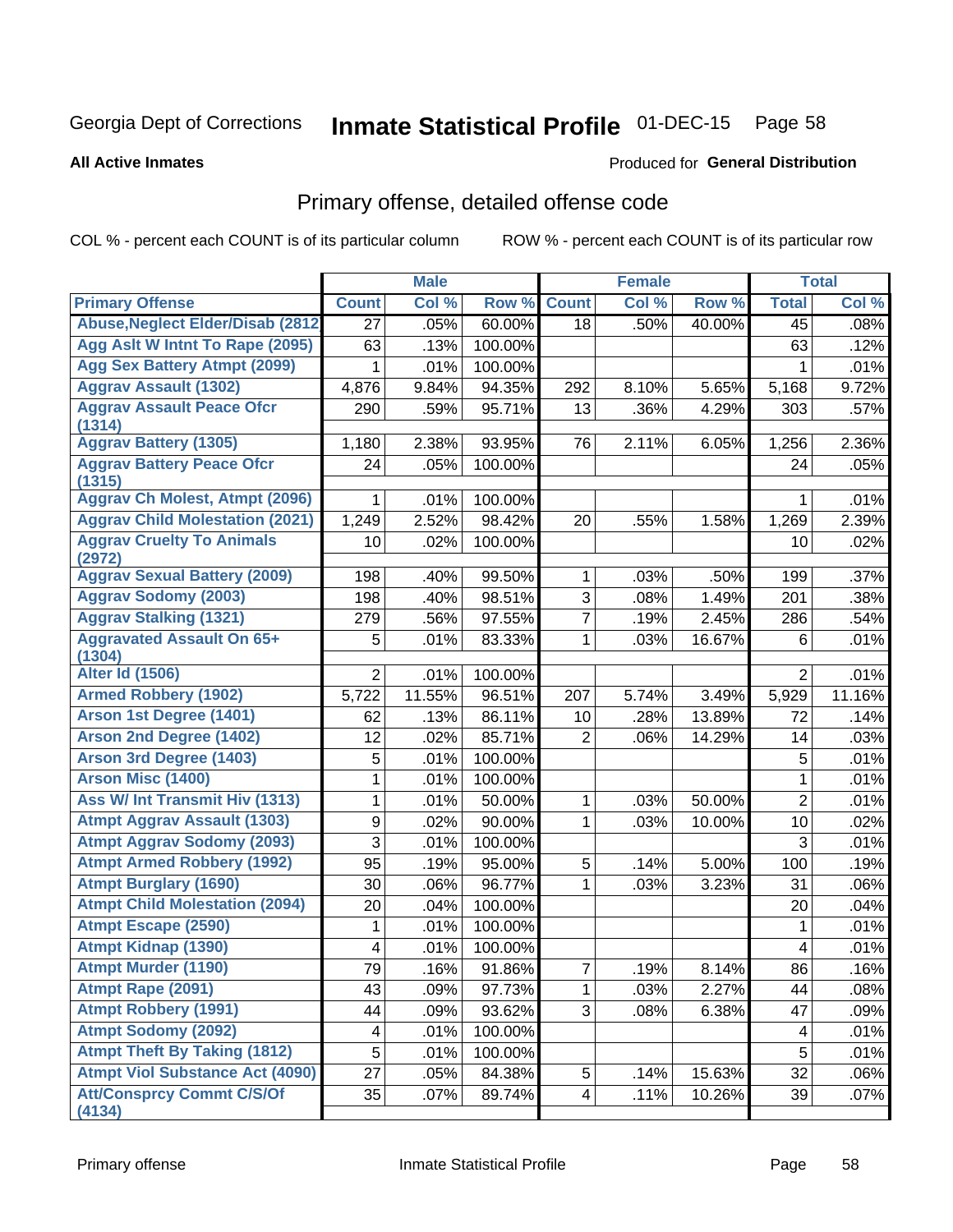Georgia Dept of Corrections **Inmate Statistical Profile** 01-DEC-15

**All Active Inmates**

Produced for **General Distribution**

## Primary offense, detailed offense code

COL % - percent each COUNT is of its particular column ROW % - percent each COUNT is of its particular row

| | Male | | | Female | | | Total | |
|---|---|---|---|---|---|---|---|---|
| **Primary Offense** | **Count** | **Col %** | **Row %** | **Count** | **Col %** | **Row %** | **Total** | **Col %** |
| Abuse,Neglect Elder/Disab (2812 | 27 | .05% | 60.00% | 18 | .50% | 40.00% | 45 | .08% |
| Agg Aslt W Intnt To Rape (2095) | 63 | .13% | 100.00% | | | | 63 | .12% |
| Agg Sex Battery Atmpt (2099) | 1 | .01% | 100.00% | | | | 1 | .01% |
| Aggrav Assault (1302) | 4,876 | 9.84% | 94.35% | 292 | 8.10% | 5.65% | 5,168 | 9.72% |
| Aggrav Assault Peace Ofcr (1314) | 290 | .59% | 95.71% | 13 | .36% | 4.29% | 303 | .57% |
| Aggrav Battery (1305) | 1,180 | 2.38% | 93.95% | 76 | 2.11% | 6.05% | 1,256 | 2.36% |
| Aggrav Battery Peace Ofcr (1315) | 24 | .05% | 100.00% | | | | 24 | .05% |
| Aggrav Ch Molest, Atmpt (2096) | 1 | .01% | 100.00% | | | | 1 | .01% |
| Aggrav Child Molestation (2021) | 1,249 | 2.52% | 98.42% | 20 | .55% | 1.58% | 1,269 | 2.39% |
| Aggrav Cruelty To Animals (2972) | 10 | .02% | 100.00% | | | | 10 | .02% |
| Aggrav Sexual Battery (2009) | 198 | .40% | 99.50% | 1 | .03% | .50% | 199 | .37% |
| Aggrav Sodomy (2003) | 198 | .40% | 98.51% | 3 | .08% | 1.49% | 201 | .38% |
| Aggrav Stalking (1321) | 279 | .56% | 97.55% | 7 | .19% | 2.45% | 286 | .54% |
| Aggravated Assault On 65+ (1304) | 5 | .01% | 83.33% | 1 | .03% | 16.67% | 6 | .01% |
| Alter Id (1506) | 2 | .01% | 100.00% | | | | 2 | .01% |
| Armed Robbery (1902) | 5,722 | 11.55% | 96.51% | 207 | 5.74% | 3.49% | 5,929 | 11.16% |
| Arson 1st Degree (1401) | 62 | .13% | 86.11% | 10 | .28% | 13.89% | 72 | .14% |
| Arson 2nd Degree (1402) | 12 | .02% | 85.71% | 2 | .06% | 14.29% | 14 | .03% |
| Arson 3rd Degree (1403) | 5 | .01% | 100.00% | | | | 5 | .01% |
| Arson Misc (1400) | 1 | .01% | 100.00% | | | | 1 | .01% |
| Ass W/ Int Transmit Hiv (1313) | 1 | .01% | 50.00% | 1 | .03% | 50.00% | 2 | .01% |
| Atmpt Aggrav Assault (1303) | 9 | .02% | 90.00% | 1 | .03% | 10.00% | 10 | .02% |
| Atmpt Aggrav Sodomy (2093) | 3 | .01% | 100.00% | | | | 3 | .01% |
| Atmpt Armed Robbery (1992) | 95 | .19% | 95.00% | 5 | .14% | 5.00% | 100 | .19% |
| Atmpt Burglary (1690) | 30 | .06% | 96.77% | 1 | .03% | 3.23% | 31 | .06% |
| Atmpt Child Molestation (2094) | 20 | .04% | 100.00% | | | | 20 | .04% |
| Atmpt Escape (2590) | 1 | .01% | 100.00% | | | | 1 | .01% |
| Atmpt Kidnap (1390) | 4 | .01% | 100.00% | | | | 4 | .01% |
| Atmpt Murder (1190) | 79 | .16% | 91.86% | 7 | .19% | 8.14% | 86 | .16% |
| Atmpt Rape (2091) | 43 | .09% | 97.73% | 1 | .03% | 2.27% | 44 | .08% |
| Atmpt Robbery (1991) | 44 | .09% | 93.62% | 3 | .08% | 6.38% | 47 | .09% |
| Atmpt Sodomy (2092) | 4 | .01% | 100.00% | | | | 4 | .01% |
| Atmpt Theft By Taking (1812) | 5 | .01% | 100.00% | | | | 5 | .01% |
| Atmpt Viol Substance Act (4090) | 27 | .05% | 84.38% | 5 | .14% | 15.63% | 32 | .06% |
| Att/Consprcy Commt C/S/Of (4134) | 35 | .07% | 89.74% | 4 | .11% | 10.26% | 39 | .07% |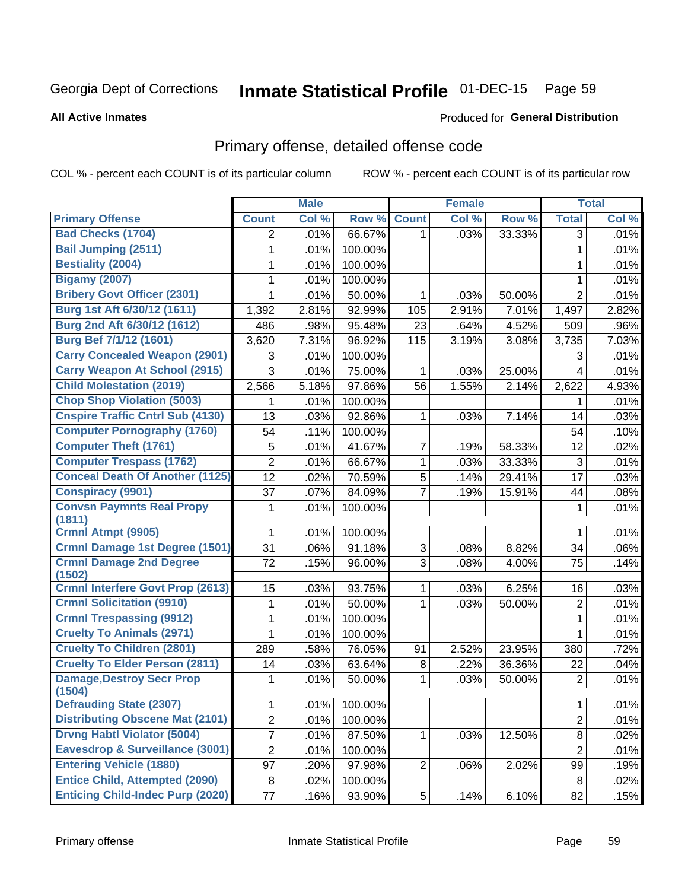Georgia Dept of Corrections **Inmate Statistical Profile** 01-DEC-15

**All Active Inmates**

Produced for **General Distribution**

## Primary offense, detailed offense code

COL % - percent each COUNT is of its particular column

ROW % - percent each COUNT is of its particular row

| | Male | | | Female | | | Total | |
|---|---|---|---|---|---|---|---|---|
| Primary Offense | Count | Col % | Row % | Count | Col % | Row % | Total | Col % |
| Bad Checks (1704) | 2 | .01% | 66.67% | 1 | .03% | 33.33% | 3 | .01% |
| Bail Jumping (2511) | 1 | .01% | 100.00% | | | | 1 | .01% |
| Bestiality (2004) | 1 | .01% | 100.00% | | | | 1 | .01% |
| Bigamy (2007) | 1 | .01% | 100.00% | | | | 1 | .01% |
| Bribery Govt Officer (2301) | 1 | .01% | 50.00% | 1 | .03% | 50.00% | 2 | .01% |
| Burg 1st Aft 6/30/12 (1611) | 1,392 | 2.81% | 92.99% | 105 | 2.91% | 7.01% | 1,497 | 2.82% |
| Burg 2nd Aft 6/30/12 (1612) | 486 | .98% | 95.48% | 23 | .64% | 4.52% | 509 | .96% |
| Burg Bef 7/1/12 (1601) | 3,620 | 7.31% | 96.92% | 115 | 3.19% | 3.08% | 3,735 | 7.03% |
| Carry Concealed Weapon (2901) | 3 | .01% | 100.00% | | | | 3 | .01% |
| Carry Weapon At School (2915) | 3 | .01% | 75.00% | 1 | .03% | 25.00% | 4 | .01% |
| Child Molestation (2019) | 2,566 | 5.18% | 97.86% | 56 | 1.55% | 2.14% | 2,622 | 4.93% |
| Chop Shop Violation (5003) | 1 | .01% | 100.00% | | | | 1 | .01% |
| Cnspire Traffic Cntrl Sub (4130) | 13 | .03% | 92.86% | 1 | .03% | 7.14% | 14 | .03% |
| Computer Pornography (1760) | 54 | .11% | 100.00% | | | | 54 | .10% |
| Computer Theft (1761) | 5 | .01% | 41.67% | 7 | .19% | 58.33% | 12 | .02% |
| Computer Trespass (1762) | 2 | .01% | 66.67% | 1 | .03% | 33.33% | 3 | .01% |
| Conceal Death Of Another (1125) | 12 | .02% | 70.59% | 5 | .14% | 29.41% | 17 | .03% |
| Conspiracy (9901) | 37 | .07% | 84.09% | 7 | .19% | 15.91% | 44 | .08% |
| Convsn Paymnts Real Propy (1811) | 1 | .01% | 100.00% | | | | 1 | .01% |
| Crmnl Atmpt (9905) | 1 | .01% | 100.00% | | | | 1 | .01% |
| Crmnl Damage 1st Degree (1501) | 31 | .06% | 91.18% | 3 | .08% | 8.82% | 34 | .06% |
| Crmnl Damage 2nd Degree (1502) | 72 | .15% | 96.00% | 3 | .08% | 4.00% | 75 | .14% |
| Crmnl Interfere Govt Prop (2613) | 15 | .03% | 93.75% | 1 | .03% | 6.25% | 16 | .03% |
| Crmnl Solicitation (9910) | 1 | .01% | 50.00% | 1 | .03% | 50.00% | 2 | .01% |
| Crmnl Trespassing (9912) | 1 | .01% | 100.00% | | | | 1 | .01% |
| Cruelty To Animals (2971) | 1 | .01% | 100.00% | | | | 1 | .01% |
| Cruelty To Children (2801) | 289 | .58% | 76.05% | 91 | 2.52% | 23.95% | 380 | .72% |
| Cruelty To Elder Person (2811) | 14 | .03% | 63.64% | 8 | .22% | 36.36% | 22 | .04% |
| Damage,Destroy Secr Prop (1504) | 1 | .01% | 50.00% | 1 | .03% | 50.00% | 2 | .01% |
| Defrauding State (2307) | 1 | .01% | 100.00% | | | | 1 | .01% |
| Distributing Obscene Mat (2101) | 2 | .01% | 100.00% | | | | 2 | .01% |
| Drvng Habtl Violator (5004) | 7 | .01% | 87.50% | 1 | .03% | 12.50% | 8 | .02% |
| Eavesdrop & Surveillance (3001) | 2 | .01% | 100.00% | | | | 2 | .01% |
| Entering Vehicle (1880) | 97 | .20% | 97.98% | 2 | .06% | 2.02% | 99 | .19% |
| Entice Child, Attempted (2090) | 8 | .02% | 100.00% | | | | 8 | .02% |
| Enticing Child-Indec Purp (2020) | 77 | .16% | 93.90% | 5 | .14% | 6.10% | 82 | .15% |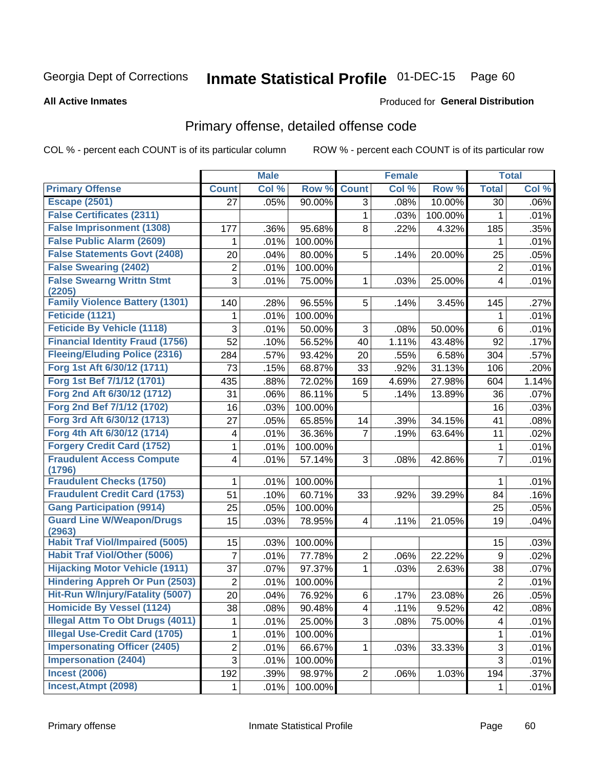Georgia Dept of Corrections **Inmate Statistical Profile** 01-DEC-15

**All Active Inmates**

Produced for **General Distribution**

## Primary offense, detailed offense code

COL % - percent each COUNT is of its particular column    ROW % - percent each COUNT is of its particular row

| | Male | | | Female | | | Total | |
|---|---|---|---|---|---|---|---|---|
| **Primary Offense** | **Count** | **Col %** | **Row %** | **Count** | **Col %** | **Row %** | **Total** | **Col %** |
| Escape (2501) | 27 | .05% | 90.00% | 3 | .08% | 10.00% | 30 | .06% |
| False Certificates (2311) | | | | 1 | .03% | 100.00% | 1 | .01% |
| False Imprisonment (1308) | 177 | .36% | 95.68% | 8 | .22% | 4.32% | 185 | .35% |
| False Public Alarm (2609) | 1 | .01% | 100.00% | | | | 1 | .01% |
| False Statements Govt (2408) | 20 | .04% | 80.00% | 5 | .14% | 20.00% | 25 | .05% |
| False Swearing (2402) | 2 | .01% | 100.00% | | | | 2 | .01% |
| False Swearng Writtn Stmt (2205) | 3 | .01% | 75.00% | 1 | .03% | 25.00% | 4 | .01% |
| Family Violence Battery (1301) | 140 | .28% | 96.55% | 5 | .14% | 3.45% | 145 | .27% |
| Feticide (1121) | 1 | .01% | 100.00% | | | | 1 | .01% |
| Feticide By Vehicle (1118) | 3 | .01% | 50.00% | 3 | .08% | 50.00% | 6 | .01% |
| Financial Identity Fraud (1756) | 52 | .10% | 56.52% | 40 | 1.11% | 43.48% | 92 | .17% |
| Fleeing/Eluding Police (2316) | 284 | .57% | 93.42% | 20 | .55% | 6.58% | 304 | .57% |
| Forg 1st Aft 6/30/12 (1711) | 73 | .15% | 68.87% | 33 | .92% | 31.13% | 106 | .20% |
| Forg 1st Bef 7/1/12 (1701) | 435 | .88% | 72.02% | 169 | 4.69% | 27.98% | 604 | 1.14% |
| Forg 2nd Aft 6/30/12 (1712) | 31 | .06% | 86.11% | 5 | .14% | 13.89% | 36 | .07% |
| Forg 2nd Bef 7/1/12 (1702) | 16 | .03% | 100.00% | | | | 16 | .03% |
| Forg 3rd Aft 6/30/12 (1713) | 27 | .05% | 65.85% | 14 | .39% | 34.15% | 41 | .08% |
| Forg 4th Aft 6/30/12 (1714) | 4 | .01% | 36.36% | 7 | .19% | 63.64% | 11 | .02% |
| Forgery Credit Card (1752) | 1 | .01% | 100.00% | | | | 1 | .01% |
| Fraudulent Access Compute (1796) | 4 | .01% | 57.14% | 3 | .08% | 42.86% | 7 | .01% |
| Fraudulent Checks (1750) | 1 | .01% | 100.00% | | | | 1 | .01% |
| Fraudulent Credit Card (1753) | 51 | .10% | 60.71% | 33 | .92% | 39.29% | 84 | .16% |
| Gang Participation (9914) | 25 | .05% | 100.00% | | | | 25 | .05% |
| Guard Line W/Weapon/Drugs (2963) | 15 | .03% | 78.95% | 4 | .11% | 21.05% | 19 | .04% |
| Habit Traf Viol/Impaired (5005) | 15 | .03% | 100.00% | | | | 15 | .03% |
| Habit Traf Viol/Other (5006) | 7 | .01% | 77.78% | 2 | .06% | 22.22% | 9 | .02% |
| Hijacking Motor Vehicle (1911) | 37 | .07% | 97.37% | 1 | .03% | 2.63% | 38 | .07% |
| Hindering Appreh Or Pun (2503) | 2 | .01% | 100.00% | | | | 2 | .01% |
| Hit-Run W/Injury/Fatality (5007) | 20 | .04% | 76.92% | 6 | .17% | 23.08% | 26 | .05% |
| Homicide By Vessel (1124) | 38 | .08% | 90.48% | 4 | .11% | 9.52% | 42 | .08% |
| Illegal Attm To Obt Drugs (4011) | 1 | .01% | 25.00% | 3 | .08% | 75.00% | 4 | .01% |
| Illegal Use-Credit Card (1705) | 1 | .01% | 100.00% | | | | 1 | .01% |
| Impersonating Officer (2405) | 2 | .01% | 66.67% | 1 | .03% | 33.33% | 3 | .01% |
| Impersonation (2404) | 3 | .01% | 100.00% | | | | 3 | .01% |
| Incest (2006) | 192 | .39% | 98.97% | 2 | .06% | 1.03% | 194 | .37% |
| Incest,Atmpt (2098) | 1 | .01% | 100.00% | | | | 1 | .01% |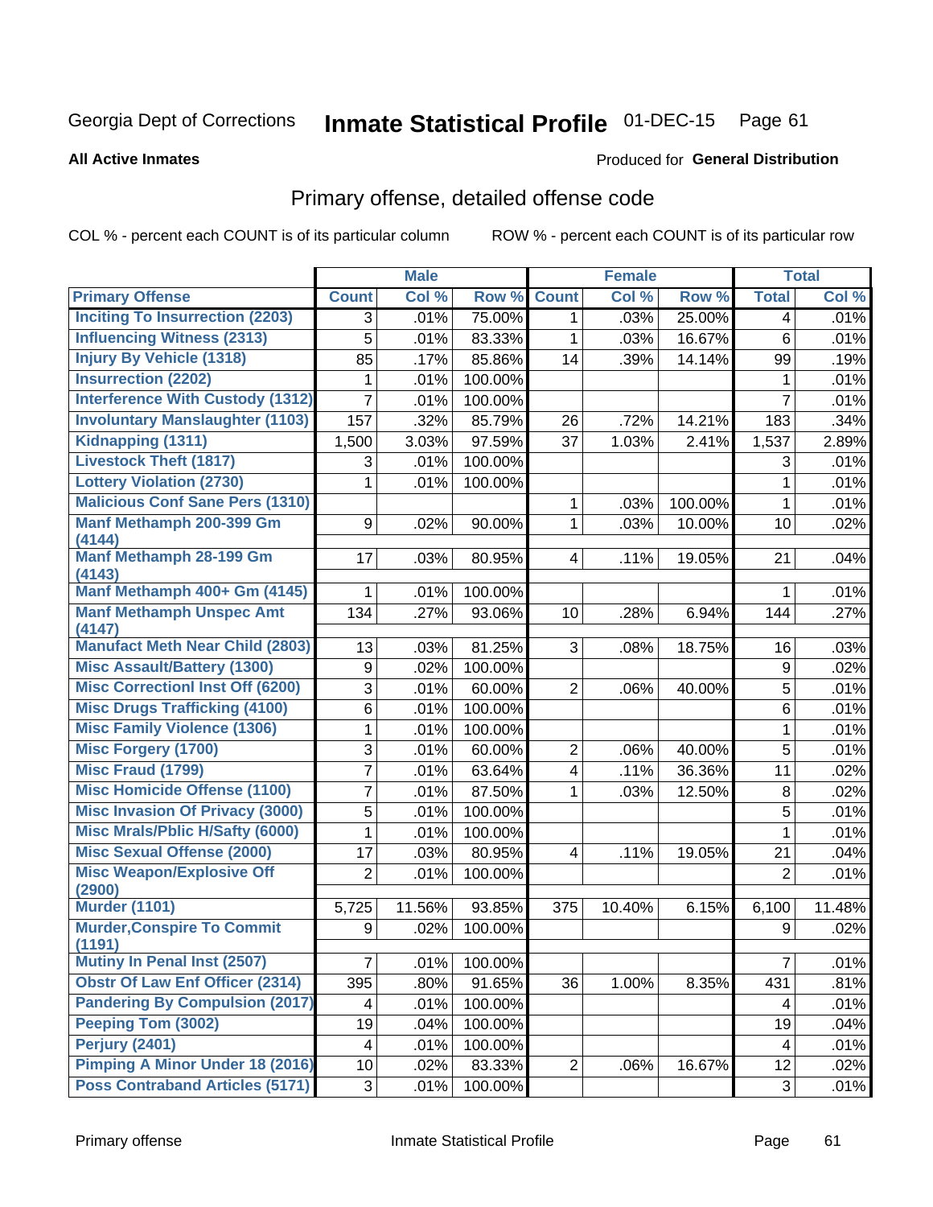Georgia Dept of Corrections **Inmate Statistical Profile** 01-DEC-15

**All Active Inmates**

Produced for **General Distribution**

## Primary offense, detailed offense code

COL % - percent each COUNT is of its particular column    ROW % - percent each COUNT is of its particular row

| | Male | | | Female | | | Total | |
|---|---|---|---|---|---|---|---|---|
| **Primary Offense** | **Count** | **Col %** | **Row %** | **Count** | **Col %** | **Row %** | **Total** | **Col %** |
| Inciting To Insurrection (2203) | 3 | .01% | 75.00% | 1 | .03% | 25.00% | 4 | .01% |
| Influencing Witness (2313) | 5 | .01% | 83.33% | 1 | .03% | 16.67% | 6 | .01% |
| Injury By Vehicle (1318) | 85 | .17% | 85.86% | 14 | .39% | 14.14% | 99 | .19% |
| Insurrection (2202) | 1 | .01% | 100.00% | | | | 1 | .01% |
| Interference With Custody (1312) | 7 | .01% | 100.00% | | | | 7 | .01% |
| Involuntary Manslaughter (1103) | 157 | .32% | 85.79% | 26 | .72% | 14.21% | 183 | .34% |
| Kidnapping (1311) | 1,500 | 3.03% | 97.59% | 37 | 1.03% | 2.41% | 1,537 | 2.89% |
| Livestock Theft (1817) | 3 | .01% | 100.00% | | | | 3 | .01% |
| Lottery Violation (2730) | 1 | .01% | 100.00% | | | | 1 | .01% |
| Malicious Conf Sane Pers (1310) | | | | 1 | .03% | 100.00% | 1 | .01% |
| Manf Methamph 200-399 Gm (4144) | 9 | .02% | 90.00% | 1 | .03% | 10.00% | 10 | .02% |
| Manf Methamph 28-199 Gm (4143) | 17 | .03% | 80.95% | 4 | .11% | 19.05% | 21 | .04% |
| Manf Methamph 400+ Gm (4145) | 1 | .01% | 100.00% | | | | 1 | .01% |
| Manf Methamph Unspec Amt (4147) | 134 | .27% | 93.06% | 10 | .28% | 6.94% | 144 | .27% |
| Manufact Meth Near Child (2803) | 13 | .03% | 81.25% | 3 | .08% | 18.75% | 16 | .03% |
| Misc Assault/Battery (1300) | 9 | .02% | 100.00% | | | | 9 | .02% |
| Misc Correctionl Inst Off (6200) | 3 | .01% | 60.00% | 2 | .06% | 40.00% | 5 | .01% |
| Misc Drugs Trafficking (4100) | 6 | .01% | 100.00% | | | | 6 | .01% |
| Misc Family Violence (1306) | 1 | .01% | 100.00% | | | | 1 | .01% |
| Misc Forgery (1700) | 3 | .01% | 60.00% | 2 | .06% | 40.00% | 5 | .01% |
| Misc Fraud (1799) | 7 | .01% | 63.64% | 4 | .11% | 36.36% | 11 | .02% |
| Misc Homicide Offense (1100) | 7 | .01% | 87.50% | 1 | .03% | 12.50% | 8 | .02% |
| Misc Invasion Of Privacy (3000) | 5 | .01% | 100.00% | | | | 5 | .01% |
| Misc Mrals/Pblic H/Safty (6000) | 1 | .01% | 100.00% | | | | 1 | .01% |
| Misc Sexual Offense (2000) | 17 | .03% | 80.95% | 4 | .11% | 19.05% | 21 | .04% |
| Misc Weapon/Explosive Off (2900) | 2 | .01% | 100.00% | | | | 2 | .01% |
| Murder (1101) | 5,725 | 11.56% | 93.85% | 375 | 10.40% | 6.15% | 6,100 | 11.48% |
| Murder,Conspire To Commit (1191) | 9 | .02% | 100.00% | | | | 9 | .02% |
| Mutiny In Penal Inst (2507) | 7 | .01% | 100.00% | | | | 7 | .01% |
| Obstr Of Law Enf Officer (2314) | 395 | .80% | 91.65% | 36 | 1.00% | 8.35% | 431 | .81% |
| Pandering By Compulsion (2017) | 4 | .01% | 100.00% | | | | 4 | .01% |
| Peeping Tom (3002) | 19 | .04% | 100.00% | | | | 19 | .04% |
| Perjury (2401) | 4 | .01% | 100.00% | | | | 4 | .01% |
| Pimping A Minor Under 18 (2016) | 10 | .02% | 83.33% | 2 | .06% | 16.67% | 12 | .02% |
| Poss Contraband Articles (5171) | 3 | .01% | 100.00% | | | | 3 | .01% |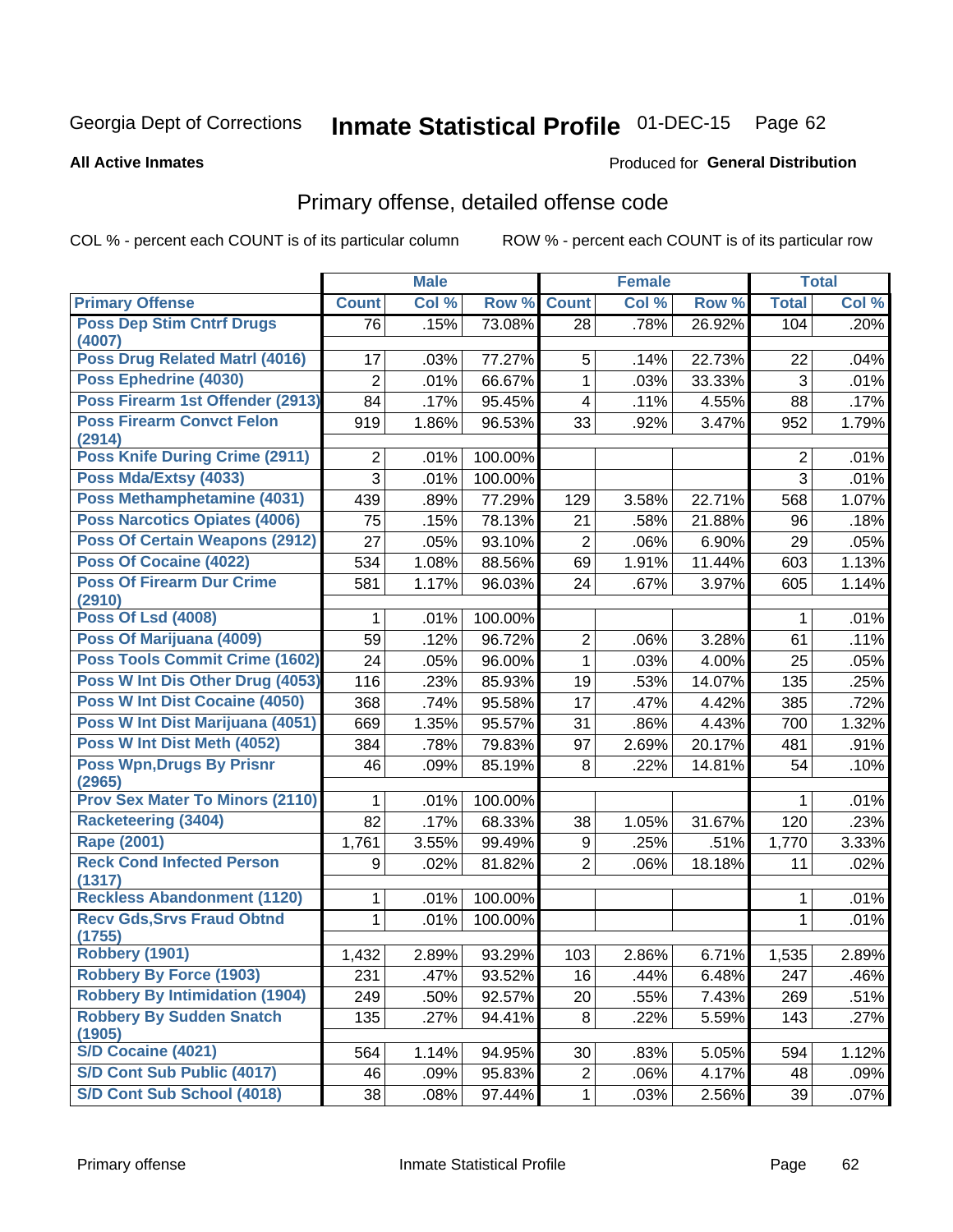Georgia Dept of Corrections **Inmate Statistical Profile** 01-DEC-15

**All Active Inmates**

Produced for **General Distribution**

## Primary offense, detailed offense code

COL % - percent each COUNT is of its particular column ROW % - percent each COUNT is of its particular row

| | Male | | | Female | | | Total | |
|---|---|---|---|---|---|---|---|---|
| **Primary Offense** | **Count** | **Col %** | **Row %** | **Count** | **Col %** | **Row %** | **Total** | **Col %** |
| Poss Dep Stim Cntrf Drugs (4007) | 76 | .15% | 73.08% | 28 | .78% | 26.92% | 104 | .20% |
| Poss Drug Related Matrl (4016) | 17 | .03% | 77.27% | 5 | .14% | 22.73% | 22 | .04% |
| Poss Ephedrine (4030) | 2 | .01% | 66.67% | 1 | .03% | 33.33% | 3 | .01% |
| Poss Firearm 1st Offender (2913) | 84 | .17% | 95.45% | 4 | .11% | 4.55% | 88 | .17% |
| Poss Firearm Convct Felon (2914) | 919 | 1.86% | 96.53% | 33 | .92% | 3.47% | 952 | 1.79% |
| Poss Knife During Crime (2911) | 2 | .01% | 100.00% | | | | 2 | .01% |
| Poss Mda/Extsy (4033) | 3 | .01% | 100.00% | | | | 3 | .01% |
| Poss Methamphetamine (4031) | 439 | .89% | 77.29% | 129 | 3.58% | 22.71% | 568 | 1.07% |
| Poss Narcotics Opiates (4006) | 75 | .15% | 78.13% | 21 | .58% | 21.88% | 96 | .18% |
| Poss Of Certain Weapons (2912) | 27 | .05% | 93.10% | 2 | .06% | 6.90% | 29 | .05% |
| Poss Of Cocaine (4022) | 534 | 1.08% | 88.56% | 69 | 1.91% | 11.44% | 603 | 1.13% |
| Poss Of Firearm Dur Crime (2910) | 581 | 1.17% | 96.03% | 24 | .67% | 3.97% | 605 | 1.14% |
| Poss Of Lsd (4008) | 1 | .01% | 100.00% | | | | 1 | .01% |
| Poss Of Marijuana (4009) | 59 | .12% | 96.72% | 2 | .06% | 3.28% | 61 | .11% |
| Poss Tools Commit Crime (1602) | 24 | .05% | 96.00% | 1 | .03% | 4.00% | 25 | .05% |
| Poss W Int Dis Other Drug (4053) | 116 | .23% | 85.93% | 19 | .53% | 14.07% | 135 | .25% |
| Poss W Int Dist Cocaine (4050) | 368 | .74% | 95.58% | 17 | .47% | 4.42% | 385 | .72% |
| Poss W Int Dist Marijuana (4051) | 669 | 1.35% | 95.57% | 31 | .86% | 4.43% | 700 | 1.32% |
| Poss W Int Dist Meth (4052) | 384 | .78% | 79.83% | 97 | 2.69% | 20.17% | 481 | .91% |
| Poss Wpn,Drugs By Prisnr (2965) | 46 | .09% | 85.19% | 8 | .22% | 14.81% | 54 | .10% |
| Prov Sex Mater To Minors (2110) | 1 | .01% | 100.00% | | | | 1 | .01% |
| Racketeering (3404) | 82 | .17% | 68.33% | 38 | 1.05% | 31.67% | 120 | .23% |
| Rape (2001) | 1,761 | 3.55% | 99.49% | 9 | .25% | .51% | 1,770 | 3.33% |
| Reck Cond Infected Person (1317) | 9 | .02% | 81.82% | 2 | .06% | 18.18% | 11 | .02% |
| Reckless Abandonment (1120) | 1 | .01% | 100.00% | | | | 1 | .01% |
| Recv Gds,Srvs Fraud Obtnd (1755) | 1 | .01% | 100.00% | | | | 1 | .01% |
| Robbery (1901) | 1,432 | 2.89% | 93.29% | 103 | 2.86% | 6.71% | 1,535 | 2.89% |
| Robbery By Force (1903) | 231 | .47% | 93.52% | 16 | .44% | 6.48% | 247 | .46% |
| Robbery By Intimidation (1904) | 249 | .50% | 92.57% | 20 | .55% | 7.43% | 269 | .51% |
| Robbery By Sudden Snatch (1905) | 135 | .27% | 94.41% | 8 | .22% | 5.59% | 143 | .27% |
| S/D Cocaine (4021) | 564 | 1.14% | 94.95% | 30 | .83% | 5.05% | 594 | 1.12% |
| S/D Cont Sub Public (4017) | 46 | .09% | 95.83% | 2 | .06% | 4.17% | 48 | .09% |
| S/D Cont Sub School (4018) | 38 | .08% | 97.44% | 1 | .03% | 2.56% | 39 | .07% |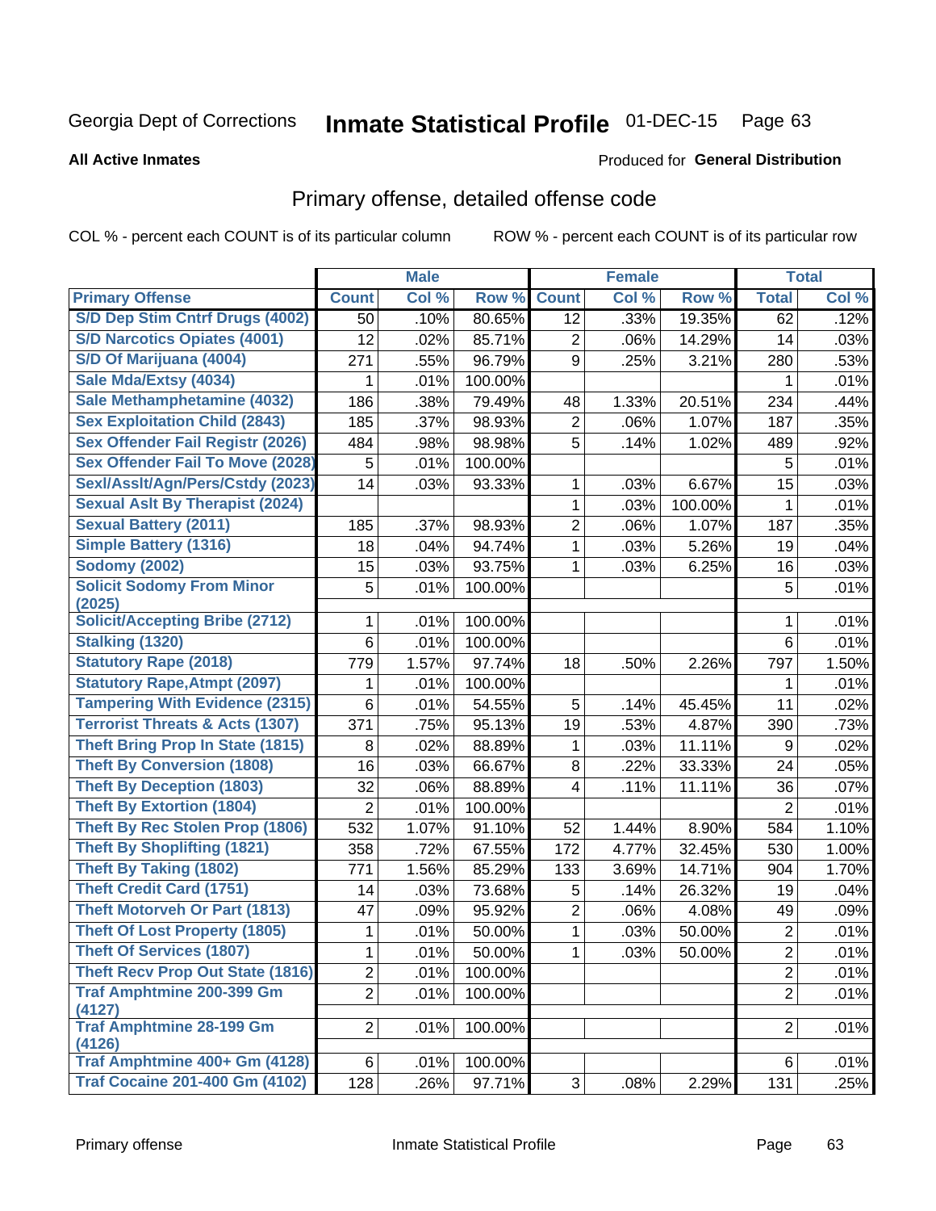Georgia Dept of Corrections **Inmate Statistical Profile** 01-DEC-15 Page 63

**All Active Inmates**

Produced for **General Distribution**

## Primary offense, detailed offense code

COL % - percent each COUNT is of its particular column

ROW % - percent each COUNT is of its particular row

| | Male | | | Female | | | Total | |
|---|---|---|---|---|---|---|---|---|
| **Primary Offense** | **Count** | **Col %** | **Row %** | **Count** | **Col %** | **Row %** | **Total** | **Col %** |
| S/D Dep Stim Cntrf Drugs (4002) | 50 | .10% | 80.65% | 12 | .33% | 19.35% | 62 | .12% |
| S/D Narcotics Opiates (4001) | 12 | .02% | 85.71% | 2 | .06% | 14.29% | 14 | .03% |
| S/D Of Marijuana (4004) | 271 | .55% | 96.79% | 9 | .25% | 3.21% | 280 | .53% |
| Sale Mda/Extsy (4034) | 1 | .01% | 100.00% | | | | 1 | .01% |
| Sale Methamphetamine (4032) | 186 | .38% | 79.49% | 48 | 1.33% | 20.51% | 234 | .44% |
| Sex Exploitation Child (2843) | 185 | .37% | 98.93% | 2 | .06% | 1.07% | 187 | .35% |
| Sex Offender Fail Registr (2026) | 484 | .98% | 98.98% | 5 | .14% | 1.02% | 489 | .92% |
| Sex Offender Fail To Move (2028) | 5 | .01% | 100.00% | | | | 5 | .01% |
| Sexl/Asslt/Agn/Pers/Cstdy (2023) | 14 | .03% | 93.33% | 1 | .03% | 6.67% | 15 | .03% |
| Sexual Aslt By Therapist (2024) | | | | 1 | .03% | 100.00% | 1 | .01% |
| Sexual Battery (2011) | 185 | .37% | 98.93% | 2 | .06% | 1.07% | 187 | .35% |
| Simple Battery (1316) | 18 | .04% | 94.74% | 1 | .03% | 5.26% | 19 | .04% |
| Sodomy (2002) | 15 | .03% | 93.75% | 1 | .03% | 6.25% | 16 | .03% |
| Solicit Sodomy From Minor (2025) | 5 | .01% | 100.00% | | | | 5 | .01% |
| Solicit/Accepting Bribe (2712) | 1 | .01% | 100.00% | | | | 1 | .01% |
| Stalking (1320) | 6 | .01% | 100.00% | | | | 6 | .01% |
| Statutory Rape (2018) | 779 | 1.57% | 97.74% | 18 | .50% | 2.26% | 797 | 1.50% |
| Statutory Rape,Atmpt (2097) | 1 | .01% | 100.00% | | | | 1 | .01% |
| Tampering With Evidence (2315) | 6 | .01% | 54.55% | 5 | .14% | 45.45% | 11 | .02% |
| Terrorist Threats & Acts (1307) | 371 | .75% | 95.13% | 19 | .53% | 4.87% | 390 | .73% |
| Theft Bring Prop In State (1815) | 8 | .02% | 88.89% | 1 | .03% | 11.11% | 9 | .02% |
| Theft By Conversion (1808) | 16 | .03% | 66.67% | 8 | .22% | 33.33% | 24 | .05% |
| Theft By Deception (1803) | 32 | .06% | 88.89% | 4 | .11% | 11.11% | 36 | .07% |
| Theft By Extortion (1804) | 2 | .01% | 100.00% | | | | 2 | .01% |
| Theft By Rec Stolen Prop (1806) | 532 | 1.07% | 91.10% | 52 | 1.44% | 8.90% | 584 | 1.10% |
| Theft By Shoplifting (1821) | 358 | .72% | 67.55% | 172 | 4.77% | 32.45% | 530 | 1.00% |
| Theft By Taking (1802) | 771 | 1.56% | 85.29% | 133 | 3.69% | 14.71% | 904 | 1.70% |
| Theft Credit Card (1751) | 14 | .03% | 73.68% | 5 | .14% | 26.32% | 19 | .04% |
| Theft Motorveh Or Part (1813) | 47 | .09% | 95.92% | 2 | .06% | 4.08% | 49 | .09% |
| Theft Of Lost Property (1805) | 1 | .01% | 50.00% | 1 | .03% | 50.00% | 2 | .01% |
| Theft Of Services (1807) | 1 | .01% | 50.00% | 1 | .03% | 50.00% | 2 | .01% |
| Theft Recv Prop Out State (1816) | 2 | .01% | 100.00% | | | | 2 | .01% |
| Traf Amphtmine 200-399 Gm (4127) | 2 | .01% | 100.00% | | | | 2 | .01% |
| Traf Amphtmine 28-199 Gm (4126) | 2 | .01% | 100.00% | | | | 2 | .01% |
| Traf Amphtmine 400+ Gm (4128) | 6 | .01% | 100.00% | | | | 6 | .01% |
| Traf Cocaine 201-400 Gm (4102) | 128 | .26% | 97.71% | 3 | .08% | 2.29% | 131 | .25% |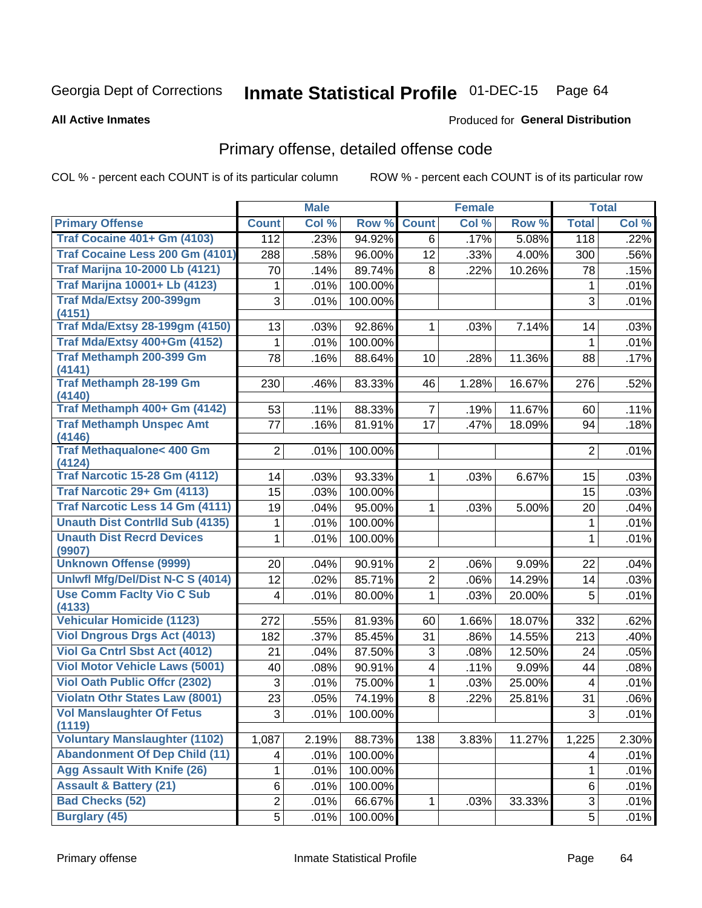Georgia Dept of Corrections **Inmate Statistical Profile** 01-DEC-15

**All Active Inmates**

Produced for **General Distribution**

## Primary offense, detailed offense code

COL % - percent each COUNT is of its particular column ROW % - percent each COUNT is of its particular row

| | Male | | | Female | | | Total | |
|---|---|---|---|---|---|---|---|---|
| **Primary Offense** | **Count** | **Col %** | **Row %** | **Count** | **Col %** | **Row %** | **Total** | **Col %** |
| Traf Cocaine 401+ Gm (4103) | 112 | .23% | 94.92% | 6 | .17% | 5.08% | 118 | .22% |
| Traf Cocaine Less 200 Gm (4101) | 288 | .58% | 96.00% | 12 | .33% | 4.00% | 300 | .56% |
| Traf Marijna 10-2000 Lb (4121) | 70 | .14% | 89.74% | 8 | .22% | 10.26% | 78 | .15% |
| Traf Marijna 10001+ Lb (4123) | 1 | .01% | 100.00% | | | | 1 | .01% |
| Traf Mda/Extsy 200-399gm (4151) | 3 | .01% | 100.00% | | | | 3 | .01% |
| Traf Mda/Extsy 28-199gm (4150) | 13 | .03% | 92.86% | 1 | .03% | 7.14% | 14 | .03% |
| Traf Mda/Extsy 400+Gm (4152) | 1 | .01% | 100.00% | | | | 1 | .01% |
| Traf Methamph 200-399 Gm (4141) | 78 | .16% | 88.64% | 10 | .28% | 11.36% | 88 | .17% |
| Traf Methamph 28-199 Gm (4140) | 230 | .46% | 83.33% | 46 | 1.28% | 16.67% | 276 | .52% |
| Traf Methamph 400+ Gm (4142) | 53 | .11% | 88.33% | 7 | .19% | 11.67% | 60 | .11% |
| Traf Methamph Unspec Amt (4146) | 77 | .16% | 81.91% | 17 | .47% | 18.09% | 94 | .18% |
| Traf Methaqualone< 400 Gm (4124) | 2 | .01% | 100.00% | | | | 2 | .01% |
| Traf Narcotic 15-28 Gm (4112) | 14 | .03% | 93.33% | 1 | .03% | 6.67% | 15 | .03% |
| Traf Narcotic 29+ Gm (4113) | 15 | .03% | 100.00% | | | | 15 | .03% |
| Traf Narcotic Less 14 Gm (4111) | 19 | .04% | 95.00% | 1 | .03% | 5.00% | 20 | .04% |
| Unauth Dist Contrlld Sub (4135) | 1 | .01% | 100.00% | | | | 1 | .01% |
| Unauth Dist Recrd Devices (9907) | 1 | .01% | 100.00% | | | | 1 | .01% |
| Unknown Offense (9999) | 20 | .04% | 90.91% | 2 | .06% | 9.09% | 22 | .04% |
| Unlwfl Mfg/Del/Dist N-C S (4014) | 12 | .02% | 85.71% | 2 | .06% | 14.29% | 14 | .03% |
| Use Comm Faclty Vio C Sub (4133) | 4 | .01% | 80.00% | 1 | .03% | 20.00% | 5 | .01% |
| Vehicular Homicide (1123) | 272 | .55% | 81.93% | 60 | 1.66% | 18.07% | 332 | .62% |
| Viol Dngrous Drgs Act (4013) | 182 | .37% | 85.45% | 31 | .86% | 14.55% | 213 | .40% |
| Viol Ga Cntrl Sbst Act (4012) | 21 | .04% | 87.50% | 3 | .08% | 12.50% | 24 | .05% |
| Viol Motor Vehicle Laws (5001) | 40 | .08% | 90.91% | 4 | .11% | 9.09% | 44 | .08% |
| Viol Oath Public Offcr (2302) | 3 | .01% | 75.00% | 1 | .03% | 25.00% | 4 | .01% |
| Violatn Othr States Law (8001) | 23 | .05% | 74.19% | 8 | .22% | 25.81% | 31 | .06% |
| Vol Manslaughter Of Fetus (1119) | 3 | .01% | 100.00% | | | | 3 | .01% |
| Voluntary Manslaughter (1102) | 1,087 | 2.19% | 88.73% | 138 | 3.83% | 11.27% | 1,225 | 2.30% |
| Abandonment Of Dep Child (11) | 4 | .01% | 100.00% | | | | 4 | .01% |
| Agg Assault With Knife (26) | 1 | .01% | 100.00% | | | | 1 | .01% |
| Assault & Battery (21) | 6 | .01% | 100.00% | | | | 6 | .01% |
| Bad Checks (52) | 2 | .01% | 66.67% | 1 | .03% | 33.33% | 3 | .01% |
| Burglary (45) | 5 | .01% | 100.00% | | | | 5 | .01% |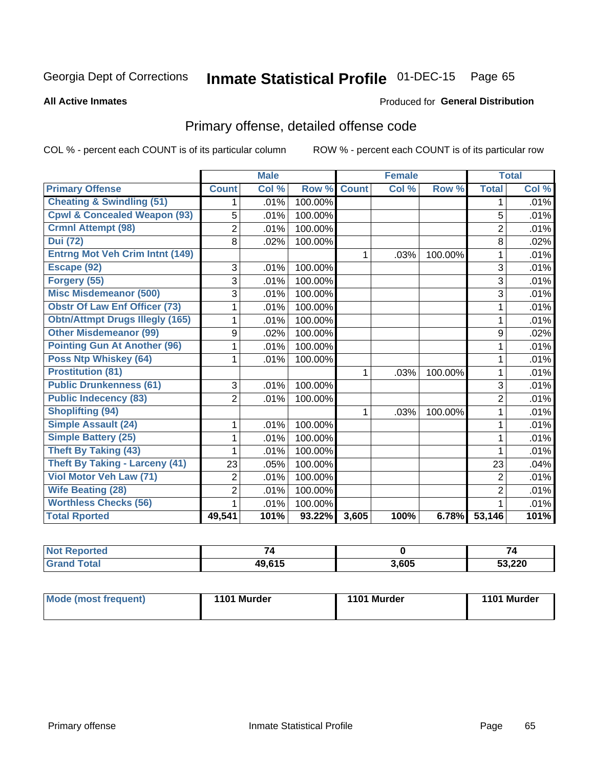Georgia Dept of Corrections **Inmate Statistical Profile** 01-DEC-15

**All Active Inmates**

Produced for **General Distribution**

## Primary offense, detailed offense code

COL % - percent each COUNT is of its particular column ROW % - percent each COUNT is of its particular row

| | Male | | | Female | | | Total | |
|---|---|---|---|---|---|---|---|---|
| **Primary Offense** | **Count** | **Col %** | **Row %** | **Count** | **Col %** | **Row %** | **Total** | **Col %** |
| Cheating & Swindling (51) | 1 | .01% | 100.00% | | | | 1 | .01% |
| Cpwl & Concealed Weapon (93) | 5 | .01% | 100.00% | | | | 5 | .01% |
| Crmnl Attempt (98) | 2 | .01% | 100.00% | | | | 2 | .01% |
| Dui (72) | 8 | .02% | 100.00% | | | | 8 | .02% |
| Entrng Mot Veh Crim Intnt (149) | | | | 1 | .03% | 100.00% | 1 | .01% |
| Escape (92) | 3 | .01% | 100.00% | | | | 3 | .01% |
| Forgery (55) | 3 | .01% | 100.00% | | | | 3 | .01% |
| Misc Misdemeanor (500) | 3 | .01% | 100.00% | | | | 3 | .01% |
| Obstr Of Law Enf Officer (73) | 1 | .01% | 100.00% | | | | 1 | .01% |
| Obtn/Attmpt Drugs Illegly (165) | 1 | .01% | 100.00% | | | | 1 | .01% |
| Other Misdemeanor (99) | 9 | .02% | 100.00% | | | | 9 | .02% |
| Pointing Gun At Another (96) | 1 | .01% | 100.00% | | | | 1 | .01% |
| Poss Ntp Whiskey (64) | 1 | .01% | 100.00% | | | | 1 | .01% |
| Prostitution (81) | | | | 1 | .03% | 100.00% | 1 | .01% |
| Public Drunkenness (61) | 3 | .01% | 100.00% | | | | 3 | .01% |
| Public Indecency (83) | 2 | .01% | 100.00% | | | | 2 | .01% |
| Shoplifting (94) | | | | 1 | .03% | 100.00% | 1 | .01% |
| Simple Assault (24) | 1 | .01% | 100.00% | | | | 1 | .01% |
| Simple Battery (25) | 1 | .01% | 100.00% | | | | 1 | .01% |
| Theft By Taking (43) | 1 | .01% | 100.00% | | | | 1 | .01% |
| Theft By Taking - Larceny (41) | 23 | .05% | 100.00% | | | | 23 | .04% |
| Viol Motor Veh Law (71) | 2 | .01% | 100.00% | | | | 2 | .01% |
| Wife Beating (28) | 2 | .01% | 100.00% | | | | 2 | .01% |
| Worthless Checks (56) | 1 | .01% | 100.00% | | | | 1 | .01% |
| **Total Rported** | **49,541** | **101%** | **93.22%** | **3,605** | **100%** | **6.78%** | **53,146** | **101%** |

| | Male | Female | Total |
|---|---|---|---|
| Not Reported | 74 | 0 | 74 |
| Grand Total | 49,615 | 3,605 | 53,220 |

| | Male | Female | Total |
|---|---|---|---|
| Mode (most frequent) | 1101 Murder | 1101 Murder | 1101 Murder |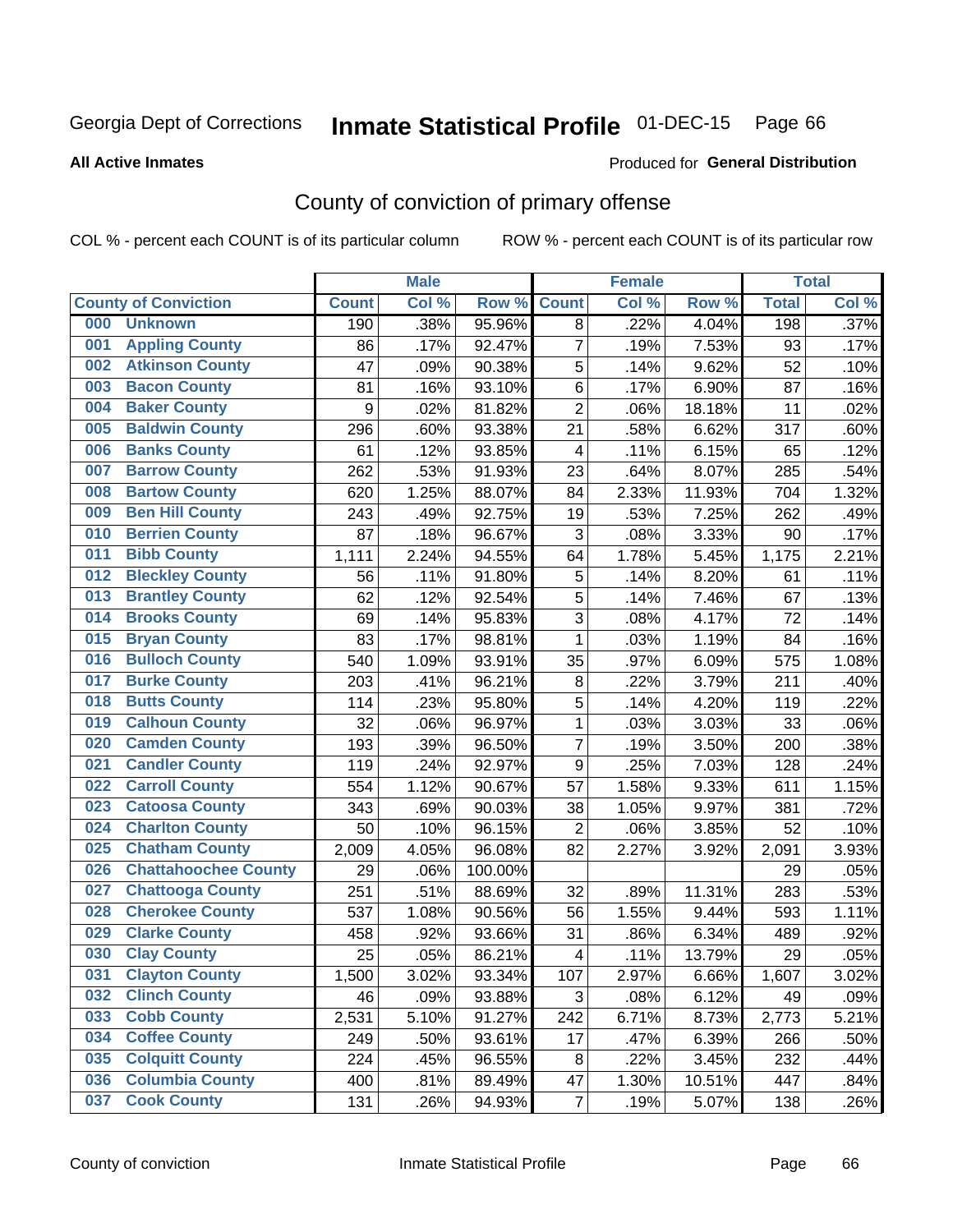Georgia Dept of Corrections **Inmate Statistical Profile** 01-DEC-15

**All Active Inmates**

Produced for **General Distribution**

## County of conviction of primary offense

COL % - percent each COUNT is of its particular column ROW % - percent each COUNT is of its particular row

| County of Conviction | Male | | | Female | | | Total | |
|---|---|---|---|---|---|---|---|---|
| | Count | Col % | Row % | Count | Col % | Row % | Total | Col % |
| 000 Unknown | 190 | .38% | 95.96% | 8 | .22% | 4.04% | 198 | .37% |
| 001 Appling County | 86 | .17% | 92.47% | 7 | .19% | 7.53% | 93 | .17% |
| 002 Atkinson County | 47 | .09% | 90.38% | 5 | .14% | 9.62% | 52 | .10% |
| 003 Bacon County | 81 | .16% | 93.10% | 6 | .17% | 6.90% | 87 | .16% |
| 004 Baker County | 9 | .02% | 81.82% | 2 | .06% | 18.18% | 11 | .02% |
| 005 Baldwin County | 296 | .60% | 93.38% | 21 | .58% | 6.62% | 317 | .60% |
| 006 Banks County | 61 | .12% | 93.85% | 4 | .11% | 6.15% | 65 | .12% |
| 007 Barrow County | 262 | .53% | 91.93% | 23 | .64% | 8.07% | 285 | .54% |
| 008 Bartow County | 620 | 1.25% | 88.07% | 84 | 2.33% | 11.93% | 704 | 1.32% |
| 009 Ben Hill County | 243 | .49% | 92.75% | 19 | .53% | 7.25% | 262 | .49% |
| 010 Berrien County | 87 | .18% | 96.67% | 3 | .08% | 3.33% | 90 | .17% |
| 011 Bibb County | 1,111 | 2.24% | 94.55% | 64 | 1.78% | 5.45% | 1,175 | 2.21% |
| 012 Bleckley County | 56 | .11% | 91.80% | 5 | .14% | 8.20% | 61 | .11% |
| 013 Brantley County | 62 | .12% | 92.54% | 5 | .14% | 7.46% | 67 | .13% |
| 014 Brooks County | 69 | .14% | 95.83% | 3 | .08% | 4.17% | 72 | .14% |
| 015 Bryan County | 83 | .17% | 98.81% | 1 | .03% | 1.19% | 84 | .16% |
| 016 Bulloch County | 540 | 1.09% | 93.91% | 35 | .97% | 6.09% | 575 | 1.08% |
| 017 Burke County | 203 | .41% | 96.21% | 8 | .22% | 3.79% | 211 | .40% |
| 018 Butts County | 114 | .23% | 95.80% | 5 | .14% | 4.20% | 119 | .22% |
| 019 Calhoun County | 32 | .06% | 96.97% | 1 | .03% | 3.03% | 33 | .06% |
| 020 Camden County | 193 | .39% | 96.50% | 7 | .19% | 3.50% | 200 | .38% |
| 021 Candler County | 119 | .24% | 92.97% | 9 | .25% | 7.03% | 128 | .24% |
| 022 Carroll County | 554 | 1.12% | 90.67% | 57 | 1.58% | 9.33% | 611 | 1.15% |
| 023 Catoosa County | 343 | .69% | 90.03% | 38 | 1.05% | 9.97% | 381 | .72% |
| 024 Charlton County | 50 | .10% | 96.15% | 2 | .06% | 3.85% | 52 | .10% |
| 025 Chatham County | 2,009 | 4.05% | 96.08% | 82 | 2.27% | 3.92% | 2,091 | 3.93% |
| 026 Chattahoochee County | 29 | .06% | 100.00% | | | | 29 | .05% |
| 027 Chattooga County | 251 | .51% | 88.69% | 32 | .89% | 11.31% | 283 | .53% |
| 028 Cherokee County | 537 | 1.08% | 90.56% | 56 | 1.55% | 9.44% | 593 | 1.11% |
| 029 Clarke County | 458 | .92% | 93.66% | 31 | .86% | 6.34% | 489 | .92% |
| 030 Clay County | 25 | .05% | 86.21% | 4 | .11% | 13.79% | 29 | .05% |
| 031 Clayton County | 1,500 | 3.02% | 93.34% | 107 | 2.97% | 6.66% | 1,607 | 3.02% |
| 032 Clinch County | 46 | .09% | 93.88% | 3 | .08% | 6.12% | 49 | .09% |
| 033 Cobb County | 2,531 | 5.10% | 91.27% | 242 | 6.71% | 8.73% | 2,773 | 5.21% |
| 034 Coffee County | 249 | .50% | 93.61% | 17 | .47% | 6.39% | 266 | .50% |
| 035 Colquitt County | 224 | .45% | 96.55% | 8 | .22% | 3.45% | 232 | .44% |
| 036 Columbia County | 400 | .81% | 89.49% | 47 | 1.30% | 10.51% | 447 | .84% |
| 037 Cook County | 131 | .26% | 94.93% | 7 | .19% | 5.07% | 138 | .26% |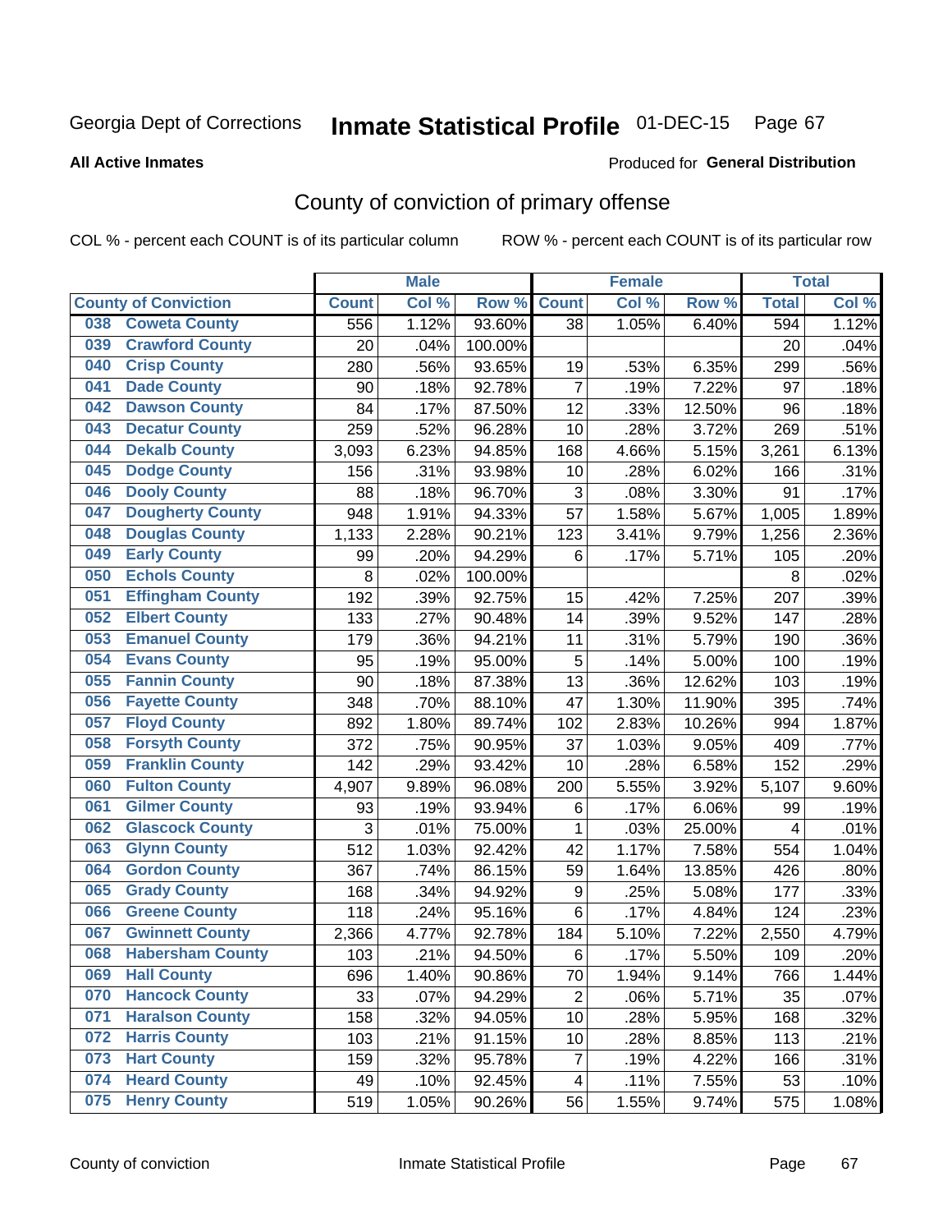Georgia Dept of Corrections **Inmate Statistical Profile** 01-DEC-15

**All Active Inmates**

Produced for **General Distribution**

## County of conviction of primary offense

COL % - percent each COUNT is of its particular column ROW % - percent each COUNT is of its particular row

| County of Conviction | Male | | | Female | | | Total | |
|---|---|---|---|---|---|---|---|---|
| | Count | Col % | Row % | Count | Col % | Row % | Total | Col % |
| 038 Coweta County | 556 | 1.12% | 93.60% | 38 | 1.05% | 6.40% | 594 | 1.12% |
| 039 Crawford County | 20 | .04% | 100.00% | | | | 20 | .04% |
| 040 Crisp County | 280 | .56% | 93.65% | 19 | .53% | 6.35% | 299 | .56% |
| 041 Dade County | 90 | .18% | 92.78% | 7 | .19% | 7.22% | 97 | .18% |
| 042 Dawson County | 84 | .17% | 87.50% | 12 | .33% | 12.50% | 96 | .18% |
| 043 Decatur County | 259 | .52% | 96.28% | 10 | .28% | 3.72% | 269 | .51% |
| 044 Dekalb County | 3,093 | 6.23% | 94.85% | 168 | 4.66% | 5.15% | 3,261 | 6.13% |
| 045 Dodge County | 156 | .31% | 93.98% | 10 | .28% | 6.02% | 166 | .31% |
| 046 Dooly County | 88 | .18% | 96.70% | 3 | .08% | 3.30% | 91 | .17% |
| 047 Dougherty County | 948 | 1.91% | 94.33% | 57 | 1.58% | 5.67% | 1,005 | 1.89% |
| 048 Douglas County | 1,133 | 2.28% | 90.21% | 123 | 3.41% | 9.79% | 1,256 | 2.36% |
| 049 Early County | 99 | .20% | 94.29% | 6 | .17% | 5.71% | 105 | .20% |
| 050 Echols County | 8 | .02% | 100.00% | | | | 8 | .02% |
| 051 Effingham County | 192 | .39% | 92.75% | 15 | .42% | 7.25% | 207 | .39% |
| 052 Elbert County | 133 | .27% | 90.48% | 14 | .39% | 9.52% | 147 | .28% |
| 053 Emanuel County | 179 | .36% | 94.21% | 11 | .31% | 5.79% | 190 | .36% |
| 054 Evans County | 95 | .19% | 95.00% | 5 | .14% | 5.00% | 100 | .19% |
| 055 Fannin County | 90 | .18% | 87.38% | 13 | .36% | 12.62% | 103 | .19% |
| 056 Fayette County | 348 | .70% | 88.10% | 47 | 1.30% | 11.90% | 395 | .74% |
| 057 Floyd County | 892 | 1.80% | 89.74% | 102 | 2.83% | 10.26% | 994 | 1.87% |
| 058 Forsyth County | 372 | .75% | 90.95% | 37 | 1.03% | 9.05% | 409 | .77% |
| 059 Franklin County | 142 | .29% | 93.42% | 10 | .28% | 6.58% | 152 | .29% |
| 060 Fulton County | 4,907 | 9.89% | 96.08% | 200 | 5.55% | 3.92% | 5,107 | 9.60% |
| 061 Gilmer County | 93 | .19% | 93.94% | 6 | .17% | 6.06% | 99 | .19% |
| 062 Glascock County | 3 | .01% | 75.00% | 1 | .03% | 25.00% | 4 | .01% |
| 063 Glynn County | 512 | 1.03% | 92.42% | 42 | 1.17% | 7.58% | 554 | 1.04% |
| 064 Gordon County | 367 | .74% | 86.15% | 59 | 1.64% | 13.85% | 426 | .80% |
| 065 Grady County | 168 | .34% | 94.92% | 9 | .25% | 5.08% | 177 | .33% |
| 066 Greene County | 118 | .24% | 95.16% | 6 | .17% | 4.84% | 124 | .23% |
| 067 Gwinnett County | 2,366 | 4.77% | 92.78% | 184 | 5.10% | 7.22% | 2,550 | 4.79% |
| 068 Habersham County | 103 | .21% | 94.50% | 6 | .17% | 5.50% | 109 | .20% |
| 069 Hall County | 696 | 1.40% | 90.86% | 70 | 1.94% | 9.14% | 766 | 1.44% |
| 070 Hancock County | 33 | .07% | 94.29% | 2 | .06% | 5.71% | 35 | .07% |
| 071 Haralson County | 158 | .32% | 94.05% | 10 | .28% | 5.95% | 168 | .32% |
| 072 Harris County | 103 | .21% | 91.15% | 10 | .28% | 8.85% | 113 | .21% |
| 073 Hart County | 159 | .32% | 95.78% | 7 | .19% | 4.22% | 166 | .31% |
| 074 Heard County | 49 | .10% | 92.45% | 4 | .11% | 7.55% | 53 | .10% |
| 075 Henry County | 519 | 1.05% | 90.26% | 56 | 1.55% | 9.74% | 575 | 1.08% |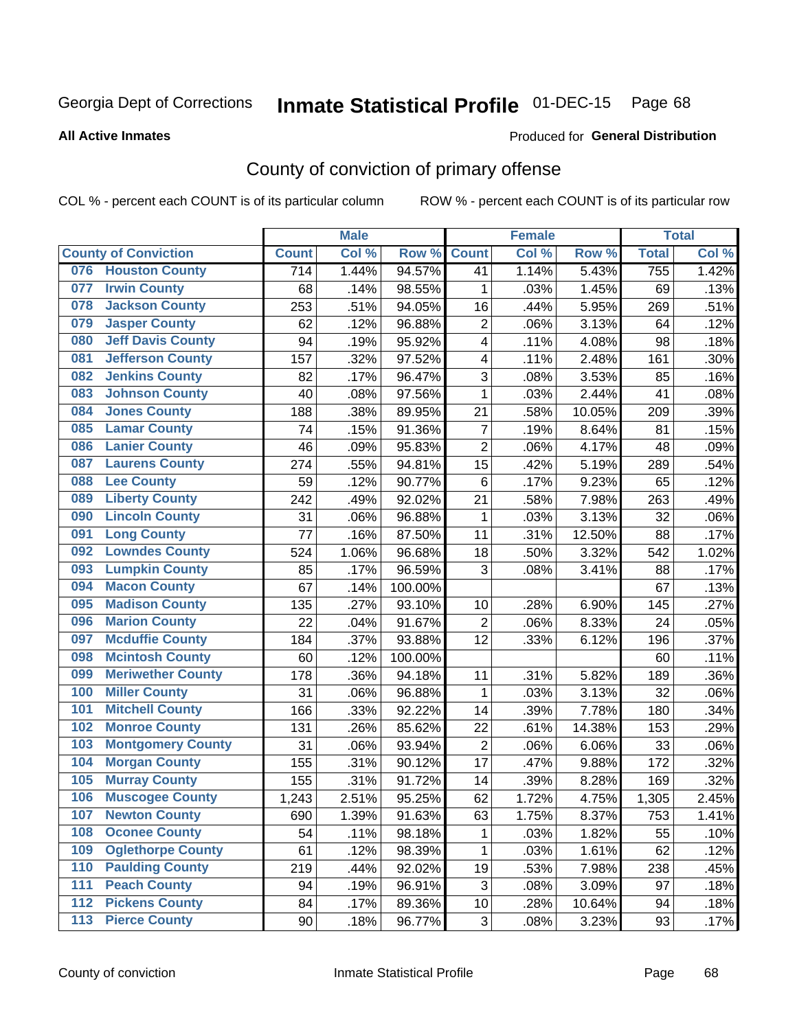Georgia Dept of Corrections **Inmate Statistical Profile** 01-DEC-15

**All Active Inmates**

Produced for **General Distribution**

## County of conviction of primary offense

COL % - percent each COUNT is of its particular column ROW % - percent each COUNT is of its particular row

| County of Conviction | Male | | | Female | | | Total | |
|---|---|---|---|---|---|---|---|---|
| | Count | Col % | Row % | Count | Col % | Row % | Total | Col % |
| 076 Houston County | 714 | 1.44% | 94.57% | 41 | 1.14% | 5.43% | 755 | 1.42% |
| 077 Irwin County | 68 | .14% | 98.55% | 1 | .03% | 1.45% | 69 | .13% |
| 078 Jackson County | 253 | .51% | 94.05% | 16 | .44% | 5.95% | 269 | .51% |
| 079 Jasper County | 62 | .12% | 96.88% | 2 | .06% | 3.13% | 64 | .12% |
| 080 Jeff Davis County | 94 | .19% | 95.92% | 4 | .11% | 4.08% | 98 | .18% |
| 081 Jefferson County | 157 | .32% | 97.52% | 4 | .11% | 2.48% | 161 | .30% |
| 082 Jenkins County | 82 | .17% | 96.47% | 3 | .08% | 3.53% | 85 | .16% |
| 083 Johnson County | 40 | .08% | 97.56% | 1 | .03% | 2.44% | 41 | .08% |
| 084 Jones County | 188 | .38% | 89.95% | 21 | .58% | 10.05% | 209 | .39% |
| 085 Lamar County | 74 | .15% | 91.36% | 7 | .19% | 8.64% | 81 | .15% |
| 086 Lanier County | 46 | .09% | 95.83% | 2 | .06% | 4.17% | 48 | .09% |
| 087 Laurens County | 274 | .55% | 94.81% | 15 | .42% | 5.19% | 289 | .54% |
| 088 Lee County | 59 | .12% | 90.77% | 6 | .17% | 9.23% | 65 | .12% |
| 089 Liberty County | 242 | .49% | 92.02% | 21 | .58% | 7.98% | 263 | .49% |
| 090 Lincoln County | 31 | .06% | 96.88% | 1 | .03% | 3.13% | 32 | .06% |
| 091 Long County | 77 | .16% | 87.50% | 11 | .31% | 12.50% | 88 | .17% |
| 092 Lowndes County | 524 | 1.06% | 96.68% | 18 | .50% | 3.32% | 542 | 1.02% |
| 093 Lumpkin County | 85 | .17% | 96.59% | 3 | .08% | 3.41% | 88 | .17% |
| 094 Macon County | 67 | .14% | 100.00% | | | | 67 | .13% |
| 095 Madison County | 135 | .27% | 93.10% | 10 | .28% | 6.90% | 145 | .27% |
| 096 Marion County | 22 | .04% | 91.67% | 2 | .06% | 8.33% | 24 | .05% |
| 097 Mcduffie County | 184 | .37% | 93.88% | 12 | .33% | 6.12% | 196 | .37% |
| 098 Mcintosh County | 60 | .12% | 100.00% | | | | 60 | .11% |
| 099 Meriwether County | 178 | .36% | 94.18% | 11 | .31% | 5.82% | 189 | .36% |
| 100 Miller County | 31 | .06% | 96.88% | 1 | .03% | 3.13% | 32 | .06% |
| 101 Mitchell County | 166 | .33% | 92.22% | 14 | .39% | 7.78% | 180 | .34% |
| 102 Monroe County | 131 | .26% | 85.62% | 22 | .61% | 14.38% | 153 | .29% |
| 103 Montgomery County | 31 | .06% | 93.94% | 2 | .06% | 6.06% | 33 | .06% |
| 104 Morgan County | 155 | .31% | 90.12% | 17 | .47% | 9.88% | 172 | .32% |
| 105 Murray County | 155 | .31% | 91.72% | 14 | .39% | 8.28% | 169 | .32% |
| 106 Muscogee County | 1,243 | 2.51% | 95.25% | 62 | 1.72% | 4.75% | 1,305 | 2.45% |
| 107 Newton County | 690 | 1.39% | 91.63% | 63 | 1.75% | 8.37% | 753 | 1.41% |
| 108 Oconee County | 54 | .11% | 98.18% | 1 | .03% | 1.82% | 55 | .10% |
| 109 Oglethorpe County | 61 | .12% | 98.39% | 1 | .03% | 1.61% | 62 | .12% |
| 110 Paulding County | 219 | .44% | 92.02% | 19 | .53% | 7.98% | 238 | .45% |
| 111 Peach County | 94 | .19% | 96.91% | 3 | .08% | 3.09% | 97 | .18% |
| 112 Pickens County | 84 | .17% | 89.36% | 10 | .28% | 10.64% | 94 | .18% |
| 113 Pierce County | 90 | .18% | 96.77% | 3 | .08% | 3.23% | 93 | .17% |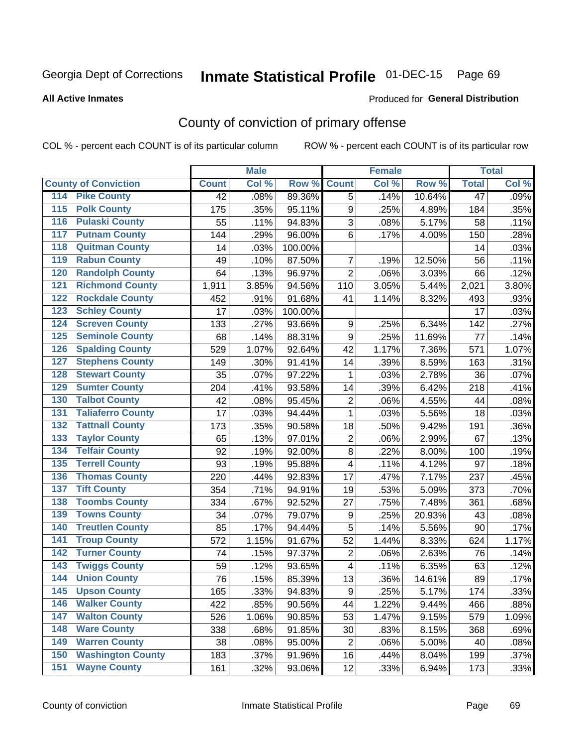Georgia Dept of Corrections **Inmate Statistical Profile** 01-DEC-15

**All Active Inmates**

Produced for **General Distribution**

## County of conviction of primary offense

COL % - percent each COUNT is of its particular column ROW % - percent each COUNT is of its particular row

| County of Conviction | Male | | | Female | | | Total | |
|---|---|---|---|---|---|---|---|---|
| | Count | Col % | Row % | Count | Col % | Row % | Total | Col % |
| 114 Pike County | 42 | .08% | 89.36% | 5 | .14% | 10.64% | 47 | .09% |
| 115 Polk County | 175 | .35% | 95.11% | 9 | .25% | 4.89% | 184 | .35% |
| 116 Pulaski County | 55 | .11% | 94.83% | 3 | .08% | 5.17% | 58 | .11% |
| 117 Putnam County | 144 | .29% | 96.00% | 6 | .17% | 4.00% | 150 | .28% |
| 118 Quitman County | 14 | .03% | 100.00% | | | | 14 | .03% |
| 119 Rabun County | 49 | .10% | 87.50% | 7 | .19% | 12.50% | 56 | .11% |
| 120 Randolph County | 64 | .13% | 96.97% | 2 | .06% | 3.03% | 66 | .12% |
| 121 Richmond County | 1,911 | 3.85% | 94.56% | 110 | 3.05% | 5.44% | 2,021 | 3.80% |
| 122 Rockdale County | 452 | .91% | 91.68% | 41 | 1.14% | 8.32% | 493 | .93% |
| 123 Schley County | 17 | .03% | 100.00% | | | | 17 | .03% |
| 124 Screven County | 133 | .27% | 93.66% | 9 | .25% | 6.34% | 142 | .27% |
| 125 Seminole County | 68 | .14% | 88.31% | 9 | .25% | 11.69% | 77 | .14% |
| 126 Spalding County | 529 | 1.07% | 92.64% | 42 | 1.17% | 7.36% | 571 | 1.07% |
| 127 Stephens County | 149 | .30% | 91.41% | 14 | .39% | 8.59% | 163 | .31% |
| 128 Stewart County | 35 | .07% | 97.22% | 1 | .03% | 2.78% | 36 | .07% |
| 129 Sumter County | 204 | .41% | 93.58% | 14 | .39% | 6.42% | 218 | .41% |
| 130 Talbot County | 42 | .08% | 95.45% | 2 | .06% | 4.55% | 44 | .08% |
| 131 Taliaferro County | 17 | .03% | 94.44% | 1 | .03% | 5.56% | 18 | .03% |
| 132 Tattnall County | 173 | .35% | 90.58% | 18 | .50% | 9.42% | 191 | .36% |
| 133 Taylor County | 65 | .13% | 97.01% | 2 | .06% | 2.99% | 67 | .13% |
| 134 Telfair County | 92 | .19% | 92.00% | 8 | .22% | 8.00% | 100 | .19% |
| 135 Terrell County | 93 | .19% | 95.88% | 4 | .11% | 4.12% | 97 | .18% |
| 136 Thomas County | 220 | .44% | 92.83% | 17 | .47% | 7.17% | 237 | .45% |
| 137 Tift County | 354 | .71% | 94.91% | 19 | .53% | 5.09% | 373 | .70% |
| 138 Toombs County | 334 | .67% | 92.52% | 27 | .75% | 7.48% | 361 | .68% |
| 139 Towns County | 34 | .07% | 79.07% | 9 | .25% | 20.93% | 43 | .08% |
| 140 Treutlen County | 85 | .17% | 94.44% | 5 | .14% | 5.56% | 90 | .17% |
| 141 Troup County | 572 | 1.15% | 91.67% | 52 | 1.44% | 8.33% | 624 | 1.17% |
| 142 Turner County | 74 | .15% | 97.37% | 2 | .06% | 2.63% | 76 | .14% |
| 143 Twiggs County | 59 | .12% | 93.65% | 4 | .11% | 6.35% | 63 | .12% |
| 144 Union County | 76 | .15% | 85.39% | 13 | .36% | 14.61% | 89 | .17% |
| 145 Upson County | 165 | .33% | 94.83% | 9 | .25% | 5.17% | 174 | .33% |
| 146 Walker County | 422 | .85% | 90.56% | 44 | 1.22% | 9.44% | 466 | .88% |
| 147 Walton County | 526 | 1.06% | 90.85% | 53 | 1.47% | 9.15% | 579 | 1.09% |
| 148 Ware County | 338 | .68% | 91.85% | 30 | .83% | 8.15% | 368 | .69% |
| 149 Warren County | 38 | .08% | 95.00% | 2 | .06% | 5.00% | 40 | .08% |
| 150 Washington County | 183 | .37% | 91.96% | 16 | .44% | 8.04% | 199 | .37% |
| 151 Wayne County | 161 | .32% | 93.06% | 12 | .33% | 6.94% | 173 | .33% |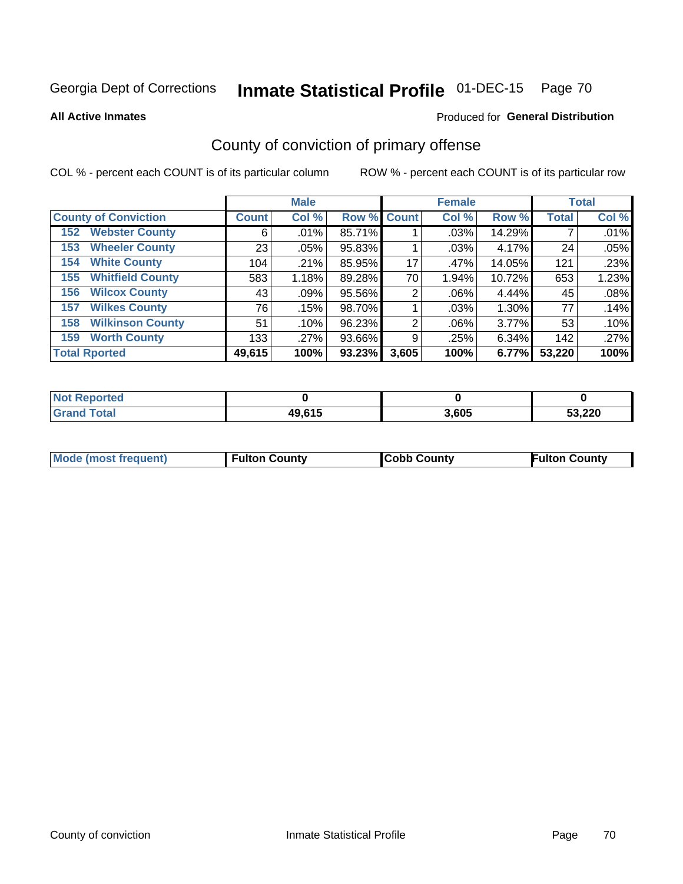Georgia Dept of Corrections **Inmate Statistical Profile** 01-DEC-15

**All Active Inmates**

Produced for **General Distribution**

## County of conviction of primary offense

COL % - percent each COUNT is of its particular column ROW % - percent each COUNT is of its particular row

| | Male | | | Female | | | Total | |
|---|---|---|---|---|---|---|---|---|
| **County of Conviction** | **Count** | **Col %** | **Row %** | **Count** | **Col %** | **Row %** | **Total** | **Col %** |
| 152 Webster County | 6 | .01% | 85.71% | 1 | .03% | 14.29% | 7 | .01% |
| 153 Wheeler County | 23 | .05% | 95.83% | 1 | .03% | 4.17% | 24 | .05% |
| 154 White County | 104 | .21% | 85.95% | 17 | .47% | 14.05% | 121 | .23% |
| 155 Whitfield County | 583 | 1.18% | 89.28% | 70 | 1.94% | 10.72% | 653 | 1.23% |
| 156 Wilcox County | 43 | .09% | 95.56% | 2 | .06% | 4.44% | 45 | .08% |
| 157 Wilkes County | 76 | .15% | 98.70% | 1 | .03% | 1.30% | 77 | .14% |
| 158 Wilkinson County | 51 | .10% | 96.23% | 2 | .06% | 3.77% | 53 | .10% |
| 159 Worth County | 133 | .27% | 93.66% | 9 | .25% | 6.34% | 142 | .27% |
| **Total Rported** | **49,615** | **100%** | **93.23%** | **3,605** | **100%** | **6.77%** | **53,220** | **100%** |

| | | | |
|---|---|---|---|
| **Not Reported** | **0** | **0** | **0** |
| **Grand Total** | **49,615** | **3,605** | **53,220** |

| | | | |
|---|---|---|---|
| **Mode (most frequent)** | **Fulton County** | **Cobb County** | **Fulton County** |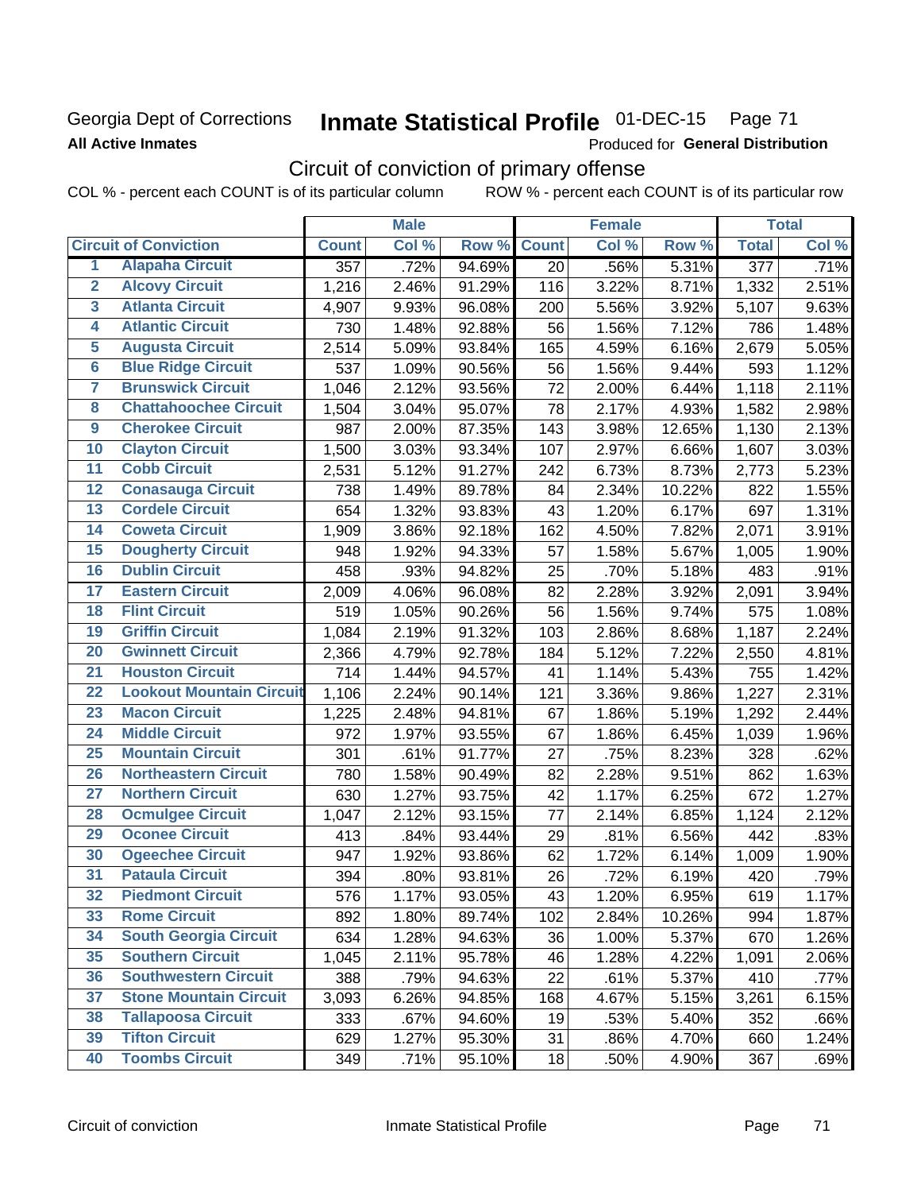Georgia Dept of Corrections
**All Active Inmates**

# Inmate Statistical Profile 01-DEC-15 Page 71

Produced for **General Distribution**

## Circuit of conviction of primary offense

COL % - percent each COUNT is of its particular column ROW % - percent each COUNT is of its particular row

| | Circuit of Conviction | Male | | | Female | | | Total | |
|---|---|---|---|---|---|---|---|---|---|
| | | Count | Col % | Row % | Count | Col % | Row % | Total | Col % |
| 1 | Alapaha Circuit | 357 | .72% | 94.69% | 20 | .56% | 5.31% | 377 | .71% |
| 2 | Alcovy Circuit | 1,216 | 2.46% | 91.29% | 116 | 3.22% | 8.71% | 1,332 | 2.51% |
| 3 | Atlanta Circuit | 4,907 | 9.93% | 96.08% | 200 | 5.56% | 3.92% | 5,107 | 9.63% |
| 4 | Atlantic Circuit | 730 | 1.48% | 92.88% | 56 | 1.56% | 7.12% | 786 | 1.48% |
| 5 | Augusta Circuit | 2,514 | 5.09% | 93.84% | 165 | 4.59% | 6.16% | 2,679 | 5.05% |
| 6 | Blue Ridge Circuit | 537 | 1.09% | 90.56% | 56 | 1.56% | 9.44% | 593 | 1.12% |
| 7 | Brunswick Circuit | 1,046 | 2.12% | 93.56% | 72 | 2.00% | 6.44% | 1,118 | 2.11% |
| 8 | Chattahoochee Circuit | 1,504 | 3.04% | 95.07% | 78 | 2.17% | 4.93% | 1,582 | 2.98% |
| 9 | Cherokee Circuit | 987 | 2.00% | 87.35% | 143 | 3.98% | 12.65% | 1,130 | 2.13% |
| 10 | Clayton Circuit | 1,500 | 3.03% | 93.34% | 107 | 2.97% | 6.66% | 1,607 | 3.03% |
| 11 | Cobb Circuit | 2,531 | 5.12% | 91.27% | 242 | 6.73% | 8.73% | 2,773 | 5.23% |
| 12 | Conasauga Circuit | 738 | 1.49% | 89.78% | 84 | 2.34% | 10.22% | 822 | 1.55% |
| 13 | Cordele Circuit | 654 | 1.32% | 93.83% | 43 | 1.20% | 6.17% | 697 | 1.31% |
| 14 | Coweta Circuit | 1,909 | 3.86% | 92.18% | 162 | 4.50% | 7.82% | 2,071 | 3.91% |
| 15 | Dougherty Circuit | 948 | 1.92% | 94.33% | 57 | 1.58% | 5.67% | 1,005 | 1.90% |
| 16 | Dublin Circuit | 458 | .93% | 94.82% | 25 | .70% | 5.18% | 483 | .91% |
| 17 | Eastern Circuit | 2,009 | 4.06% | 96.08% | 82 | 2.28% | 3.92% | 2,091 | 3.94% |
| 18 | Flint Circuit | 519 | 1.05% | 90.26% | 56 | 1.56% | 9.74% | 575 | 1.08% |
| 19 | Griffin Circuit | 1,084 | 2.19% | 91.32% | 103 | 2.86% | 8.68% | 1,187 | 2.24% |
| 20 | Gwinnett Circuit | 2,366 | 4.79% | 92.78% | 184 | 5.12% | 7.22% | 2,550 | 4.81% |
| 21 | Houston Circuit | 714 | 1.44% | 94.57% | 41 | 1.14% | 5.43% | 755 | 1.42% |
| 22 | Lookout Mountain Circuit | 1,106 | 2.24% | 90.14% | 121 | 3.36% | 9.86% | 1,227 | 2.31% |
| 23 | Macon Circuit | 1,225 | 2.48% | 94.81% | 67 | 1.86% | 5.19% | 1,292 | 2.44% |
| 24 | Middle Circuit | 972 | 1.97% | 93.55% | 67 | 1.86% | 6.45% | 1,039 | 1.96% |
| 25 | Mountain Circuit | 301 | .61% | 91.77% | 27 | .75% | 8.23% | 328 | .62% |
| 26 | Northeastern Circuit | 780 | 1.58% | 90.49% | 82 | 2.28% | 9.51% | 862 | 1.63% |
| 27 | Northern Circuit | 630 | 1.27% | 93.75% | 42 | 1.17% | 6.25% | 672 | 1.27% |
| 28 | Ocmulgee Circuit | 1,047 | 2.12% | 93.15% | 77 | 2.14% | 6.85% | 1,124 | 2.12% |
| 29 | Oconee Circuit | 413 | .84% | 93.44% | 29 | .81% | 6.56% | 442 | .83% |
| 30 | Ogeechee Circuit | 947 | 1.92% | 93.86% | 62 | 1.72% | 6.14% | 1,009 | 1.90% |
| 31 | Pataula Circuit | 394 | .80% | 93.81% | 26 | .72% | 6.19% | 420 | .79% |
| 32 | Piedmont Circuit | 576 | 1.17% | 93.05% | 43 | 1.20% | 6.95% | 619 | 1.17% |
| 33 | Rome Circuit | 892 | 1.80% | 89.74% | 102 | 2.84% | 10.26% | 994 | 1.87% |
| 34 | South Georgia Circuit | 634 | 1.28% | 94.63% | 36 | 1.00% | 5.37% | 670 | 1.26% |
| 35 | Southern Circuit | 1,045 | 2.11% | 95.78% | 46 | 1.28% | 4.22% | 1,091 | 2.06% |
| 36 | Southwestern Circuit | 388 | .79% | 94.63% | 22 | .61% | 5.37% | 410 | .77% |
| 37 | Stone Mountain Circuit | 3,093 | 6.26% | 94.85% | 168 | 4.67% | 5.15% | 3,261 | 6.15% |
| 38 | Tallapoosa Circuit | 333 | .67% | 94.60% | 19 | .53% | 5.40% | 352 | .66% |
| 39 | Tifton Circuit | 629 | 1.27% | 95.30% | 31 | .86% | 4.70% | 660 | 1.24% |
| 40 | Toombs Circuit | 349 | .71% | 95.10% | 18 | .50% | 4.90% | 367 | .69% |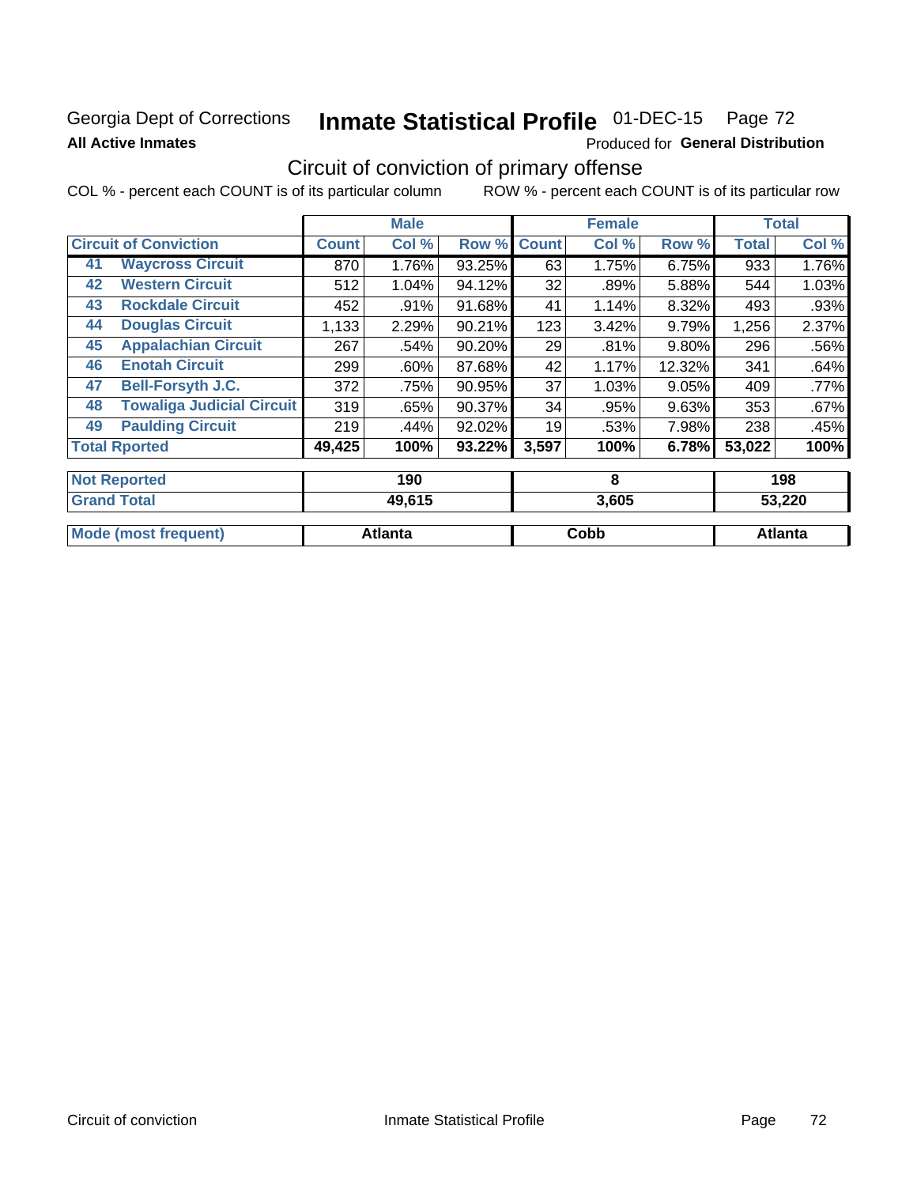Georgia Dept of Corrections **Inmate Statistical Profile** 01-DEC-15 Page 72

**All Active Inmates**

Produced for **General Distribution**

## Circuit of conviction of primary offense

COL % - percent each COUNT is of its particular column ROW % - percent each COUNT is of its particular row

| Circuit of Conviction | | Male | | | Female | | | Total | |
|---|---|---|---|---|---|---|---|---|---|
| | | Count | Col % | Row % | Count | Col % | Row % | Total | Col % |
| 41 | Waycross Circuit | 870 | 1.76% | 93.25% | 63 | 1.75% | 6.75% | 933 | 1.76% |
| 42 | Western Circuit | 512 | 1.04% | 94.12% | 32 | .89% | 5.88% | 544 | 1.03% |
| 43 | Rockdale Circuit | 452 | .91% | 91.68% | 41 | 1.14% | 8.32% | 493 | .93% |
| 44 | Douglas Circuit | 1,133 | 2.29% | 90.21% | 123 | 3.42% | 9.79% | 1,256 | 2.37% |
| 45 | Appalachian Circuit | 267 | .54% | 90.20% | 29 | .81% | 9.80% | 296 | .56% |
| 46 | Enotah Circuit | 299 | .60% | 87.68% | 42 | 1.17% | 12.32% | 341 | .64% |
| 47 | Bell-Forsyth J.C. | 372 | .75% | 90.95% | 37 | 1.03% | 9.05% | 409 | .77% |
| 48 | Towaliga Judicial Circuit | 319 | .65% | 90.37% | 34 | .95% | 9.63% | 353 | .67% |
| 49 | Paulding Circuit | 219 | .44% | 92.02% | 19 | .53% | 7.98% | 238 | .45% |
| Total Rported | | 49,425 | 100% | 93.22% | 3,597 | 100% | 6.78% | 53,022 | 100% |
| Not Reported | | 190 | | | 8 | | | 198 | |
| Grand Total | | 49,615 | | | 3,605 | | | 53,220 | |
| Mode (most frequent) | | Atlanta | | | Cobb | | | Atlanta | |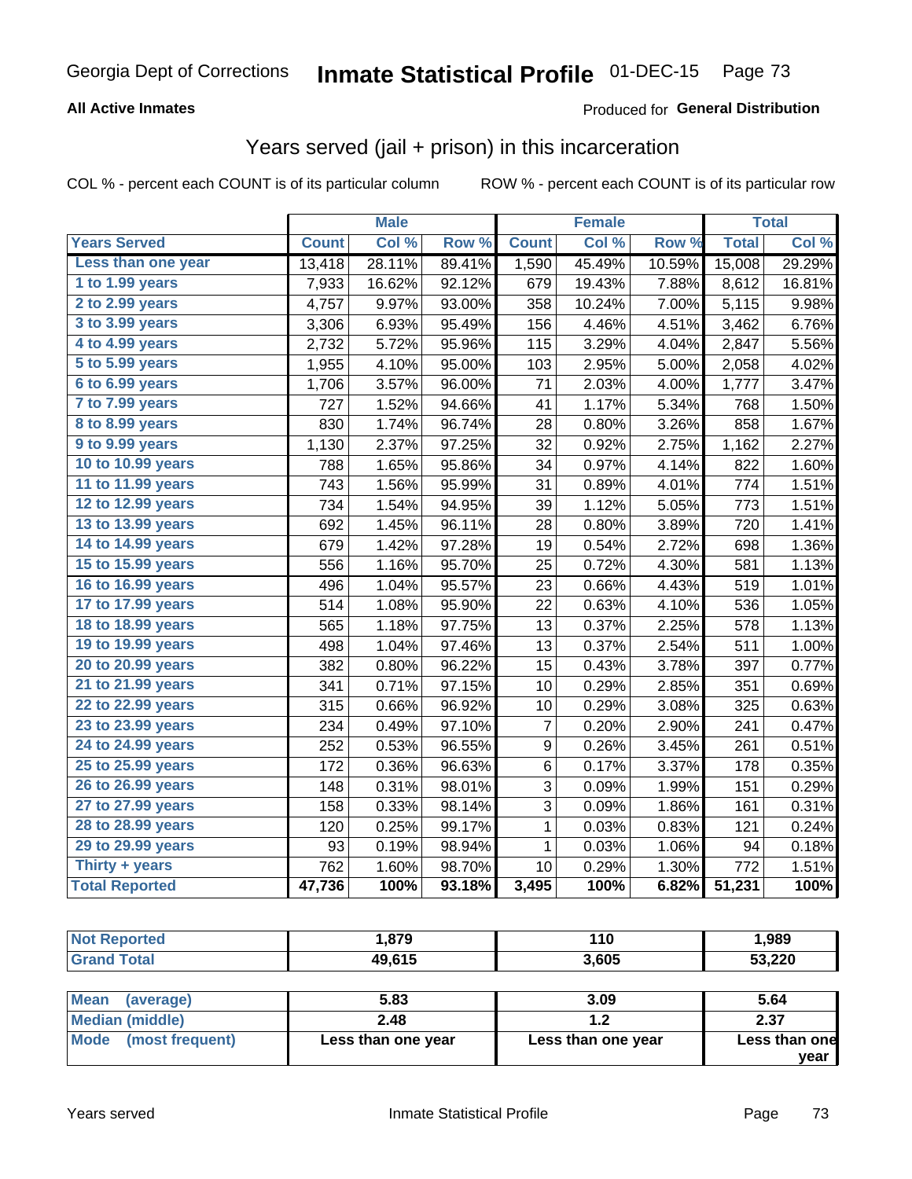Georgia Dept of Corrections **Inmate Statistical Profile** 01-DEC-15

**All Active Inmates** Produced for **General Distribution**

## Years served (jail + prison) in this incarceration

COL % - percent each COUNT is of its particular column    ROW % - percent each COUNT is of its particular row

| | Male | | | Female | | | Total | |
|---|---|---|---|---|---|---|---|---|
| **Years Served** | **Count** | **Col %** | **Row %** | **Count** | **Col %** | **Row %** | **Total** | **Col %** |
| Less than one year | 13,418 | 28.11% | 89.41% | 1,590 | 45.49% | 10.59% | 15,008 | 29.29% |
| 1 to 1.99 years | 7,933 | 16.62% | 92.12% | 679 | 19.43% | 7.88% | 8,612 | 16.81% |
| 2 to 2.99 years | 4,757 | 9.97% | 93.00% | 358 | 10.24% | 7.00% | 5,115 | 9.98% |
| 3 to 3.99 years | 3,306 | 6.93% | 95.49% | 156 | 4.46% | 4.51% | 3,462 | 6.76% |
| 4 to 4.99 years | 2,732 | 5.72% | 95.96% | 115 | 3.29% | 4.04% | 2,847 | 5.56% |
| 5 to 5.99 years | 1,955 | 4.10% | 95.00% | 103 | 2.95% | 5.00% | 2,058 | 4.02% |
| 6 to 6.99 years | 1,706 | 3.57% | 96.00% | 71 | 2.03% | 4.00% | 1,777 | 3.47% |
| 7 to 7.99 years | 727 | 1.52% | 94.66% | 41 | 1.17% | 5.34% | 768 | 1.50% |
| 8 to 8.99 years | 830 | 1.74% | 96.74% | 28 | 0.80% | 3.26% | 858 | 1.67% |
| 9 to 9.99 years | 1,130 | 2.37% | 97.25% | 32 | 0.92% | 2.75% | 1,162 | 2.27% |
| 10 to 10.99 years | 788 | 1.65% | 95.86% | 34 | 0.97% | 4.14% | 822 | 1.60% |
| 11 to 11.99 years | 743 | 1.56% | 95.99% | 31 | 0.89% | 4.01% | 774 | 1.51% |
| 12 to 12.99 years | 734 | 1.54% | 94.95% | 39 | 1.12% | 5.05% | 773 | 1.51% |
| 13 to 13.99 years | 692 | 1.45% | 96.11% | 28 | 0.80% | 3.89% | 720 | 1.41% |
| 14 to 14.99 years | 679 | 1.42% | 97.28% | 19 | 0.54% | 2.72% | 698 | 1.36% |
| 15 to 15.99 years | 556 | 1.16% | 95.70% | 25 | 0.72% | 4.30% | 581 | 1.13% |
| 16 to 16.99 years | 496 | 1.04% | 95.57% | 23 | 0.66% | 4.43% | 519 | 1.01% |
| 17 to 17.99 years | 514 | 1.08% | 95.90% | 22 | 0.63% | 4.10% | 536 | 1.05% |
| 18 to 18.99 years | 565 | 1.18% | 97.75% | 13 | 0.37% | 2.25% | 578 | 1.13% |
| 19 to 19.99 years | 498 | 1.04% | 97.46% | 13 | 0.37% | 2.54% | 511 | 1.00% |
| 20 to 20.99 years | 382 | 0.80% | 96.22% | 15 | 0.43% | 3.78% | 397 | 0.77% |
| 21 to 21.99 years | 341 | 0.71% | 97.15% | 10 | 0.29% | 2.85% | 351 | 0.69% |
| 22 to 22.99 years | 315 | 0.66% | 96.92% | 10 | 0.29% | 3.08% | 325 | 0.63% |
| 23 to 23.99 years | 234 | 0.49% | 97.10% | 7 | 0.20% | 2.90% | 241 | 0.47% |
| 24 to 24.99 years | 252 | 0.53% | 96.55% | 9 | 0.26% | 3.45% | 261 | 0.51% |
| 25 to 25.99 years | 172 | 0.36% | 96.63% | 6 | 0.17% | 3.37% | 178 | 0.35% |
| 26 to 26.99 years | 148 | 0.31% | 98.01% | 3 | 0.09% | 1.99% | 151 | 0.29% |
| 27 to 27.99 years | 158 | 0.33% | 98.14% | 3 | 0.09% | 1.86% | 161 | 0.31% |
| 28 to 28.99 years | 120 | 0.25% | 99.17% | 1 | 0.03% | 0.83% | 121 | 0.24% |
| 29 to 29.99 years | 93 | 0.19% | 98.94% | 1 | 0.03% | 1.06% | 94 | 0.18% |
| Thirty + years | 762 | 1.60% | 98.70% | 10 | 0.29% | 1.30% | 772 | 1.51% |
| **Total Reported** | **47,736** | **100%** | **93.18%** | **3,495** | **100%** | **6.82%** | **51,231** | **100%** |

| | Male | Female | Total |
|---|---|---|---|
| Not Reported | 1,879 | 110 | 1,989 |
| Grand Total | 49,615 | 3,605 | 53,220 |

| | Male | Female | Total |
|---|---|---|---|
| Mean (average) | 5.83 | 3.09 | 5.64 |
| Median (middle) | 2.48 | 1.2 | 2.37 |
| Mode (most frequent) | Less than one year | Less than one year | Less than one year |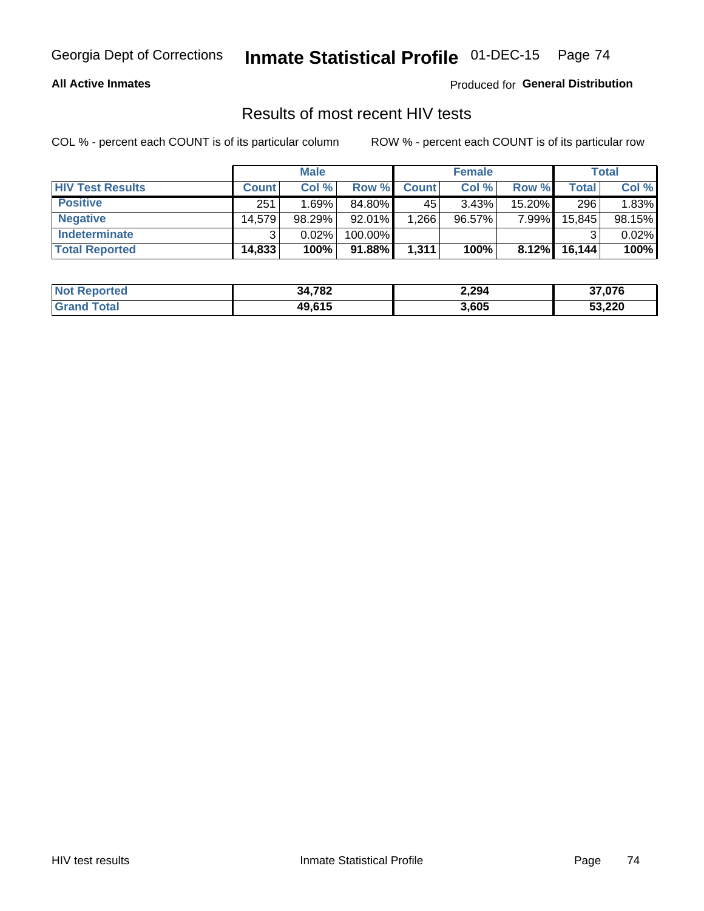# Results of most recent HIV tests

COL % - percent each COUNT is of its particular column

ROW % - percent each COUNT is of its particular row

| | Male | | | Female | | | Total | |
|---|---|---|---|---|---|---|---|---|
| **HIV Test Results** | **Count** | **Col %** | **Row %** | **Count** | **Col %** | **Row %** | **Total** | **Col %** |
| **Positive** | 251 | 1.69% | 84.80% | 45 | 3.43% | 15.20% | 296 | 1.83% |
| **Negative** | 14,579 | 98.29% | 92.01% | 1,266 | 96.57% | 7.99% | 15,845 | 98.15% |
| **Indeterminate** | 3 | 0.02% | 100.00% | | | | 3 | 0.02% |
| **Total Reported** | **14,833** | **100%** | **91.88%** | **1,311** | **100%** | **8.12%** | **16,144** | **100%** |

| | Male | Female | Total |
|---|---|---|---|
| **Not Reported** | **34,782** | **2,294** | **37,076** |
| **Grand Total** | **49,615** | **3,605** | **53,220** |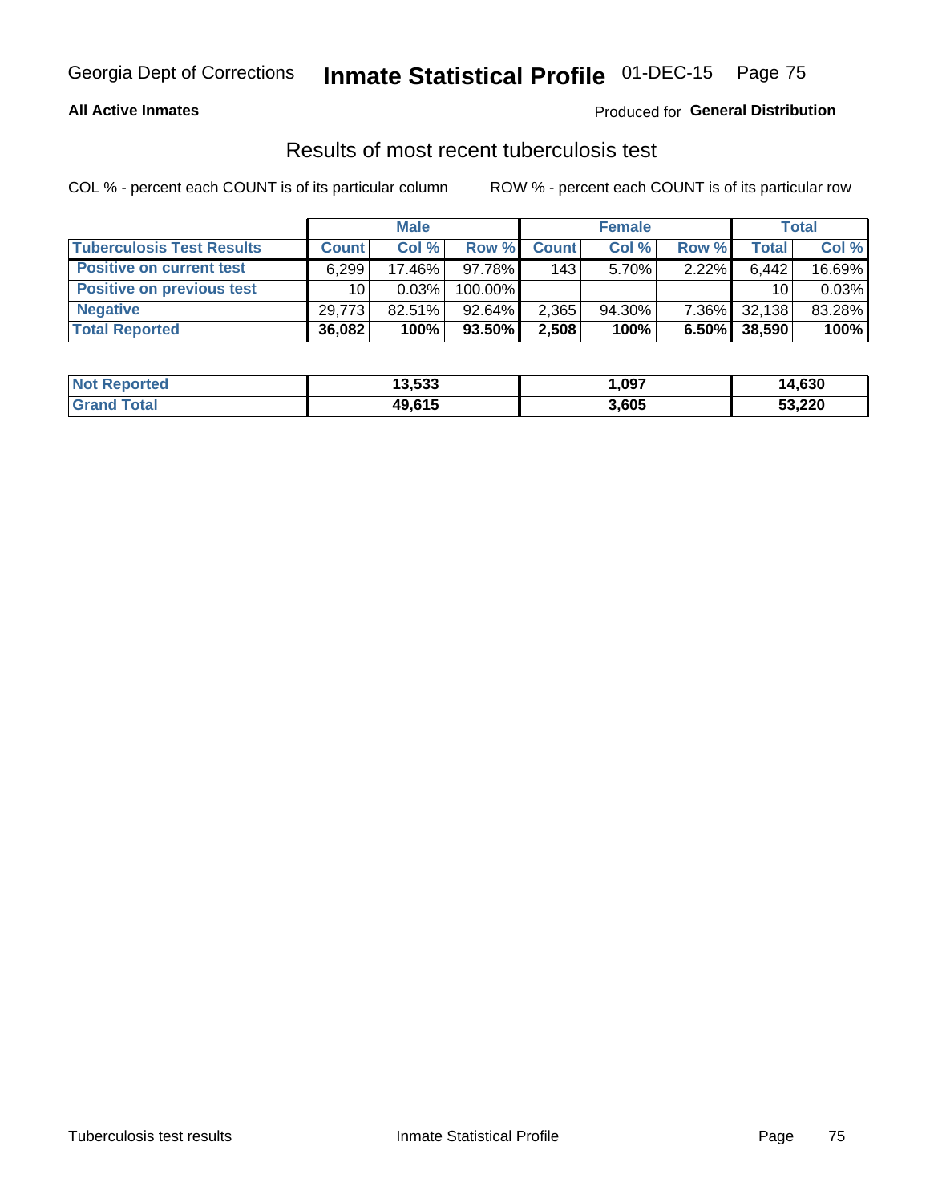**All Active Inmates**

Produced for **General Distribution**

## Results of most recent tuberculosis test

COL % - percent each COUNT is of its particular column

ROW % - percent each COUNT is of its particular row

| | Male | | | Female | | | Total | |
|---|---|---|---|---|---|---|---|---|
| **Tuberculosis Test Results** | **Count** | **Col %** | **Row %** | **Count** | **Col %** | **Row %** | **Total** | **Col %** |
| **Positive on current test** | 6,299 | 17.46% | 97.78% | 143 | 5.70% | 2.22% | 6,442 | 16.69% |
| **Positive on previous test** | 10 | 0.03% | 100.00% | | | | 10 | 0.03% |
| **Negative** | 29,773 | 82.51% | 92.64% | 2,365 | 94.30% | 7.36% | 32,138 | 83.28% |
| **Total Reported** | **36,082** | **100%** | **93.50%** | **2,508** | **100%** | **6.50%** | **38,590** | **100%** |

| | Male | Female | Total |
|---|---|---|---|
| **Not Reported** | **13,533** | **1,097** | **14,630** |
| **Grand Total** | **49,615** | **3,605** | **53,220** |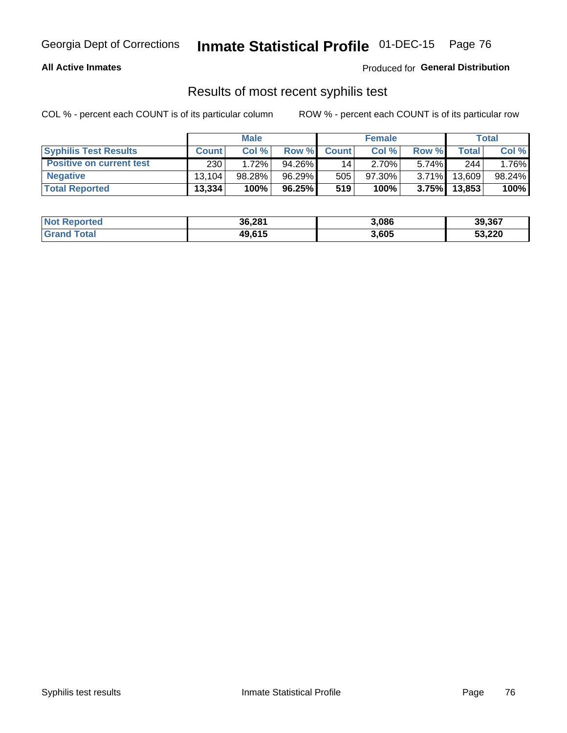**All Active Inmates**

Produced for **General Distribution**

## Results of most recent syphilis test

COL % - percent each COUNT is of its particular column

ROW % - percent each COUNT is of its particular row

| | Male | | | Female | | | Total | |
|---|---|---|---|---|---|---|---|---|
| **Syphilis Test Results** | **Count** | **Col %** | **Row %** | **Count** | **Col %** | **Row %** | **Total** | **Col %** |
| **Positive on current test** | 230 | 1.72% | 94.26% | 14 | 2.70% | 5.74% | 244 | 1.76% |
| **Negative** | 13,104 | 98.28% | 96.29% | 505 | 97.30% | 3.71% | 13,609 | 98.24% |
| **Total Reported** | **13,334** | **100%** | **96.25%** | **519** | **100%** | **3.75%** | **13,853** | **100%** |

| | | | |
|---|---|---|---|
| **Not Reported** | **36,281** | **3,086** | **39,367** |
| **Grand Total** | **49,615** | **3,605** | **53,220** |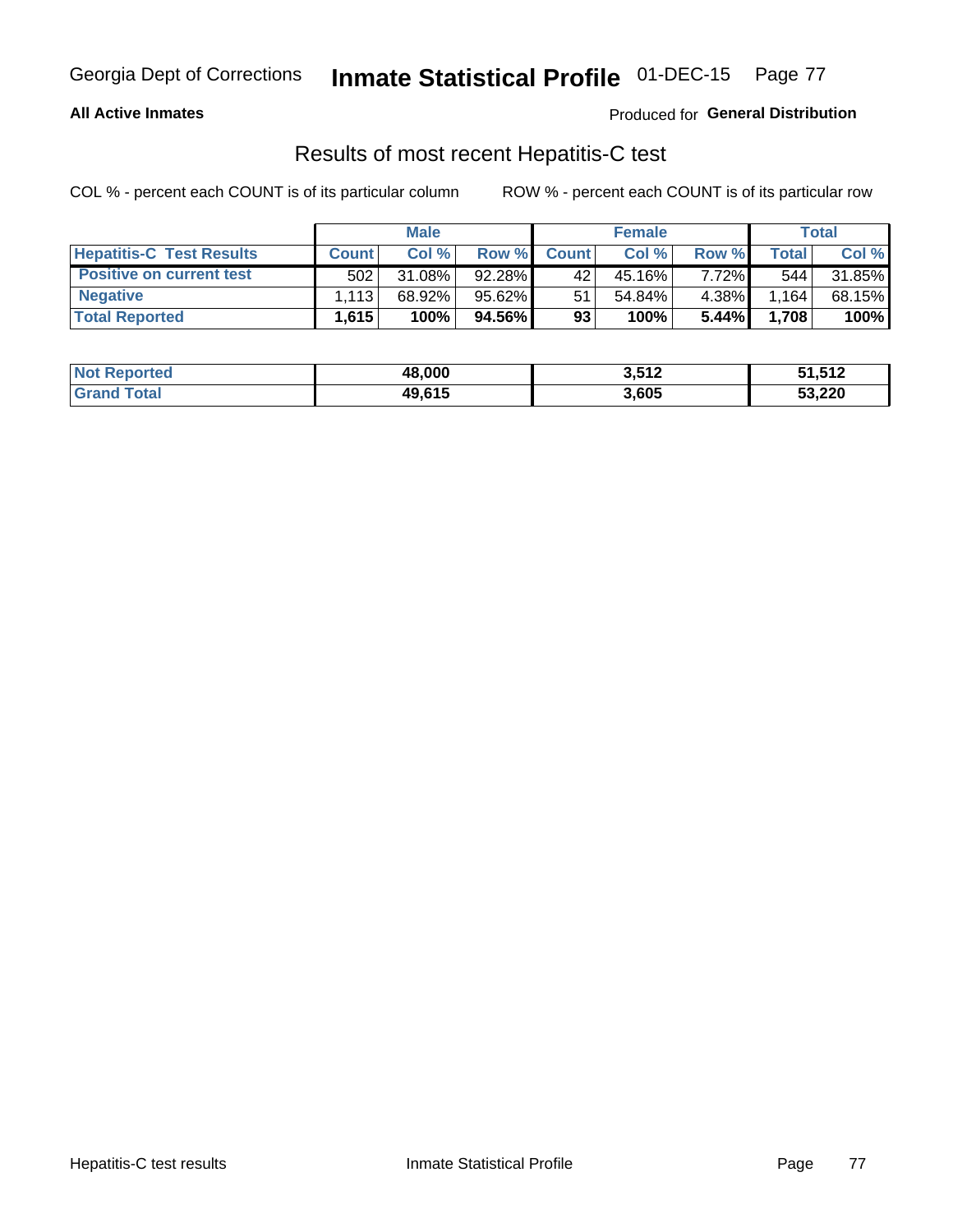Georgia Dept of Corrections **Inmate Statistical Profile** 01-DEC-15

**All Active Inmates**

Produced for **General Distribution**

## Results of most recent Hepatitis-C test

COL % - percent each COUNT is of its particular column

ROW % - percent each COUNT is of its particular row

| | Male | | | Female | | | Total | |
|---|---|---|---|---|---|---|---|---|
| **Hepatitis-C Test Results** | **Count** | **Col %** | **Row %** | **Count** | **Col %** | **Row %** | **Total** | **Col %** |
| **Positive on current test** | 502 | 31.08% | 92.28% | 42 | 45.16% | 7.72% | 544 | 31.85% |
| **Negative** | 1,113 | 68.92% | 95.62% | 51 | 54.84% | 4.38% | 1,164 | 68.15% |
| **Total Reported** | **1,615** | **100%** | **94.56%** | **93** | **100%** | **5.44%** | **1,708** | **100%** |

| | Male | Female | Total |
|---|---|---|---|
| **Not Reported** | **48,000** | **3,512** | **51,512** |
| **Grand Total** | **49,615** | **3,605** | **53,220** |